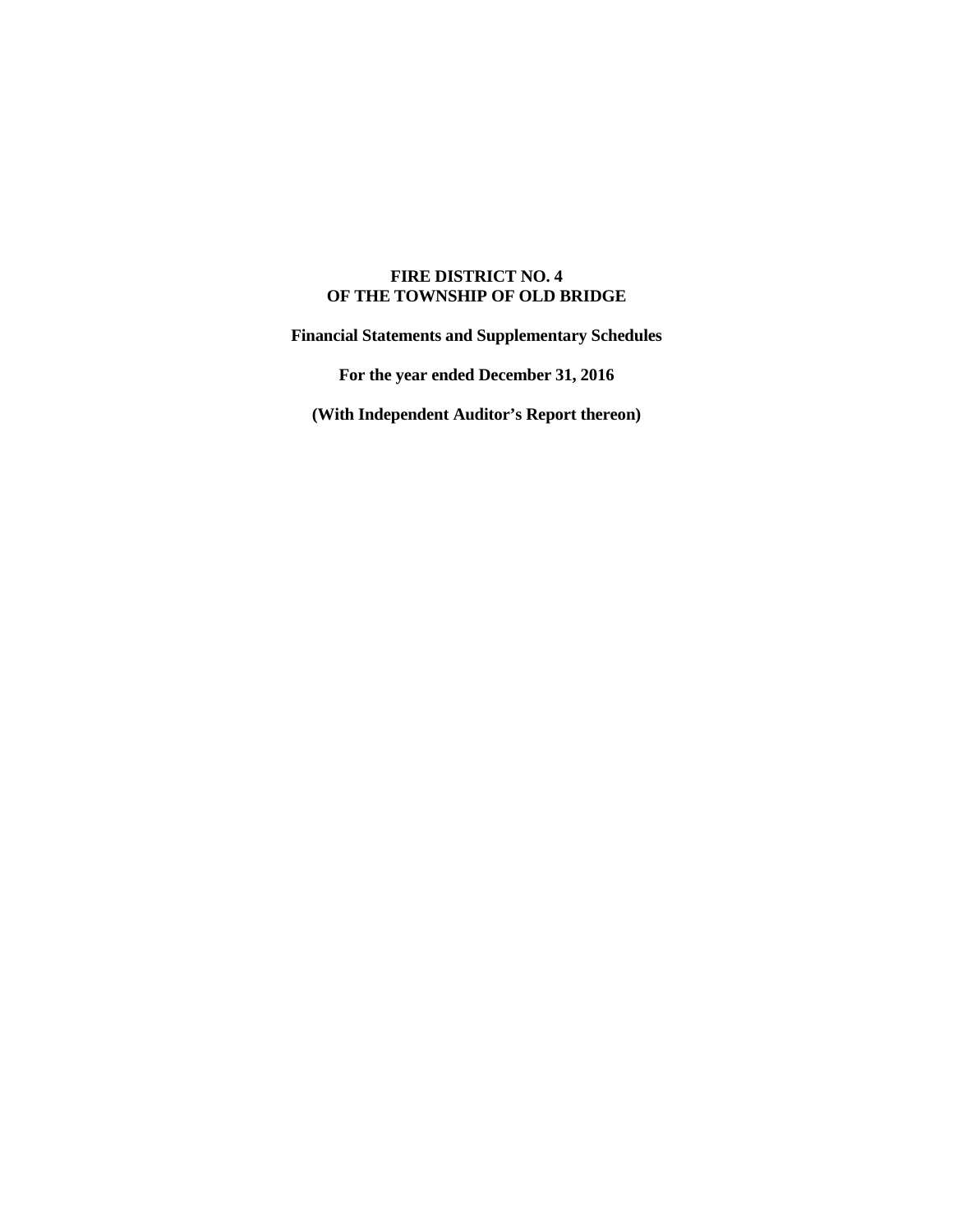**FIRE DISTRICT NO. 4**
**OF THE TOWNSHIP OF OLD BRIDGE**

**Financial Statements and Supplementary Schedules**

**For the year ended December 31, 2016**

**(With Independent Auditor's Report thereon)**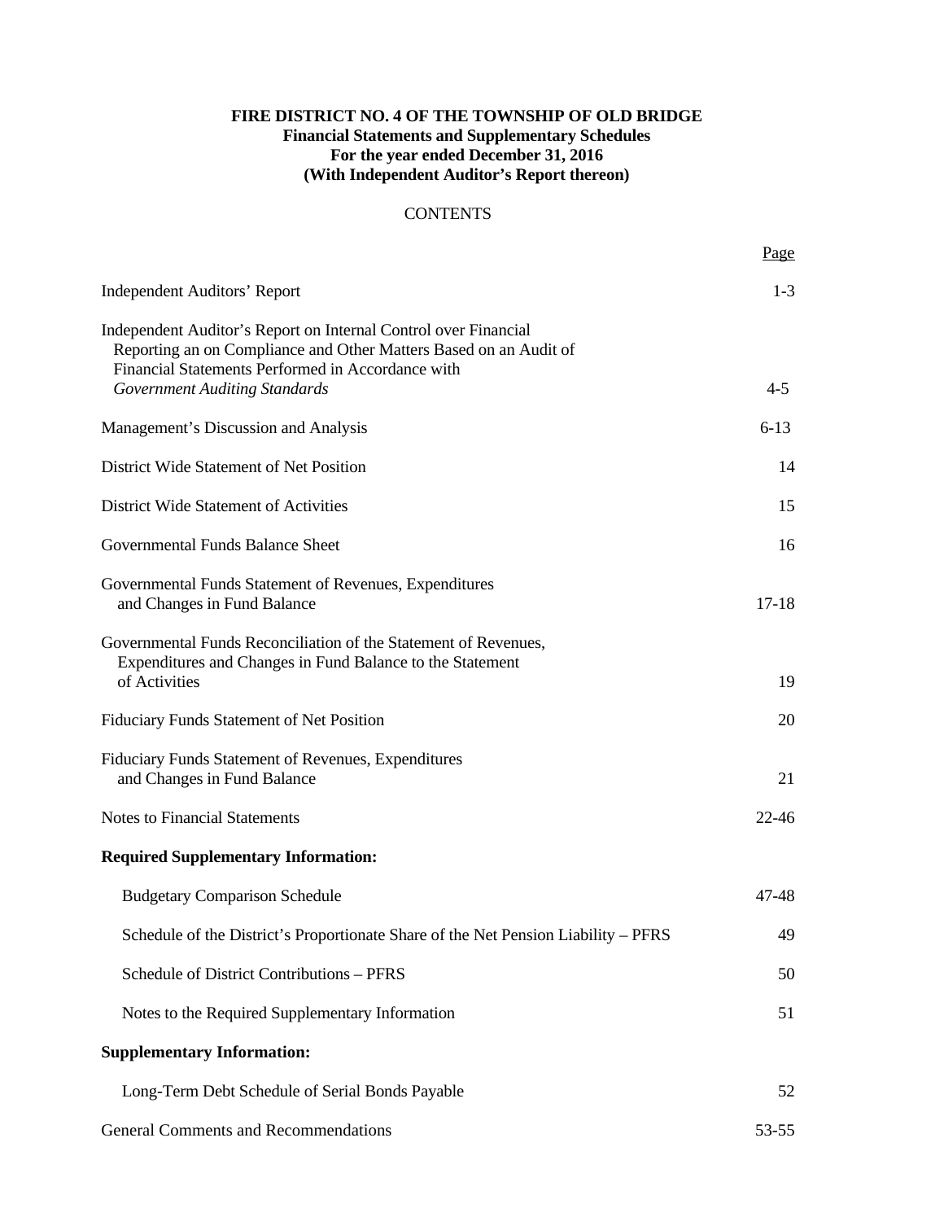**FIRE DISTRICT NO. 4 OF THE TOWNSHIP OF OLD BRIDGE**
**Financial Statements and Supplementary Schedules**
**For the year ended December 31, 2016**
**(With Independent Auditor's Report thereon)**

CONTENTS

| | Page |
|---|---|
| Independent Auditors' Report | 1-3 |
| Independent Auditor's Report on Internal Control over Financial Reporting an on Compliance and Other Matters Based on an Audit of Financial Statements Performed in Accordance with *Government Auditing Standards* | 4-5 |
| Management's Discussion and Analysis | 6-13 |
| District Wide Statement of Net Position | 14 |
| District Wide Statement of Activities | 15 |
| Governmental Funds Balance Sheet | 16 |
| Governmental Funds Statement of Revenues, Expenditures and Changes in Fund Balance | 17-18 |
| Governmental Funds Reconciliation of the Statement of Revenues, Expenditures and Changes in Fund Balance to the Statement of Activities | 19 |
| Fiduciary Funds Statement of Net Position | 20 |
| Fiduciary Funds Statement of Revenues, Expenditures and Changes in Fund Balance | 21 |
| Notes to Financial Statements | 22-46 |
| **Required Supplementary Information:** | |
| Budgetary Comparison Schedule | 47-48 |
| Schedule of the District's Proportionate Share of the Net Pension Liability – PFRS | 49 |
| Schedule of District Contributions – PFRS | 50 |
| Notes to the Required Supplementary Information | 51 |
| **Supplementary Information:** | |
| Long-Term Debt Schedule of Serial Bonds Payable | 52 |
| General Comments and Recommendations | 53-55 |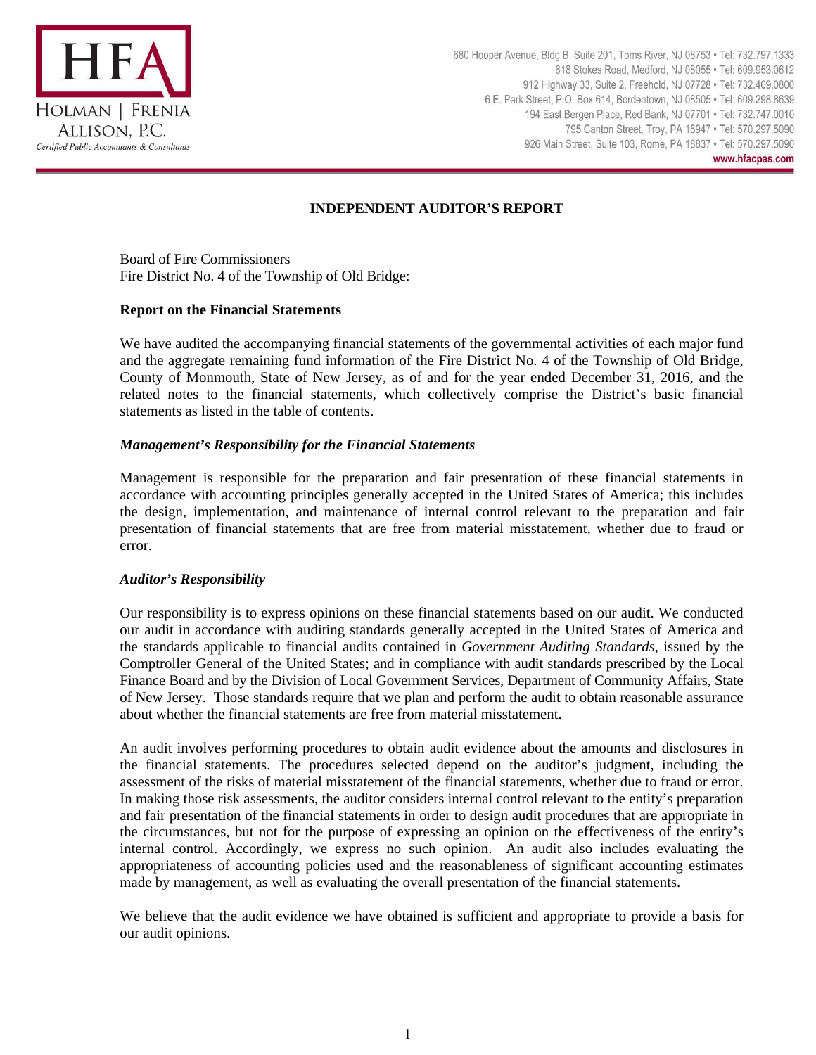HFA

HOLMAN | FRENIA ALLISON, P.C.

*Certified Public Accountants & Consultants*

680 Hooper Avenue, Bldg B, Suite 201, Toms River, NJ 08753 • Tel: 732.797.1333
618 Stokes Road, Medford, NJ 08055 • Tel: 609.953.0612
912 Highway 33, Suite 2, Freehold, NJ 07728 • Tel: 732.409.0800
6 E. Park Street, P.O. Box 614, Bordentown, NJ 08505 • Tel: 609.298.8639
194 East Bergen Place, Red Bank, NJ 07701 • Tel: 732.747.0010
795 Canton Street, Troy, PA 16947 • Tel: 570.297.5090
926 Main Street, Suite 103, Rome, PA 18837 • Tel: 570.297.5090
**www.hfacpas.com**

## INDEPENDENT AUDITOR'S REPORT

Board of Fire Commissioners
Fire District No. 4 of the Township of Old Bridge:

### Report on the Financial Statements

We have audited the accompanying financial statements of the governmental activities of each major fund and the aggregate remaining fund information of the Fire District No. 4 of the Township of Old Bridge, County of Monmouth, State of New Jersey, as of and for the year ended December 31, 2016, and the related notes to the financial statements, which collectively comprise the District's basic financial statements as listed in the table of contents.

### *Management's Responsibility for the Financial Statements*

Management is responsible for the preparation and fair presentation of these financial statements in accordance with accounting principles generally accepted in the United States of America; this includes the design, implementation, and maintenance of internal control relevant to the preparation and fair presentation of financial statements that are free from material misstatement, whether due to fraud or error.

### *Auditor's Responsibility*

Our responsibility is to express opinions on these financial statements based on our audit. We conducted our audit in accordance with auditing standards generally accepted in the United States of America and the standards applicable to financial audits contained in *Government Auditing Standards,* issued by the Comptroller General of the United States; and in compliance with audit standards prescribed by the Local Finance Board and by the Division of Local Government Services, Department of Community Affairs, State of New Jersey. Those standards require that we plan and perform the audit to obtain reasonable assurance about whether the financial statements are free from material misstatement.

An audit involves performing procedures to obtain audit evidence about the amounts and disclosures in the financial statements. The procedures selected depend on the auditor's judgment, including the assessment of the risks of material misstatement of the financial statements, whether due to fraud or error. In making those risk assessments, the auditor considers internal control relevant to the entity's preparation and fair presentation of the financial statements in order to design audit procedures that are appropriate in the circumstances, but not for the purpose of expressing an opinion on the effectiveness of the entity's internal control. Accordingly, we express no such opinion. An audit also includes evaluating the appropriateness of accounting policies used and the reasonableness of significant accounting estimates made by management, as well as evaluating the overall presentation of the financial statements.

We believe that the audit evidence we have obtained is sufficient and appropriate to provide a basis for our audit opinions.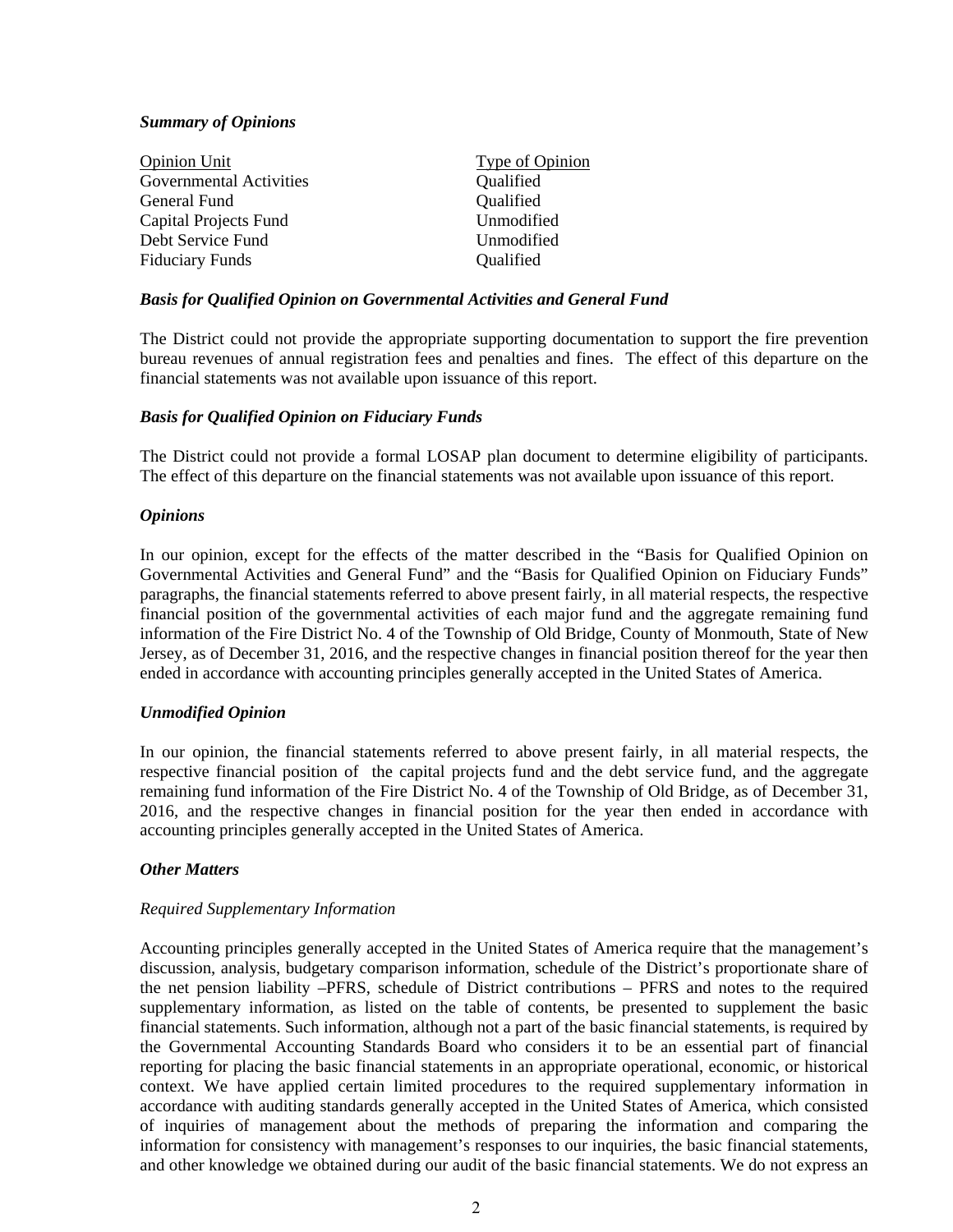***Summary of Opinions***

| Opinion Unit | Type of Opinion |
| --- | --- |
| Governmental Activities | Qualified |
| General Fund | Qualified |
| Capital Projects Fund | Unmodified |
| Debt Service Fund | Unmodified |
| Fiduciary Funds | Qualified |

***Basis for Qualified Opinion on Governmental Activities and General Fund***

The District could not provide the appropriate supporting documentation to support the fire prevention bureau revenues of annual registration fees and penalties and fines. The effect of this departure on the financial statements was not available upon issuance of this report.

***Basis for Qualified Opinion on Fiduciary Funds***

The District could not provide a formal LOSAP plan document to determine eligibility of participants. The effect of this departure on the financial statements was not available upon issuance of this report.

***Opinions***

In our opinion, except for the effects of the matter described in the "Basis for Qualified Opinion on Governmental Activities and General Fund" and the "Basis for Qualified Opinion on Fiduciary Funds" paragraphs, the financial statements referred to above present fairly, in all material respects, the respective financial position of the governmental activities of each major fund and the aggregate remaining fund information of the Fire District No. 4 of the Township of Old Bridge, County of Monmouth, State of New Jersey, as of December 31, 2016, and the respective changes in financial position thereof for the year then ended in accordance with accounting principles generally accepted in the United States of America.

***Unmodified Opinion***

In our opinion, the financial statements referred to above present fairly, in all material respects, the respective financial position of the capital projects fund and the debt service fund, and the aggregate remaining fund information of the Fire District No. 4 of the Township of Old Bridge, as of December 31, 2016, and the respective changes in financial position for the year then ended in accordance with accounting principles generally accepted in the United States of America.

***Other Matters***

*Required Supplementary Information*

Accounting principles generally accepted in the United States of America require that the management's discussion, analysis, budgetary comparison information, schedule of the District's proportionate share of the net pension liability –PFRS, schedule of District contributions – PFRS and notes to the required supplementary information, as listed on the table of contents, be presented to supplement the basic financial statements. Such information, although not a part of the basic financial statements, is required by the Governmental Accounting Standards Board who considers it to be an essential part of financial reporting for placing the basic financial statements in an appropriate operational, economic, or historical context. We have applied certain limited procedures to the required supplementary information in accordance with auditing standards generally accepted in the United States of America, which consisted of inquiries of management about the methods of preparing the information and comparing the information for consistency with management's responses to our inquiries, the basic financial statements, and other knowledge we obtained during our audit of the basic financial statements. We do not express an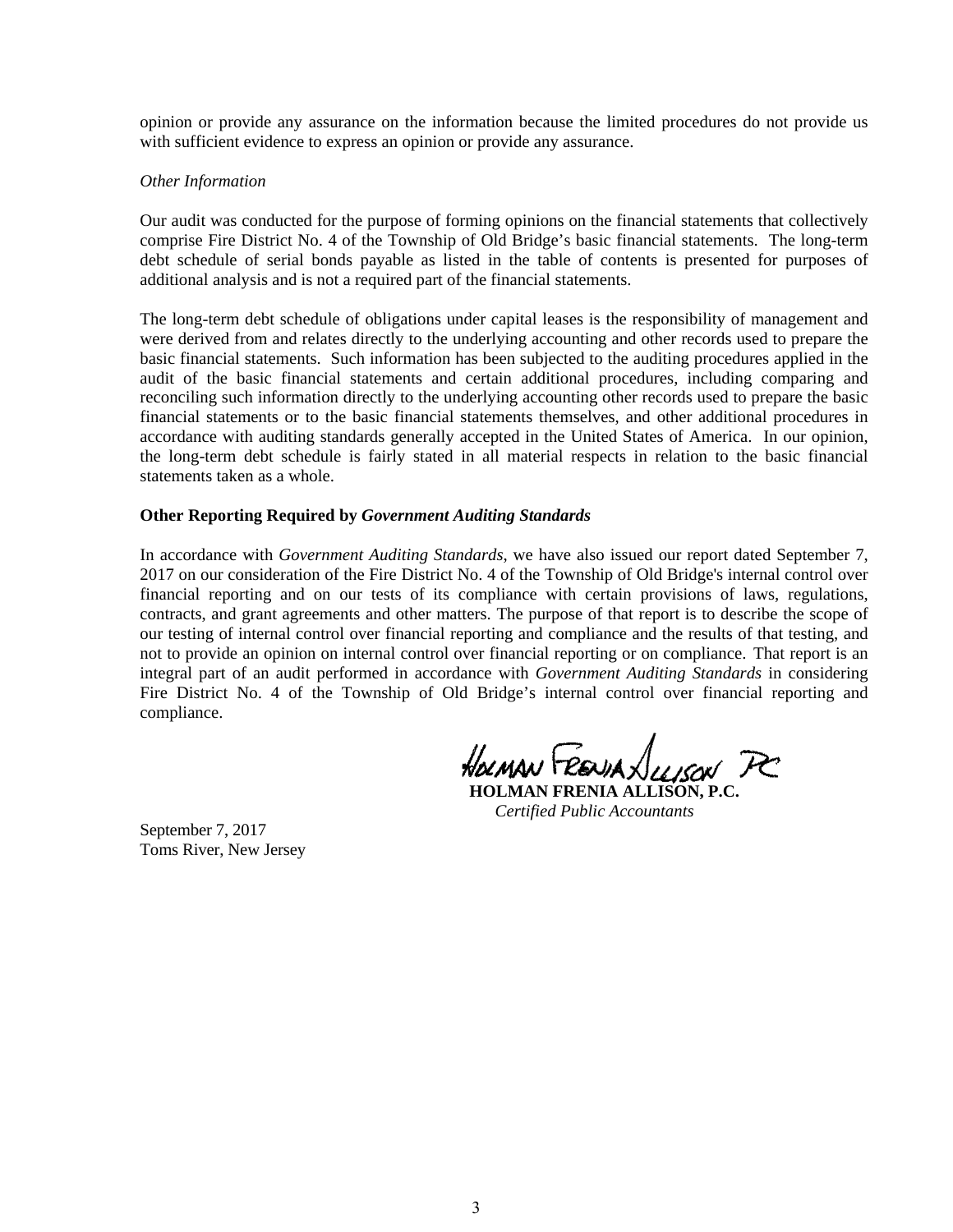opinion or provide any assurance on the information because the limited procedures do not provide us with sufficient evidence to express an opinion or provide any assurance.

*Other Information*

Our audit was conducted for the purpose of forming opinions on the financial statements that collectively comprise Fire District No. 4 of the Township of Old Bridge's basic financial statements. The long-term debt schedule of serial bonds payable as listed in the table of contents is presented for purposes of additional analysis and is not a required part of the financial statements.

The long-term debt schedule of obligations under capital leases is the responsibility of management and were derived from and relates directly to the underlying accounting and other records used to prepare the basic financial statements. Such information has been subjected to the auditing procedures applied in the audit of the basic financial statements and certain additional procedures, including comparing and reconciling such information directly to the underlying accounting other records used to prepare the basic financial statements or to the basic financial statements themselves, and other additional procedures in accordance with auditing standards generally accepted in the United States of America. In our opinion, the long-term debt schedule is fairly stated in all material respects in relation to the basic financial statements taken as a whole.

**Other Reporting Required by *Government Auditing Standards***

In accordance with *Government Auditing Standards*, we have also issued our report dated September 7, 2017 on our consideration of the Fire District No. 4 of the Township of Old Bridge's internal control over financial reporting and on our tests of its compliance with certain provisions of laws, regulations, contracts, and grant agreements and other matters. The purpose of that report is to describe the scope of our testing of internal control over financial reporting and compliance and the results of that testing, and not to provide an opinion on internal control over financial reporting or on compliance. That report is an integral part of an audit performed in accordance with *Government Auditing Standards* in considering Fire District No. 4 of the Township of Old Bridge's internal control over financial reporting and compliance.

Holman Frenia Allison PC

**HOLMAN FRENIA ALLISON, P.C.**
*Certified Public Accountants*

September 7, 2017
Toms River, New Jersey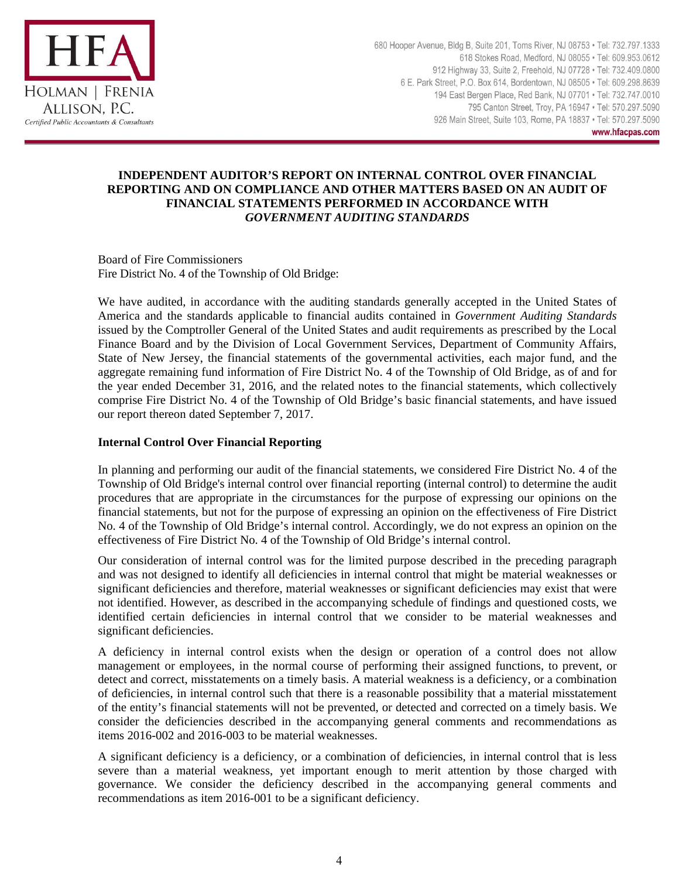# INDEPENDENT AUDITOR'S REPORT ON INTERNAL CONTROL OVER FINANCIAL REPORTING AND ON COMPLIANCE AND OTHER MATTERS BASED ON AN AUDIT OF FINANCIAL STATEMENTS PERFORMED IN ACCORDANCE WITH *GOVERNMENT AUDITING STANDARDS*

Board of Fire Commissioners
Fire District No. 4 of the Township of Old Bridge:

We have audited, in accordance with the auditing standards generally accepted in the United States of America and the standards applicable to financial audits contained in *Government Auditing Standards* issued by the Comptroller General of the United States and audit requirements as prescribed by the Local Finance Board and by the Division of Local Government Services, Department of Community Affairs, State of New Jersey, the financial statements of the governmental activities, each major fund, and the aggregate remaining fund information of Fire District No. 4 of the Township of Old Bridge, as of and for the year ended December 31, 2016, and the related notes to the financial statements, which collectively comprise Fire District No. 4 of the Township of Old Bridge's basic financial statements, and have issued our report thereon dated September 7, 2017.

## Internal Control Over Financial Reporting

In planning and performing our audit of the financial statements, we considered Fire District No. 4 of the Township of Old Bridge's internal control over financial reporting (internal control) to determine the audit procedures that are appropriate in the circumstances for the purpose of expressing our opinions on the financial statements, but not for the purpose of expressing an opinion on the effectiveness of Fire District No. 4 of the Township of Old Bridge's internal control. Accordingly, we do not express an opinion on the effectiveness of Fire District No. 4 of the Township of Old Bridge's internal control.

Our consideration of internal control was for the limited purpose described in the preceding paragraph and was not designed to identify all deficiencies in internal control that might be material weaknesses or significant deficiencies and therefore, material weaknesses or significant deficiencies may exist that were not identified. However, as described in the accompanying schedule of findings and questioned costs, we identified certain deficiencies in internal control that we consider to be material weaknesses and significant deficiencies.

A deficiency in internal control exists when the design or operation of a control does not allow management or employees, in the normal course of performing their assigned functions, to prevent, or detect and correct, misstatements on a timely basis. A material weakness is a deficiency, or a combination of deficiencies, in internal control such that there is a reasonable possibility that a material misstatement of the entity's financial statements will not be prevented, or detected and corrected on a timely basis. We consider the deficiencies described in the accompanying general comments and recommendations as items 2016-002 and 2016-003 to be material weaknesses.

A significant deficiency is a deficiency, or a combination of deficiencies, in internal control that is less severe than a material weakness, yet important enough to merit attention by those charged with governance. We consider the deficiency described in the accompanying general comments and recommendations as item 2016-001 to be a significant deficiency.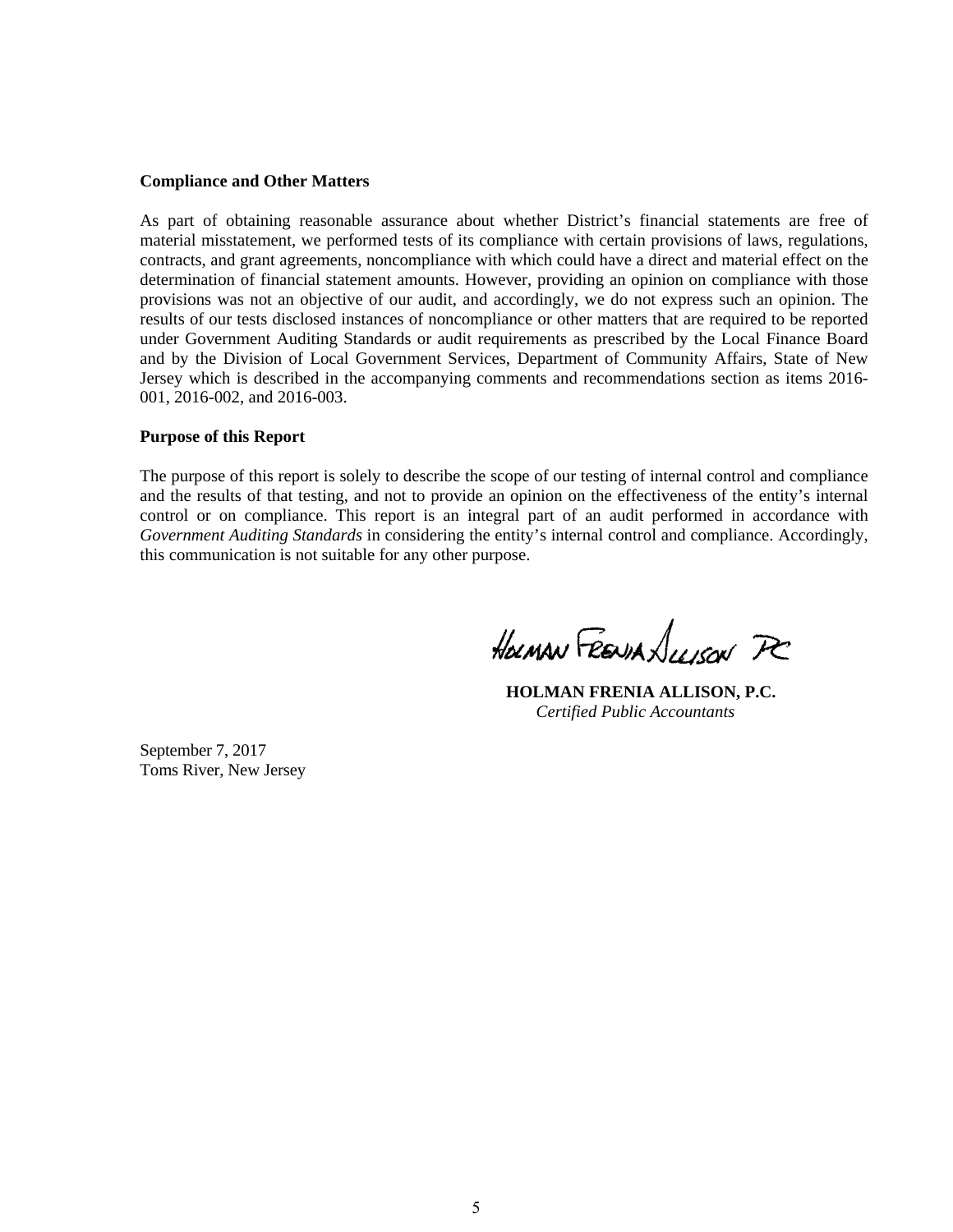**Compliance and Other Matters**

As part of obtaining reasonable assurance about whether District's financial statements are free of material misstatement, we performed tests of its compliance with certain provisions of laws, regulations, contracts, and grant agreements, noncompliance with which could have a direct and material effect on the determination of financial statement amounts. However, providing an opinion on compliance with those provisions was not an objective of our audit, and accordingly, we do not express such an opinion. The results of our tests disclosed instances of noncompliance or other matters that are required to be reported under Government Auditing Standards or audit requirements as prescribed by the Local Finance Board and by the Division of Local Government Services, Department of Community Affairs, State of New Jersey which is described in the accompanying comments and recommendations section as items 2016-001, 2016-002, and 2016-003.

**Purpose of this Report**

The purpose of this report is solely to describe the scope of our testing of internal control and compliance and the results of that testing, and not to provide an opinion on the effectiveness of the entity's internal control or on compliance. This report is an integral part of an audit performed in accordance with *Government Auditing Standards* in considering the entity's internal control and compliance. Accordingly, this communication is not suitable for any other purpose.

Holman Frenia Allison PC

**HOLMAN FRENIA ALLISON, P.C.**
*Certified Public Accountants*

September 7, 2017
Toms River, New Jersey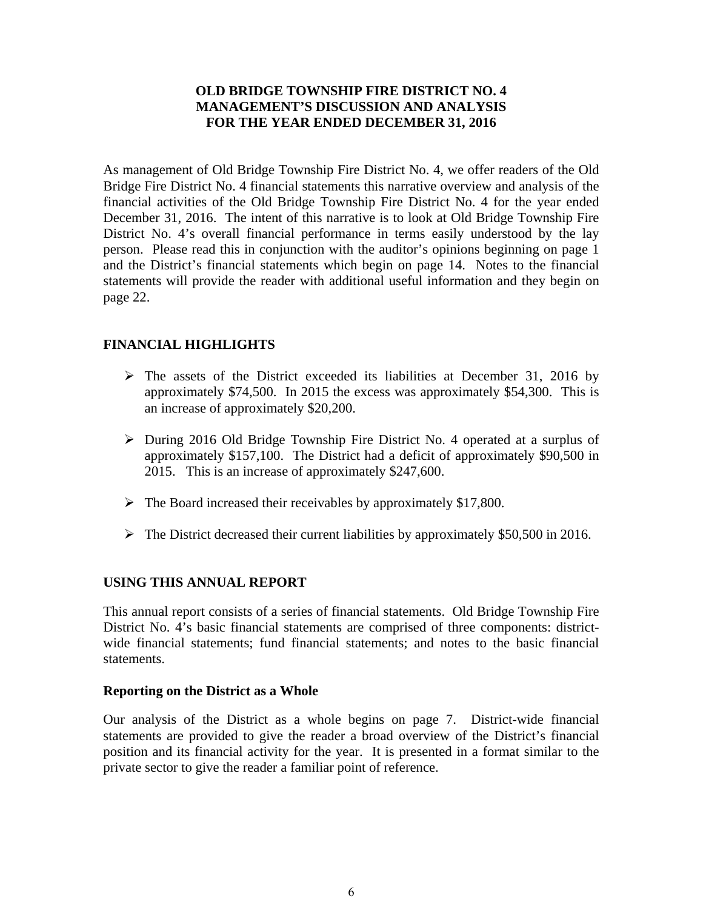# OLD BRIDGE TOWNSHIP FIRE DISTRICT NO. 4
# MANAGEMENT'S DISCUSSION AND ANALYSIS
# FOR THE YEAR ENDED DECEMBER 31, 2016

As management of Old Bridge Township Fire District No. 4, we offer readers of the Old Bridge Fire District No. 4 financial statements this narrative overview and analysis of the financial activities of the Old Bridge Township Fire District No. 4 for the year ended December 31, 2016. The intent of this narrative is to look at Old Bridge Township Fire District No. 4's overall financial performance in terms easily understood by the lay person. Please read this in conjunction with the auditor's opinions beginning on page 1 and the District's financial statements which begin on page 14. Notes to the financial statements will provide the reader with additional useful information and they begin on page 22.

## FINANCIAL HIGHLIGHTS

- The assets of the District exceeded its liabilities at December 31, 2016 by approximately $74,500. In 2015 the excess was approximately $54,300. This is an increase of approximately $20,200.
- During 2016 Old Bridge Township Fire District No. 4 operated at a surplus of approximately $157,100. The District had a deficit of approximately $90,500 in 2015. This is an increase of approximately $247,600.
- The Board increased their receivables by approximately $17,800.
- The District decreased their current liabilities by approximately $50,500 in 2016.

## USING THIS ANNUAL REPORT

This annual report consists of a series of financial statements. Old Bridge Township Fire District No. 4's basic financial statements are comprised of three components: district-wide financial statements; fund financial statements; and notes to the basic financial statements.

### Reporting on the District as a Whole

Our analysis of the District as a whole begins on page 7. District-wide financial statements are provided to give the reader a broad overview of the District's financial position and its financial activity for the year. It is presented in a format similar to the private sector to give the reader a familiar point of reference.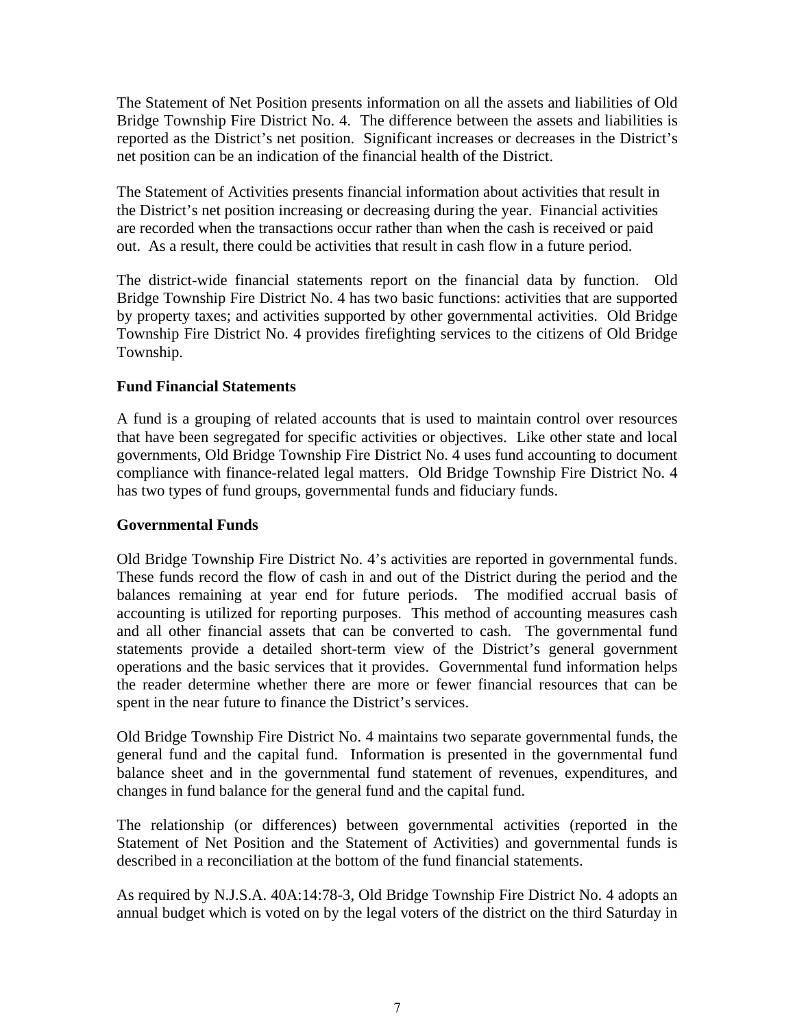The Statement of Net Position presents information on all the assets and liabilities of Old Bridge Township Fire District No. 4. The difference between the assets and liabilities is reported as the District's net position. Significant increases or decreases in the District's net position can be an indication of the financial health of the District.

The Statement of Activities presents financial information about activities that result in the District's net position increasing or decreasing during the year. Financial activities are recorded when the transactions occur rather than when the cash is received or paid out. As a result, there could be activities that result in cash flow in a future period.

The district-wide financial statements report on the financial data by function. Old Bridge Township Fire District No. 4 has two basic functions: activities that are supported by property taxes; and activities supported by other governmental activities. Old Bridge Township Fire District No. 4 provides firefighting services to the citizens of Old Bridge Township.

**Fund Financial Statements**

A fund is a grouping of related accounts that is used to maintain control over resources that have been segregated for specific activities or objectives. Like other state and local governments, Old Bridge Township Fire District No. 4 uses fund accounting to document compliance with finance-related legal matters. Old Bridge Township Fire District No. 4 has two types of fund groups, governmental funds and fiduciary funds.

**Governmental Funds**

Old Bridge Township Fire District No. 4's activities are reported in governmental funds. These funds record the flow of cash in and out of the District during the period and the balances remaining at year end for future periods. The modified accrual basis of accounting is utilized for reporting purposes. This method of accounting measures cash and all other financial assets that can be converted to cash. The governmental fund statements provide a detailed short-term view of the District's general government operations and the basic services that it provides. Governmental fund information helps the reader determine whether there are more or fewer financial resources that can be spent in the near future to finance the District's services.

Old Bridge Township Fire District No. 4 maintains two separate governmental funds, the general fund and the capital fund. Information is presented in the governmental fund balance sheet and in the governmental fund statement of revenues, expenditures, and changes in fund balance for the general fund and the capital fund.

The relationship (or differences) between governmental activities (reported in the Statement of Net Position and the Statement of Activities) and governmental funds is described in a reconciliation at the bottom of the fund financial statements.

As required by N.J.S.A. 40A:14:78-3, Old Bridge Township Fire District No. 4 adopts an annual budget which is voted on by the legal voters of the district on the third Saturday in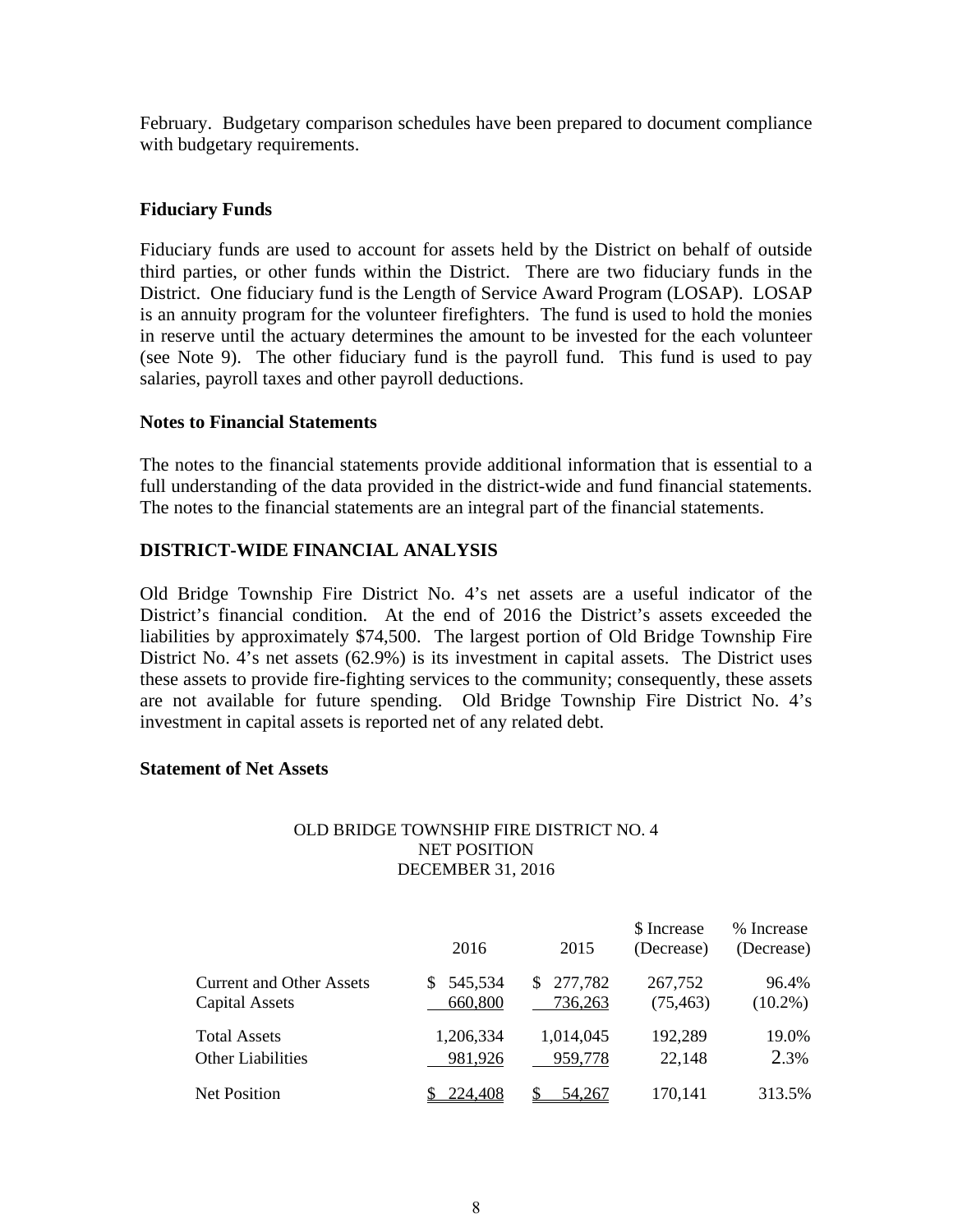February. Budgetary comparison schedules have been prepared to document compliance with budgetary requirements.

**Fiduciary Funds**

Fiduciary funds are used to account for assets held by the District on behalf of outside third parties, or other funds within the District. There are two fiduciary funds in the District. One fiduciary fund is the Length of Service Award Program (LOSAP). LOSAP is an annuity program for the volunteer firefighters. The fund is used to hold the monies in reserve until the actuary determines the amount to be invested for the each volunteer (see Note 9). The other fiduciary fund is the payroll fund. This fund is used to pay salaries, payroll taxes and other payroll deductions.

**Notes to Financial Statements**

The notes to the financial statements provide additional information that is essential to a full understanding of the data provided in the district-wide and fund financial statements. The notes to the financial statements are an integral part of the financial statements.

**DISTRICT-WIDE FINANCIAL ANALYSIS**

Old Bridge Township Fire District No. 4's net assets are a useful indicator of the District's financial condition. At the end of 2016 the District's assets exceeded the liabilities by approximately $74,500. The largest portion of Old Bridge Township Fire District No. 4's net assets (62.9%) is its investment in capital assets. The District uses these assets to provide fire-fighting services to the community; consequently, these assets are not available for future spending. Old Bridge Township Fire District No. 4's investment in capital assets is reported net of any related debt.

**Statement of Net Assets**

OLD BRIDGE TOWNSHIP FIRE DISTRICT NO. 4
NET POSITION
DECEMBER 31, 2016

| | 2016 | 2015 | $ Increase (Decrease) | % Increase (Decrease) |
|---|---|---|---|---|
| Current and Other Assets | $ 545,534 | $ 277,782 | 267,752 | 96.4% |
| Capital Assets | 660,800 | 736,263 | (75,463) | (10.2%) |
| Total Assets | 1,206,334 | 1,014,045 | 192,289 | 19.0% |
| Other Liabilities | 981,926 | 959,778 | 22,148 | 2.3% |
| Net Position | $ 224,408 | $ 54,267 | 170,141 | 313.5% |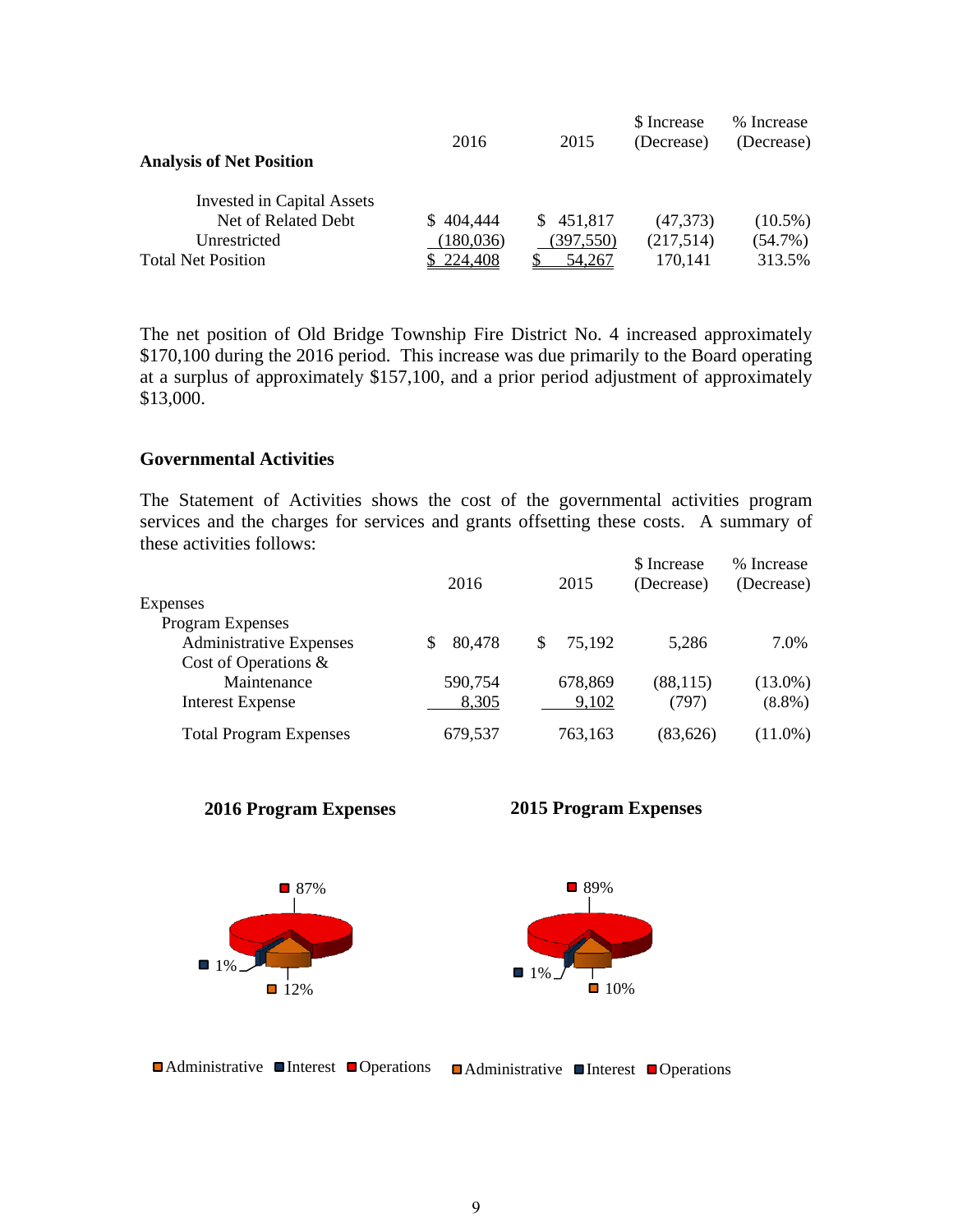| **Analysis of Net Position** | 2016 | 2015 | $ Increase (Decrease) | % Increase (Decrease) |
|---|---|---|---|---|
| Invested in Capital Assets Net of Related Debt | $ 404,444 | $ 451,817 | (47,373) | (10.5%) |
| Unrestricted | (180,036) | (397,550) | (217,514) | (54.7%) |
| Total Net Position | $ 224,408 | $ 54,267 | 170,141 | 313.5% |

The net position of Old Bridge Township Fire District No. 4 increased approximately $170,100 during the 2016 period. This increase was due primarily to the Board operating at a surplus of approximately $157,100, and a prior period adjustment of approximately $13,000.

### Governmental Activities

The Statement of Activities shows the cost of the governmental activities program services and the charges for services and grants offsetting these costs. A summary of these activities follows:

| | 2016 | 2015 | $ Increase (Decrease) | % Increase (Decrease) |
|---|---|---|---|---|
| Expenses | | | | |
| Program Expenses | | | | |
| Administrative Expenses | $ 80,478 | $ 75,192 | 5,286 | 7.0% |
| Cost of Operations & Maintenance | 590,754 | 678,869 | (88,115) | (13.0%) |
| Interest Expense | 8,305 | 9,102 | (797) | (8.8%) |
| Total Program Expenses | 679,537 | 763,163 | (83,626) | (11.0%) |

**2016 Program Expenses**

Operations 87%, Administrative 12%, Interest 1%

Administrative | Interest | Operations

**2015 Program Expenses**

Operations 89%, Administrative 10%, Interest 1%

Administrative | Interest | Operations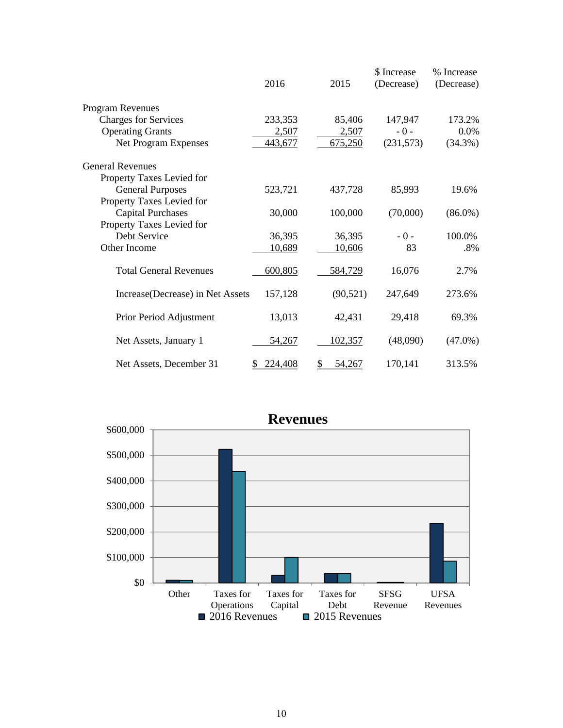| | 2016 | 2015 | $ Increase (Decrease) | % Increase (Decrease) |
|---|---|---|---|---|
| Program Revenues | | | | |
| Charges for Services | 233,353 | 85,406 | 147,947 | 173.2% |
| Operating Grants | 2,507 | 2,507 | - 0 - | 0.0% |
| Net Program Expenses | 443,677 | 675,250 | (231,573) | (34.3%) |
| General Revenues | | | | |
| Property Taxes Levied for General Purposes | 523,721 | 437,728 | 85,993 | 19.6% |
| Property Taxes Levied for Capital Purchases | 30,000 | 100,000 | (70,000) | (86.0%) |
| Property Taxes Levied for Debt Service | 36,395 | 36,395 | - 0 - | 100.0% |
| Other Income | 10,689 | 10,606 | 83 | .8% |
| Total General Revenues | 600,805 | 584,729 | 16,076 | 2.7% |
| Increase(Decrease) in Net Assets | 157,128 | (90,521) | 247,649 | 273.6% |
| Prior Period Adjustment | 13,013 | 42,431 | 29,418 | 69.3% |
| Net Assets, January 1 | 54,267 | 102,357 | (48,090) | (47.0%) |
| Net Assets, December 31 | $ 224,408 | $ 54,267 | 170,141 | 313.5% |

**Revenues**

| | 2016 Revenues | 2015 Revenues |
|---|---|---|
| Other | 10,689 | 10,606 |
| Taxes for Operations | 523,721 | 437,728 |
| Taxes for Capital | 30,000 | 100,000 |
| Taxes for Debt | 36,395 | 36,395 |
| SFSG Revenue | 2,507 | 2,507 |
| UFSA Revenues | 233,353 | 85,406 |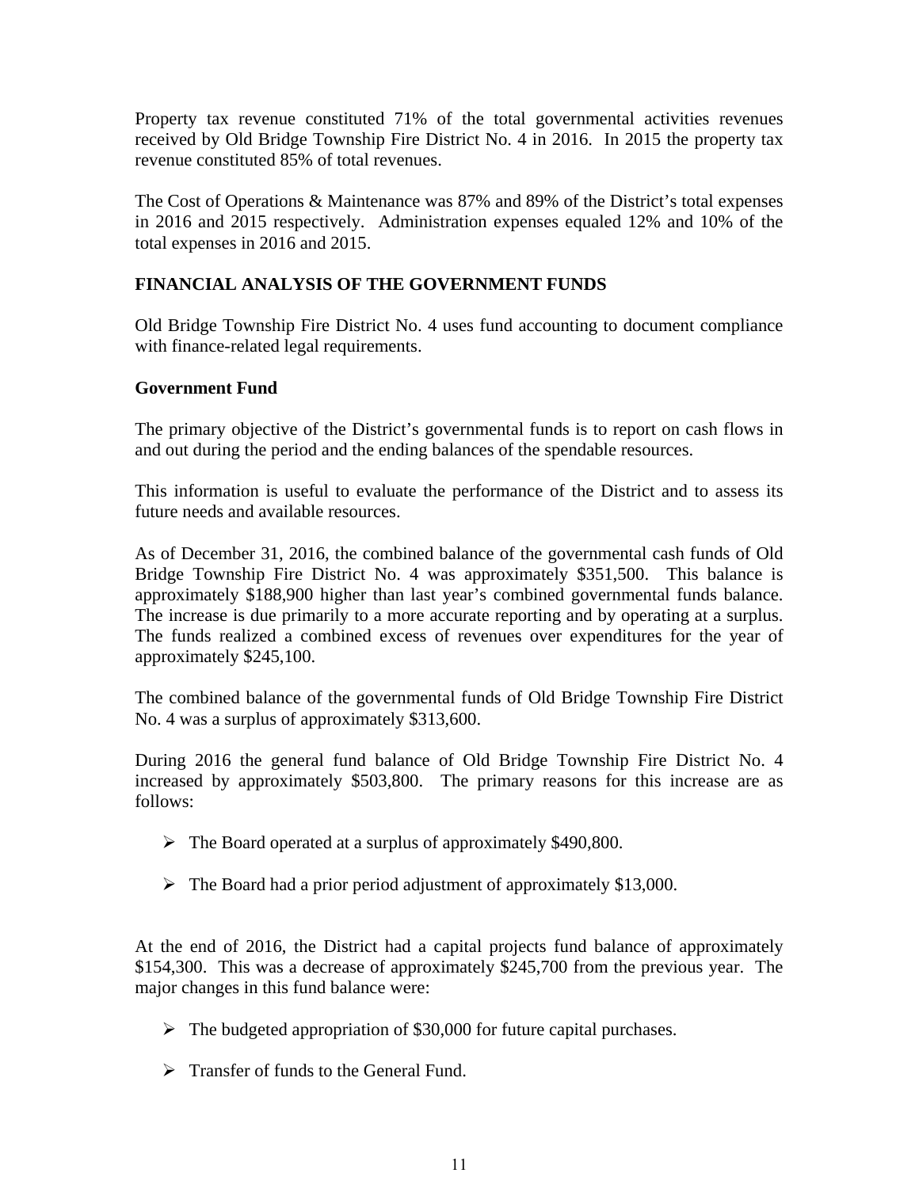Property tax revenue constituted 71% of the total governmental activities revenues received by Old Bridge Township Fire District No. 4 in 2016. In 2015 the property tax revenue constituted 85% of total revenues.

The Cost of Operations & Maintenance was 87% and 89% of the District's total expenses in 2016 and 2015 respectively. Administration expenses equaled 12% and 10% of the total expenses in 2016 and 2015.

## FINANCIAL ANALYSIS OF THE GOVERNMENT FUNDS

Old Bridge Township Fire District No. 4 uses fund accounting to document compliance with finance-related legal requirements.

### Government Fund

The primary objective of the District's governmental funds is to report on cash flows in and out during the period and the ending balances of the spendable resources.

This information is useful to evaluate the performance of the District and to assess its future needs and available resources.

As of December 31, 2016, the combined balance of the governmental cash funds of Old Bridge Township Fire District No. 4 was approximately $351,500. This balance is approximately $188,900 higher than last year's combined governmental funds balance. The increase is due primarily to a more accurate reporting and by operating at a surplus. The funds realized a combined excess of revenues over expenditures for the year of approximately $245,100.

The combined balance of the governmental funds of Old Bridge Township Fire District No. 4 was a surplus of approximately $313,600.

During 2016 the general fund balance of Old Bridge Township Fire District No. 4 increased by approximately $503,800. The primary reasons for this increase are as follows:

- The Board operated at a surplus of approximately $490,800.
- The Board had a prior period adjustment of approximately $13,000.

At the end of 2016, the District had a capital projects fund balance of approximately $154,300. This was a decrease of approximately $245,700 from the previous year. The major changes in this fund balance were:

- The budgeted appropriation of $30,000 for future capital purchases.
- Transfer of funds to the General Fund.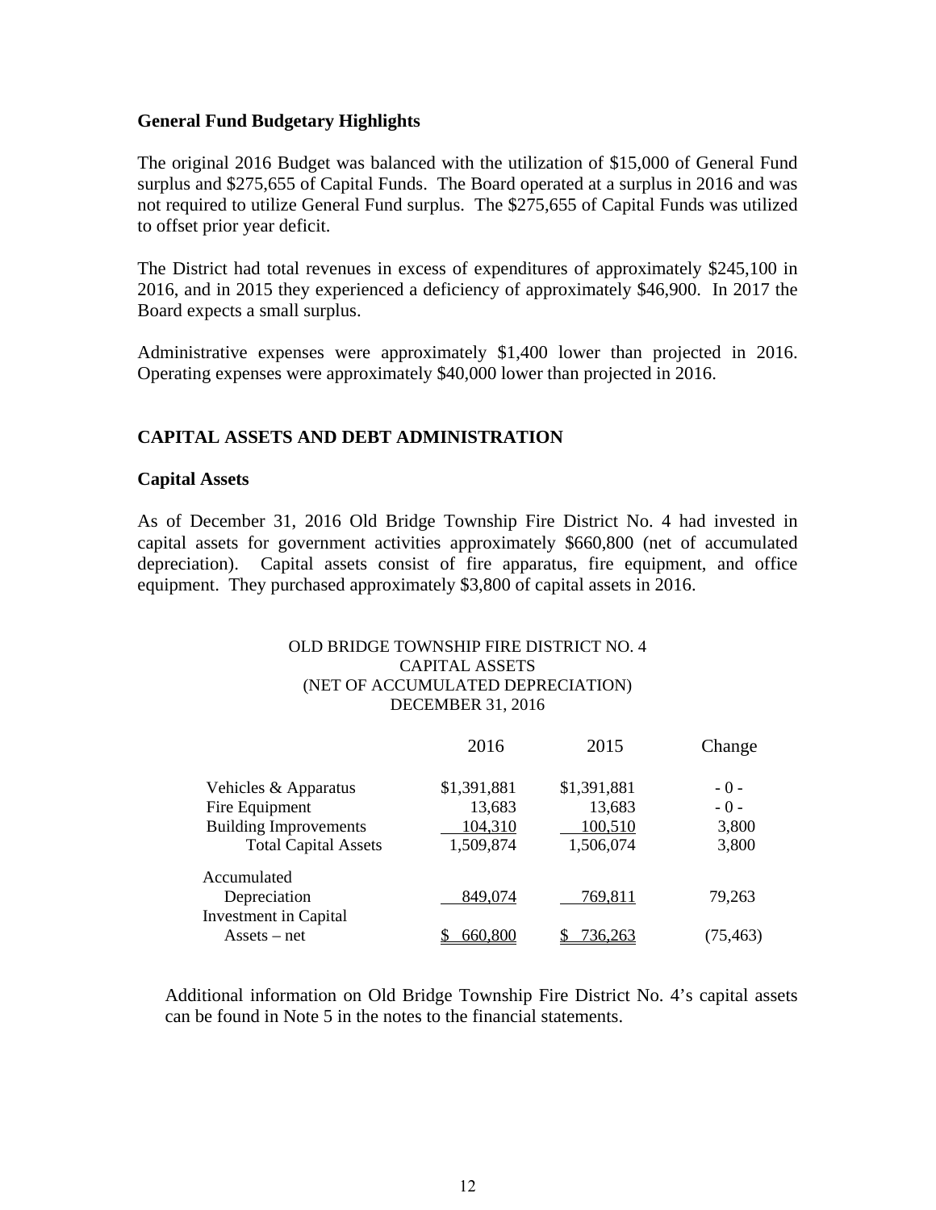### General Fund Budgetary Highlights

The original 2016 Budget was balanced with the utilization of $15,000 of General Fund surplus and $275,655 of Capital Funds. The Board operated at a surplus in 2016 and was not required to utilize General Fund surplus. The $275,655 of Capital Funds was utilized to offset prior year deficit.

The District had total revenues in excess of expenditures of approximately $245,100 in 2016, and in 2015 they experienced a deficiency of approximately $46,900. In 2017 the Board expects a small surplus.

Administrative expenses were approximately $1,400 lower than projected in 2016. Operating expenses were approximately $40,000 lower than projected in 2016.

## CAPITAL ASSETS AND DEBT ADMINISTRATION

### Capital Assets

As of December 31, 2016 Old Bridge Township Fire District No. 4 had invested in capital assets for government activities approximately $660,800 (net of accumulated depreciation). Capital assets consist of fire apparatus, fire equipment, and office equipment. They purchased approximately $3,800 of capital assets in 2016.

OLD BRIDGE TOWNSHIP FIRE DISTRICT NO. 4
CAPITAL ASSETS
(NET OF ACCUMULATED DEPRECIATION)
DECEMBER 31, 2016

| | 2016 | 2015 | Change |
|---|---|---|---|
| Vehicles & Apparatus | $1,391,881 | $1,391,881 | - 0 - |
| Fire Equipment | 13,683 | 13,683 | - 0 - |
| Building Improvements | 104,310 | 100,510 | 3,800 |
| Total Capital Assets | 1,509,874 | 1,506,074 | 3,800 |
| Accumulated Depreciation | 849,074 | 769,811 | 79,263 |
| Investment in Capital Assets – net | $ 660,800 | $ 736,263 | (75,463) |

Additional information on Old Bridge Township Fire District No. 4's capital assets can be found in Note 5 in the notes to the financial statements.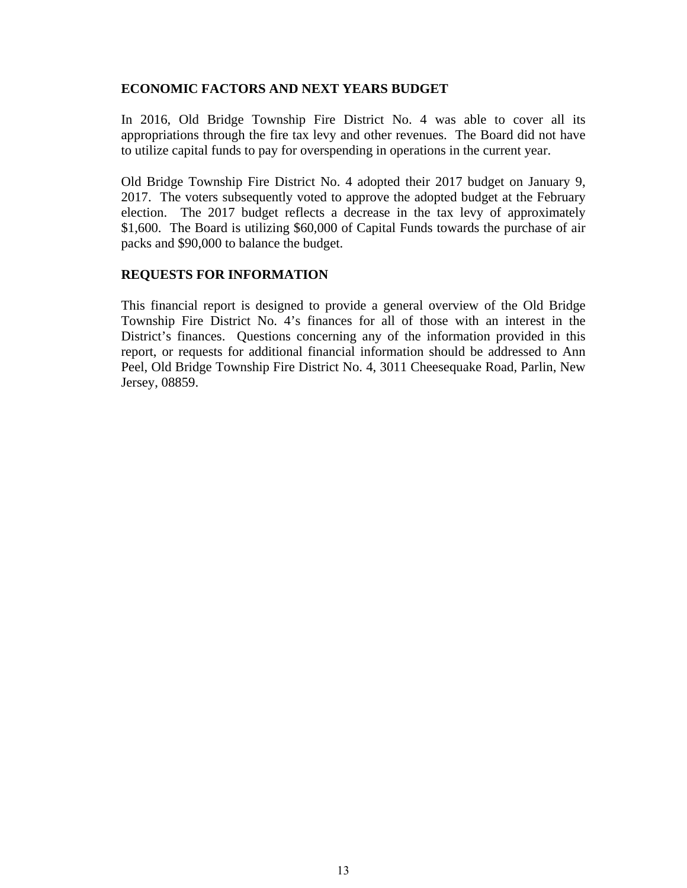## ECONOMIC FACTORS AND NEXT YEARS BUDGET

In 2016, Old Bridge Township Fire District No. 4 was able to cover all its appropriations through the fire tax levy and other revenues. The Board did not have to utilize capital funds to pay for overspending in operations in the current year.

Old Bridge Township Fire District No. 4 adopted their 2017 budget on January 9, 2017. The voters subsequently voted to approve the adopted budget at the February election. The 2017 budget reflects a decrease in the tax levy of approximately $1,600. The Board is utilizing $60,000 of Capital Funds towards the purchase of air packs and $90,000 to balance the budget.

## REQUESTS FOR INFORMATION

This financial report is designed to provide a general overview of the Old Bridge Township Fire District No. 4's finances for all of those with an interest in the District's finances. Questions concerning any of the information provided in this report, or requests for additional financial information should be addressed to Ann Peel, Old Bridge Township Fire District No. 4, 3011 Cheesequake Road, Parlin, New Jersey, 08859.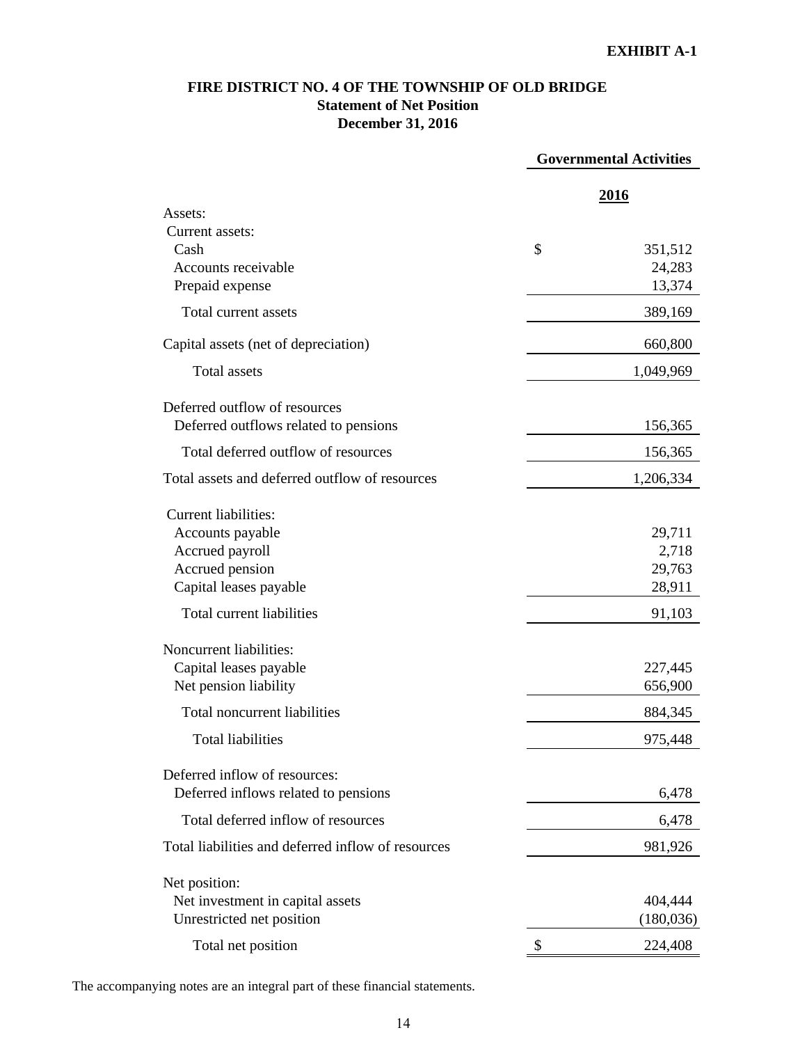**EXHIBIT A-1**

# FIRE DISTRICT NO. 4 OF THE TOWNSHIP OF OLD BRIDGE
## Statement of Net Position
## December 31, 2016

| | Governmental Activities |
|---|---|
| | **2016** |
| Assets: | |
| Current assets: | |
| Cash | $ 351,512 |
| Accounts receivable | 24,283 |
| Prepaid expense | 13,374 |
| Total current assets | 389,169 |
| Capital assets (net of depreciation) | 660,800 |
| Total assets | 1,049,969 |
| Deferred outflow of resources | |
| Deferred outflows related to pensions | 156,365 |
| Total deferred outflow of resources | 156,365 |
| Total assets and deferred outflow of resources | 1,206,334 |
| Current liabilities: | |
| Accounts payable | 29,711 |
| Accrued payroll | 2,718 |
| Accrued pension | 29,763 |
| Capital leases payable | 28,911 |
| Total current liabilities | 91,103 |
| Noncurrent liabilities: | |
| Capital leases payable | 227,445 |
| Net pension liability | 656,900 |
| Total noncurrent liabilities | 884,345 |
| Total liabilities | 975,448 |
| Deferred inflow of resources: | |
| Deferred inflows related to pensions | 6,478 |
| Total deferred inflow of resources | 6,478 |
| Total liabilities and deferred inflow of resources | 981,926 |
| Net position: | |
| Net investment in capital assets | 404,444 |
| Unrestricted net position | (180,036) |
| Total net position | $ 224,408 |

The accompanying notes are an integral part of these financial statements.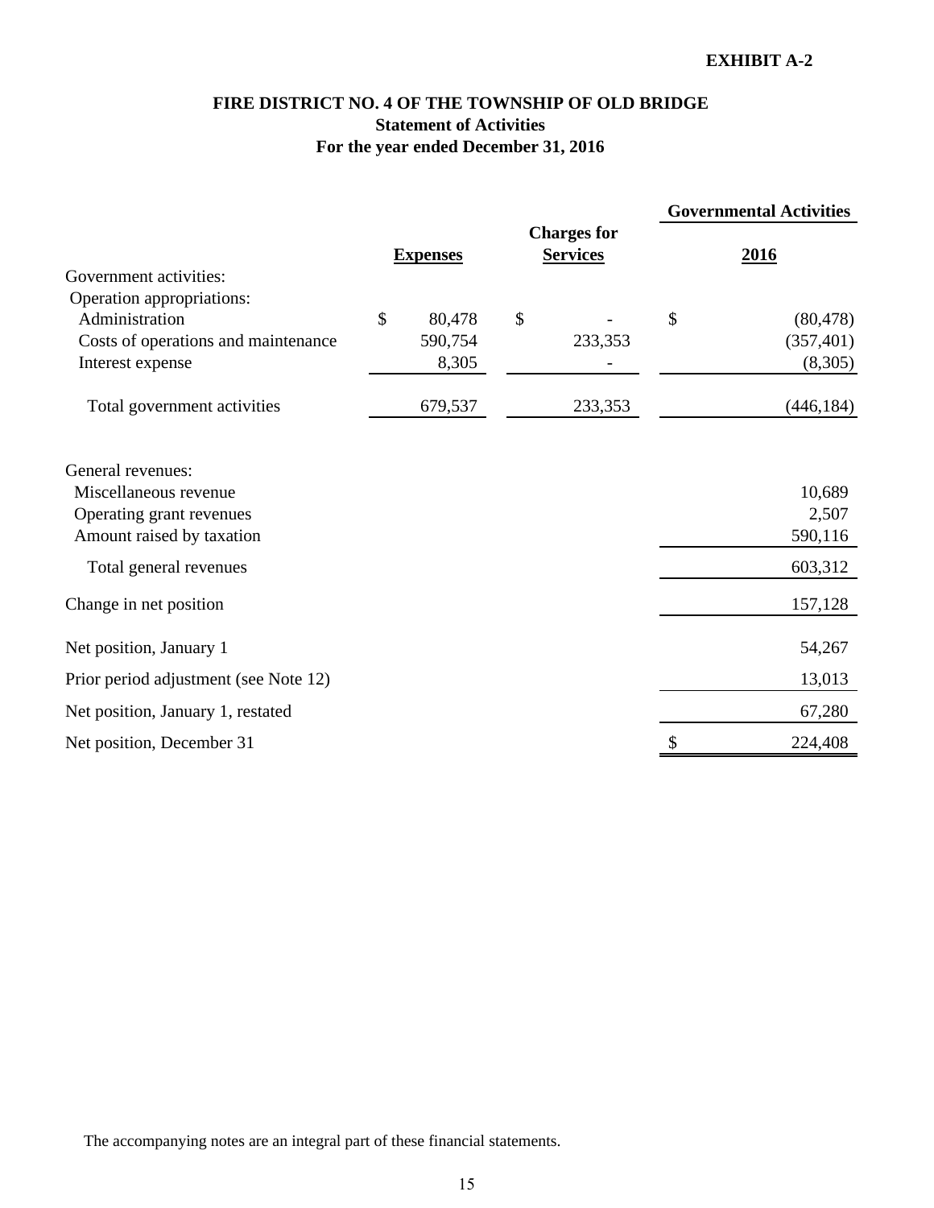**EXHIBIT A-2**

# FIRE DISTRICT NO. 4 OF THE TOWNSHIP OF OLD BRIDGE
## Statement of Activities
## For the year ended December 31, 2016

| | Expenses | Charges for Services | Governmental Activities 2016 |
|---|---|---|---|
| Government activities: | | | |
| Operation appropriations: | | | |
| Administration | $ 80,478 | $ - | $ (80,478) |
| Costs of operations and maintenance | 590,754 | 233,353 | (357,401) |
| Interest expense | 8,305 | - | (8,305) |
| Total government activities | 679,537 | 233,353 | (446,184) |
| | | | |
| General revenues: | | | |
| Miscellaneous revenue | | | 10,689 |
| Operating grant revenues | | | 2,507 |
| Amount raised by taxation | | | 590,116 |
| Total general revenues | | | 603,312 |
| Change in net position | | | 157,128 |
| Net position, January 1 | | | 54,267 |
| Prior period adjustment (see Note 12) | | | 13,013 |
| Net position, January 1, restated | | | 67,280 |
| Net position, December 31 | | | $ 224,408 |

The accompanying notes are an integral part of these financial statements.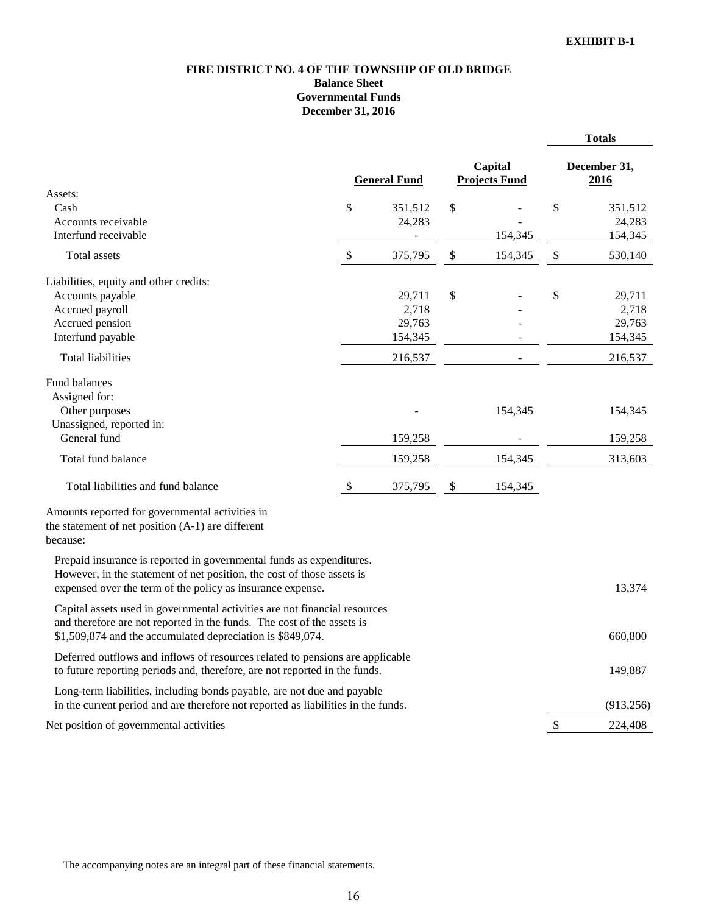**EXHIBIT B-1**

# FIRE DISTRICT NO. 4 OF THE TOWNSHIP OF OLD BRIDGE
## Balance Sheet
## Governmental Funds
## December 31, 2016

| | General Fund | Capital Projects Fund | Totals December 31, 2016 |
|---|---|---|---|
| Assets: | | | |
| Cash | $ 351,512 | $ - | $ 351,512 |
| Accounts receivable | 24,283 | - | 24,283 |
| Interfund receivable | - | 154,345 | 154,345 |
| Total assets | $ 375,795 | $ 154,345 | $ 530,140 |
| Liabilities, equity and other credits: | | | |
| Accounts payable | 29,711 | $ - | $ 29,711 |
| Accrued payroll | 2,718 | - | 2,718 |
| Accrued pension | 29,763 | - | 29,763 |
| Interfund payable | 154,345 | - | 154,345 |
| Total liabilities | 216,537 | - | 216,537 |
| Fund balances | | | |
| Assigned for: | | | |
| Other purposes | - | 154,345 | 154,345 |
| Unassigned, reported in: | | | |
| General fund | 159,258 | - | 159,258 |
| Total fund balance | 159,258 | 154,345 | 313,603 |
| Total liabilities and fund balance | $ 375,795 | $ 154,345 | |

Amounts reported for governmental activities in the statement of net position (A-1) are different because:

| | |
|---|---|
| Prepaid insurance is reported in governmental funds as expenditures. However, in the statement of net position, the cost of those assets is expensed over the term of the policy as insurance expense. | 13,374 |
| Capital assets used in governmental activities are not financial resources and therefore are not reported in the funds. The cost of the assets is $1,509,874 and the accumulated depreciation is $849,074. | 660,800 |
| Deferred outflows and inflows of resources related to pensions are applicable to future reporting periods and, therefore, are not reported in the funds. | 149,887 |
| Long-term liabilities, including bonds payable, are not due and payable in the current period and are therefore not reported as liabilities in the funds. | (913,256) |
| Net position of governmental activities | $ 224,408 |

The accompanying notes are an integral part of these financial statements.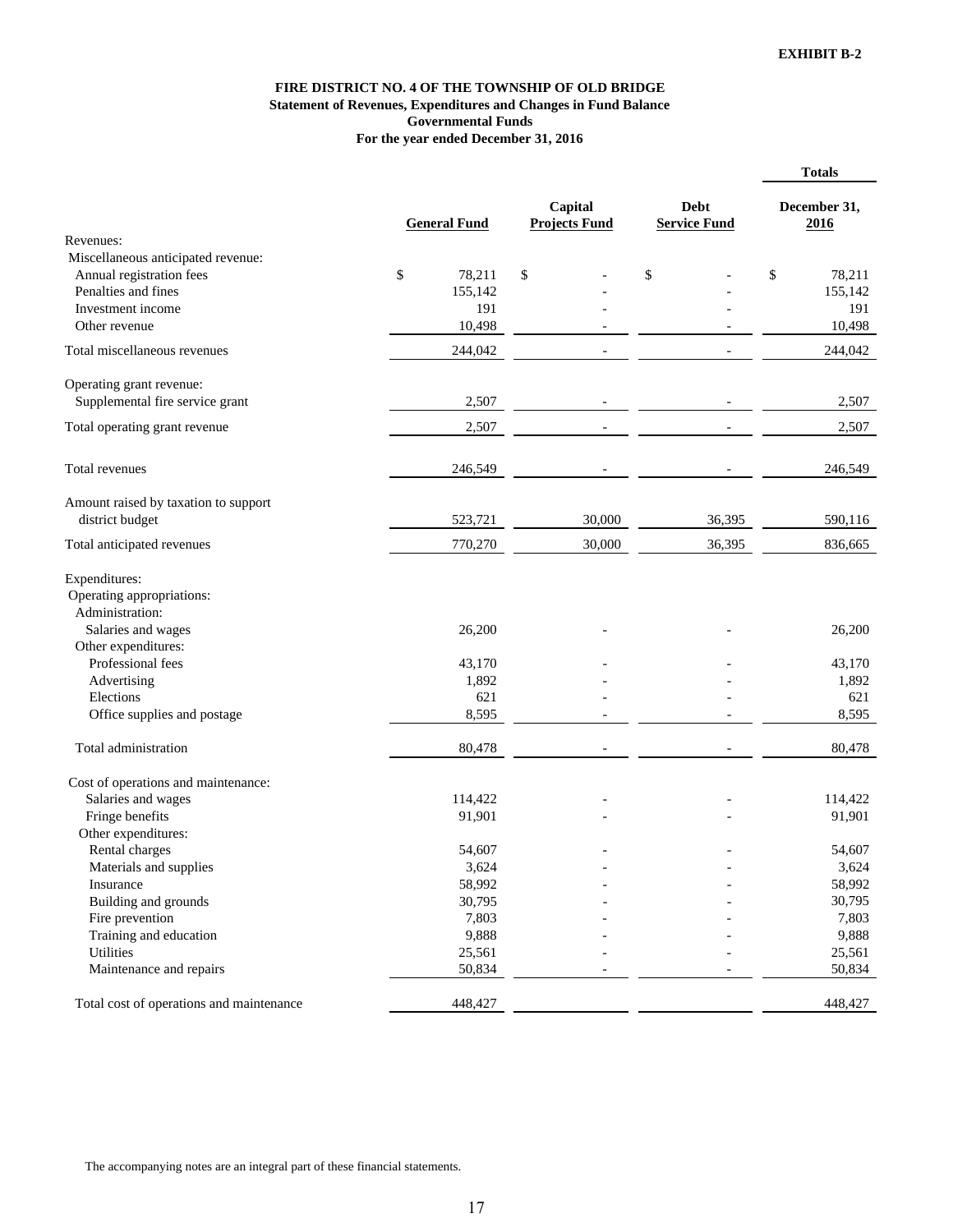**EXHIBIT B-2**

**FIRE DISTRICT NO. 4 OF THE TOWNSHIP OF OLD BRIDGE**
**Statement of Revenues, Expenditures and Changes in Fund Balance**
**Governmental Funds**
**For the year ended December 31, 2016**

| | General Fund | Capital Projects Fund | Debt Service Fund | Totals December 31, 2016 |
|---|---|---|---|---|
| Revenues: | | | | |
| Miscellaneous anticipated revenue: | | | | |
| Annual registration fees | $ 78,211 | $ - | $ - | $ 78,211 |
| Penalties and fines | 155,142 | - | - | 155,142 |
| Investment income | 191 | - | - | 191 |
| Other revenue | 10,498 | - | - | 10,498 |
| Total miscellaneous revenues | 244,042 | - | - | 244,042 |
| Operating grant revenue: | | | | |
| Supplemental fire service grant | 2,507 | - | - | 2,507 |
| Total operating grant revenue | 2,507 | - | - | 2,507 |
| Total revenues | 246,549 | - | - | 246,549 |
| Amount raised by taxation to support district budget | 523,721 | 30,000 | 36,395 | 590,116 |
| Total anticipated revenues | 770,270 | 30,000 | 36,395 | 836,665 |
| Expenditures: | | | | |
| Operating appropriations: | | | | |
| Administration: | | | | |
| Salaries and wages | 26,200 | - | - | 26,200 |
| Other expenditures: | | | | |
| Professional fees | 43,170 | - | - | 43,170 |
| Advertising | 1,892 | - | - | 1,892 |
| Elections | 621 | - | - | 621 |
| Office supplies and postage | 8,595 | - | - | 8,595 |
| Total administration | 80,478 | - | - | 80,478 |
| Cost of operations and maintenance: | | | | |
| Salaries and wages | 114,422 | - | - | 114,422 |
| Fringe benefits | 91,901 | - | - | 91,901 |
| Other expenditures: | | | | |
| Rental charges | 54,607 | - | - | 54,607 |
| Materials and supplies | 3,624 | - | - | 3,624 |
| Insurance | 58,992 | - | - | 58,992 |
| Building and grounds | 30,795 | - | - | 30,795 |
| Fire prevention | 7,803 | - | - | 7,803 |
| Training and education | 9,888 | - | - | 9,888 |
| Utilities | 25,561 | - | - | 25,561 |
| Maintenance and repairs | 50,834 | - | - | 50,834 |
| Total cost of operations and maintenance | 448,427 | | | 448,427 |

The accompanying notes are an integral part of these financial statements.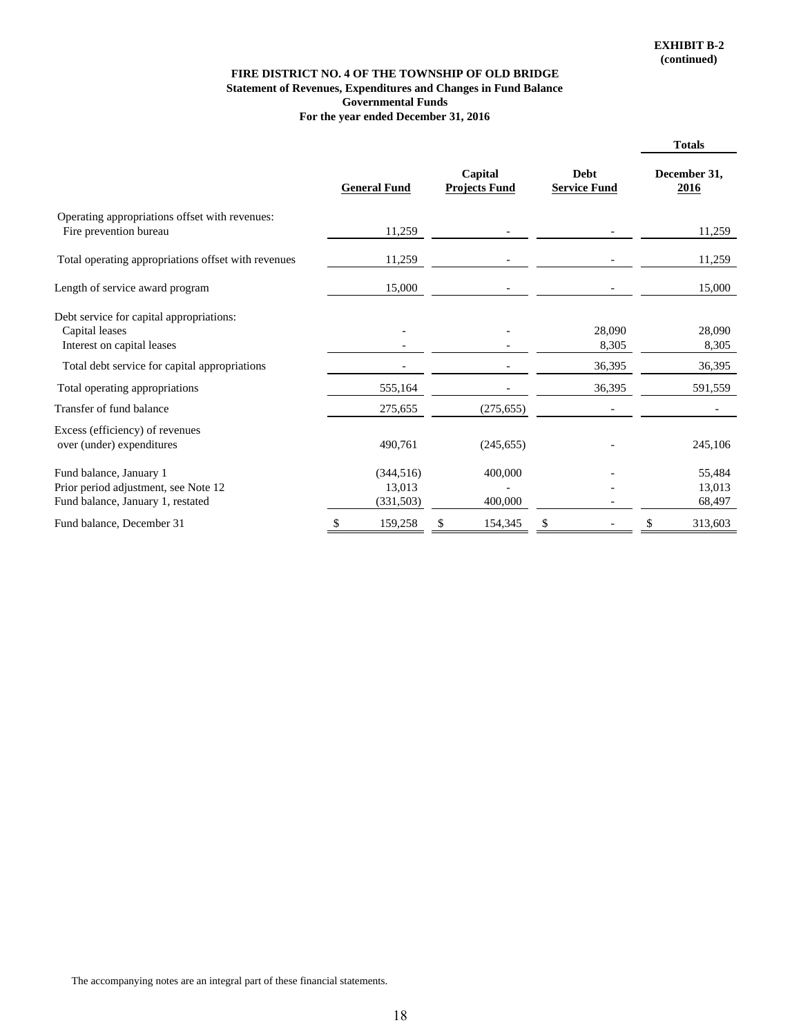**EXHIBIT B-2**
**(continued)**

**FIRE DISTRICT NO. 4 OF THE TOWNSHIP OF OLD BRIDGE**
**Statement of Revenues, Expenditures and Changes in Fund Balance**
**Governmental Funds**
**For the year ended December 31, 2016**

| | General Fund | Capital Projects Fund | Debt Service Fund | Totals December 31, 2016 |
|---|---|---|---|---|
| Operating appropriations offset with revenues: | | | | |
| Fire prevention bureau | 11,259 | - | - | 11,259 |
| Total operating appropriations offset with revenues | 11,259 | - | - | 11,259 |
| Length of service award program | 15,000 | - | - | 15,000 |
| Debt service for capital appropriations: | | | | |
| Capital leases | - | - | 28,090 | 28,090 |
| Interest on capital leases | - | - | 8,305 | 8,305 |
| Total debt service for capital appropriations | - | - | 36,395 | 36,395 |
| Total operating appropriations | 555,164 | - | 36,395 | 591,559 |
| Transfer of fund balance | 275,655 | (275,655) | - | - |
| Excess (efficiency) of revenues over (under) expenditures | 490,761 | (245,655) | - | 245,106 |
| Fund balance, January 1 | (344,516) | 400,000 | - | 55,484 |
| Prior period adjustment, see Note 12 | 13,013 | - | - | 13,013 |
| Fund balance, January 1, restated | (331,503) | 400,000 | - | 68,497 |
| Fund balance, December 31 | $ 159,258 | $ 154,345 | $ - | $ 313,603 |

The accompanying notes are an integral part of these financial statements.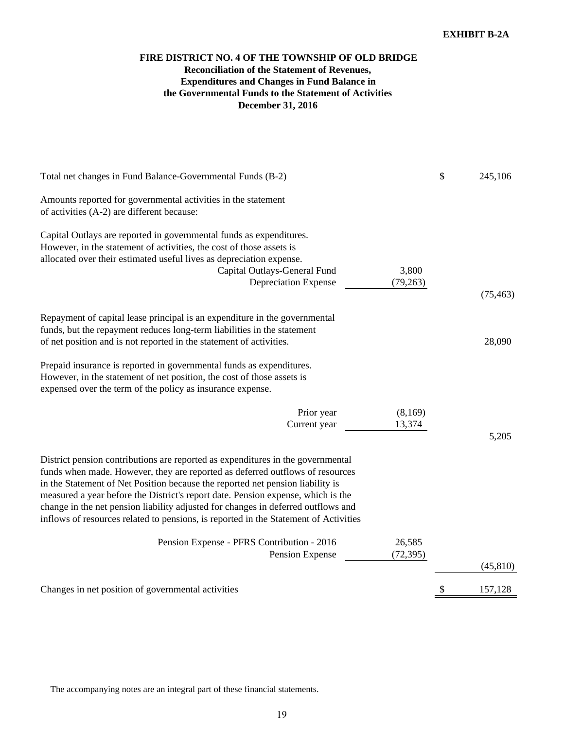**EXHIBIT B-2A**

# FIRE DISTRICT NO. 4 OF THE TOWNSHIP OF OLD BRIDGE
## Reconciliation of the Statement of Revenues, Expenditures and Changes in Fund Balance in the Governmental Funds to the Statement of Activities
## December 31, 2016

| | | |
|---|---|---|
| Total net changes in Fund Balance-Governmental Funds (B-2) | | $ 245,106 |
| Amounts reported for governmental activities in the statement of activities (A-2) are different because: | | |
| Capital Outlays are reported in governmental funds as expenditures. However, in the statement of activities, the cost of those assets is allocated over their estimated useful lives as depreciation expense. | | |
| Capital Outlays-General Fund | 3,800 | |
| Depreciation Expense | (79,263) | |
| | | (75,463) |
| Repayment of capital lease principal is an expenditure in the governmental funds, but the repayment reduces long-term liabilities in the statement of net position and is not reported in the statement of activities. | | 28,090 |
| Prepaid insurance is reported in governmental funds as expenditures. However, in the statement of net position, the cost of those assets is expensed over the term of the policy as insurance expense. | | |
| Prior year | (8,169) | |
| Current year | 13,374 | |
| | | 5,205 |
| District pension contributions are reported as expenditures in the governmental funds when made. However, they are reported as deferred outflows of resources in the Statement of Net Position because the reported net pension liability is measured a year before the District's report date. Pension expense, which is the change in the net pension liability adjusted for changes in deferred outflows and inflows of resources related to pensions, is reported in the Statement of Activities | | |
| Pension Expense - PFRS Contribution - 2016 | 26,585 | |
| Pension Expense | (72,395) | |
| | | (45,810) |
| Changes in net position of governmental activities | | $ 157,128 |

The accompanying notes are an integral part of these financial statements.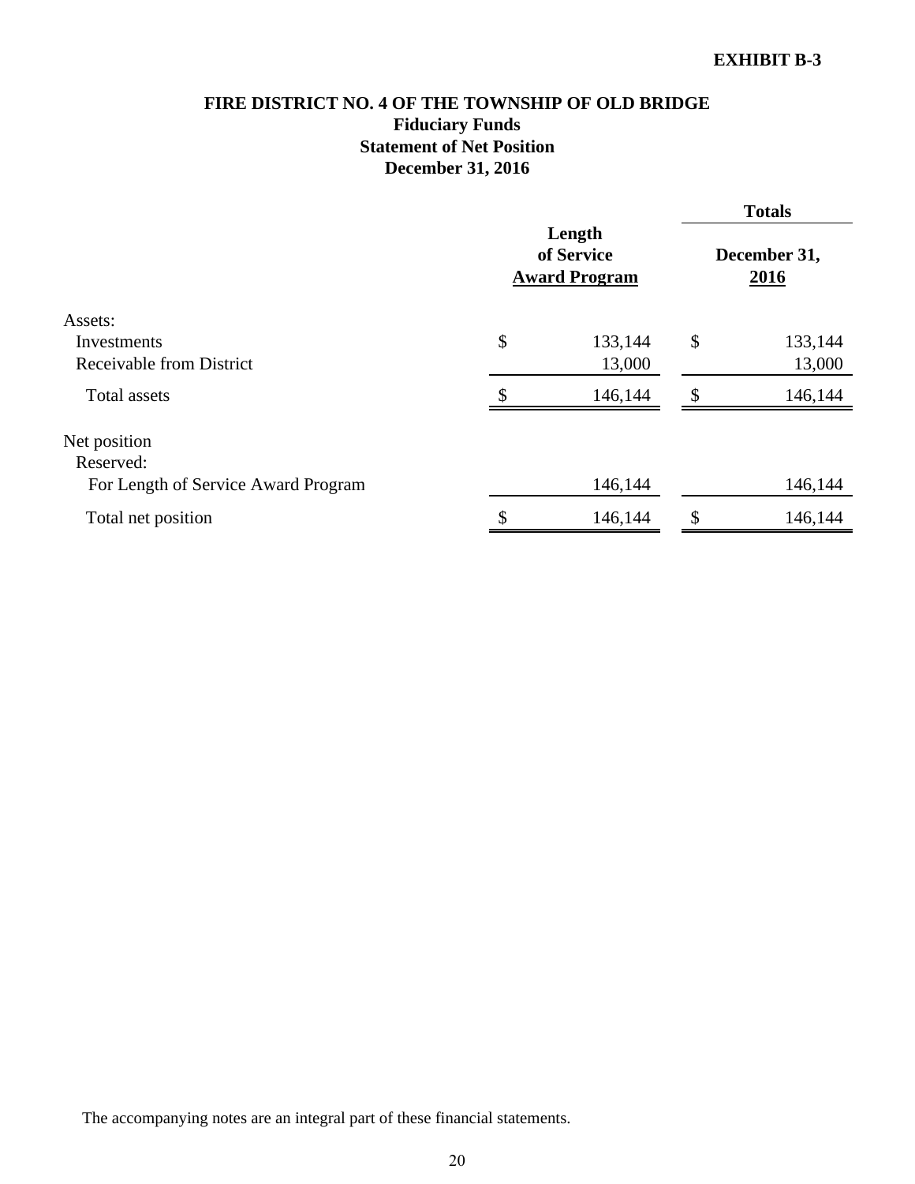**EXHIBIT B-3**

# FIRE DISTRICT NO. 4 OF THE TOWNSHIP OF OLD BRIDGE
## Fiduciary Funds
## Statement of Net Position
## December 31, 2016

| | Length of Service Award Program | Totals December 31, 2016 |
|---|---|---|
| Assets: | | |
| Investments | $ 133,144 | $ 133,144 |
| Receivable from District | 13,000 | 13,000 |
| Total assets | $ 146,144 | $ 146,144 |
| Net position | | |
| Reserved: | | |
| For Length of Service Award Program | 146,144 | 146,144 |
| Total net position | $ 146,144 | $ 146,144 |

The accompanying notes are an integral part of these financial statements.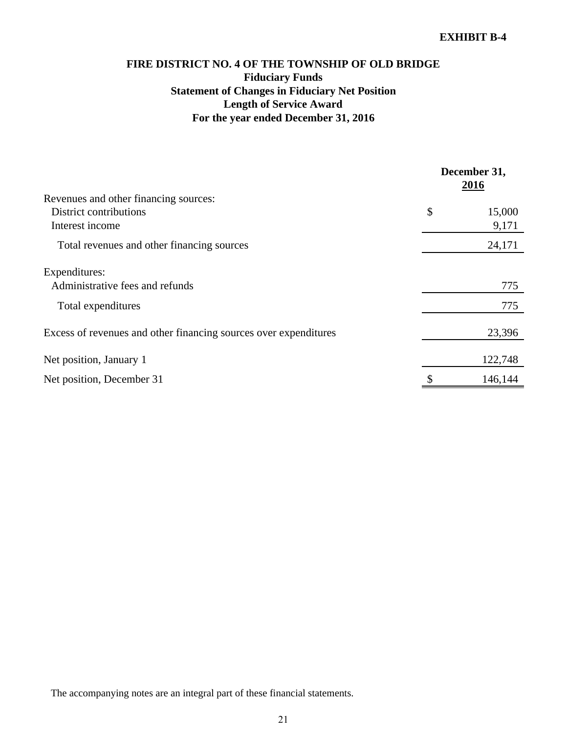**EXHIBIT B-4**

# FIRE DISTRICT NO. 4 OF THE TOWNSHIP OF OLD BRIDGE
## Fiduciary Funds
## Statement of Changes in Fiduciary Net Position
## Length of Service Award
## For the year ended December 31, 2016

| | December 31, 2016 |
|---|---|
| Revenues and other financing sources: | |
| District contributions | $ 15,000 |
| Interest income | 9,171 |
| Total revenues and other financing sources | 24,171 |
| Expenditures: | |
| Administrative fees and refunds | 775 |
| Total expenditures | 775 |
| Excess of revenues and other financing sources over expenditures | 23,396 |
| Net position, January 1 | 122,748 |
| Net position, December 31 | $ 146,144 |

The accompanying notes are an integral part of these financial statements.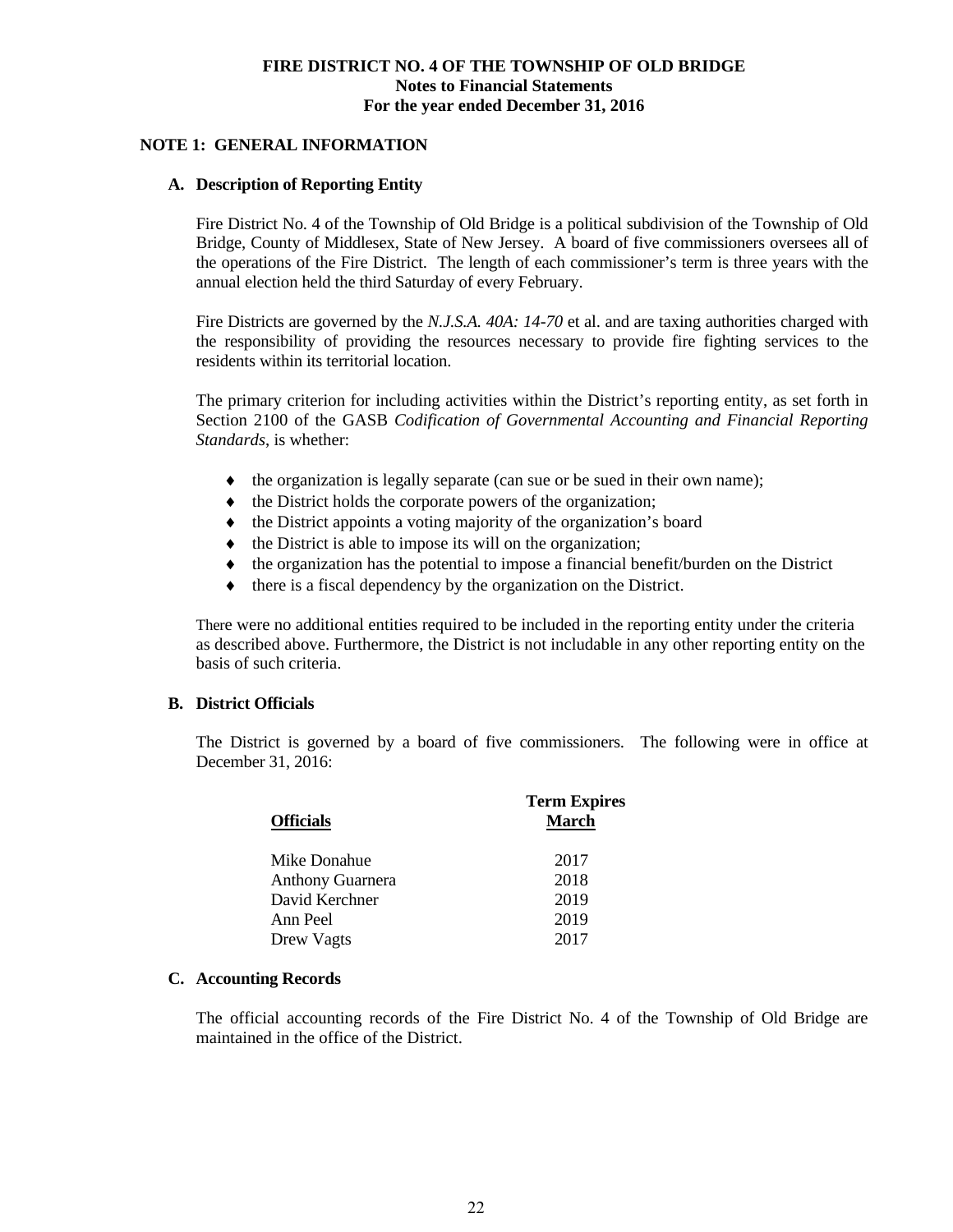# FIRE DISTRICT NO. 4 OF THE TOWNSHIP OF OLD BRIDGE
## Notes to Financial Statements
## For the year ended December 31, 2016

### NOTE 1: GENERAL INFORMATION

#### A. Description of Reporting Entity

Fire District No. 4 of the Township of Old Bridge is a political subdivision of the Township of Old Bridge, County of Middlesex, State of New Jersey. A board of five commissioners oversees all of the operations of the Fire District. The length of each commissioner's term is three years with the annual election held the third Saturday of every February.

Fire Districts are governed by the *N.J.S.A. 40A: 14-70* et al. and are taxing authorities charged with the responsibility of providing the resources necessary to provide fire fighting services to the residents within its territorial location.

The primary criterion for including activities within the District's reporting entity, as set forth in Section 2100 of the GASB *Codification of Governmental Accounting and Financial Reporting Standards*, is whether:

- the organization is legally separate (can sue or be sued in their own name);
- the District holds the corporate powers of the organization;
- the District appoints a voting majority of the organization's board
- the District is able to impose its will on the organization;
- the organization has the potential to impose a financial benefit/burden on the District
- there is a fiscal dependency by the organization on the District.

There were no additional entities required to be included in the reporting entity under the criteria as described above. Furthermore, the District is not includable in any other reporting entity on the basis of such criteria.

#### B. District Officials

The District is governed by a board of five commissioners. The following were in office at December 31, 2016:

| Officials | Term Expires March |
|---|---|
| Mike Donahue | 2017 |
| Anthony Guarnera | 2018 |
| David Kerchner | 2019 |
| Ann Peel | 2019 |
| Drew Vagts | 2017 |

#### C. Accounting Records

The official accounting records of the Fire District No. 4 of the Township of Old Bridge are maintained in the office of the District.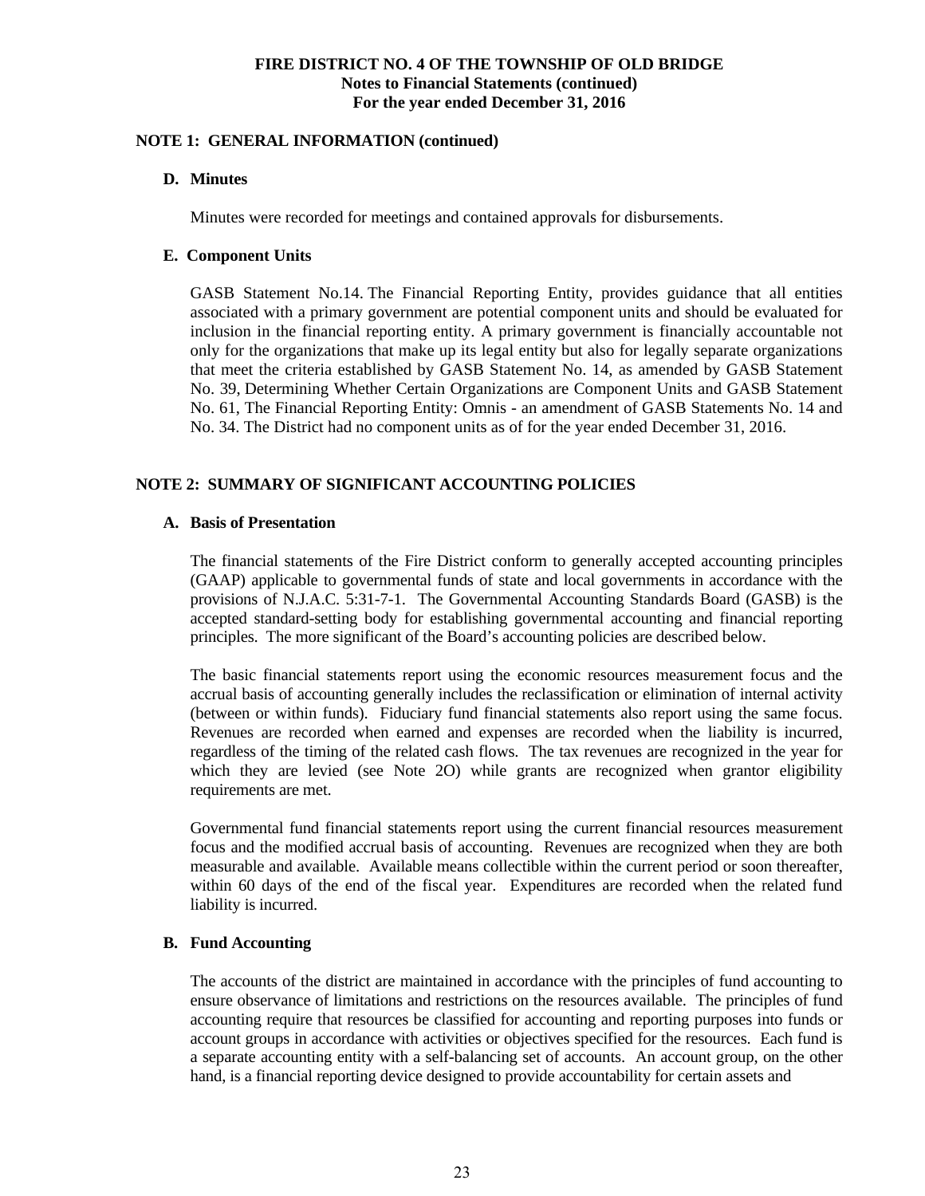## NOTE 1: GENERAL INFORMATION (continued)

### D. Minutes

Minutes were recorded for meetings and contained approvals for disbursements.

### E. Component Units

GASB Statement No.14. The Financial Reporting Entity, provides guidance that all entities associated with a primary government are potential component units and should be evaluated for inclusion in the financial reporting entity. A primary government is financially accountable not only for the organizations that make up its legal entity but also for legally separate organizations that meet the criteria established by GASB Statement No. 14, as amended by GASB Statement No. 39, Determining Whether Certain Organizations are Component Units and GASB Statement No. 61, The Financial Reporting Entity: Omnis - an amendment of GASB Statements No. 14 and No. 34. The District had no component units as of for the year ended December 31, 2016.

## NOTE 2: SUMMARY OF SIGNIFICANT ACCOUNTING POLICIES

### A. Basis of Presentation

The financial statements of the Fire District conform to generally accepted accounting principles (GAAP) applicable to governmental funds of state and local governments in accordance with the provisions of N.J.A.C. 5:31-7-1. The Governmental Accounting Standards Board (GASB) is the accepted standard-setting body for establishing governmental accounting and financial reporting principles. The more significant of the Board's accounting policies are described below.

The basic financial statements report using the economic resources measurement focus and the accrual basis of accounting generally includes the reclassification or elimination of internal activity (between or within funds). Fiduciary fund financial statements also report using the same focus. Revenues are recorded when earned and expenses are recorded when the liability is incurred, regardless of the timing of the related cash flows. The tax revenues are recognized in the year for which they are levied (see Note 2O) while grants are recognized when grantor eligibility requirements are met.

Governmental fund financial statements report using the current financial resources measurement focus and the modified accrual basis of accounting. Revenues are recognized when they are both measurable and available. Available means collectible within the current period or soon thereafter, within 60 days of the end of the fiscal year. Expenditures are recorded when the related fund liability is incurred.

### B. Fund Accounting

The accounts of the district are maintained in accordance with the principles of fund accounting to ensure observance of limitations and restrictions on the resources available. The principles of fund accounting require that resources be classified for accounting and reporting purposes into funds or account groups in accordance with activities or objectives specified for the resources. Each fund is a separate accounting entity with a self-balancing set of accounts. An account group, on the other hand, is a financial reporting device designed to provide accountability for certain assets and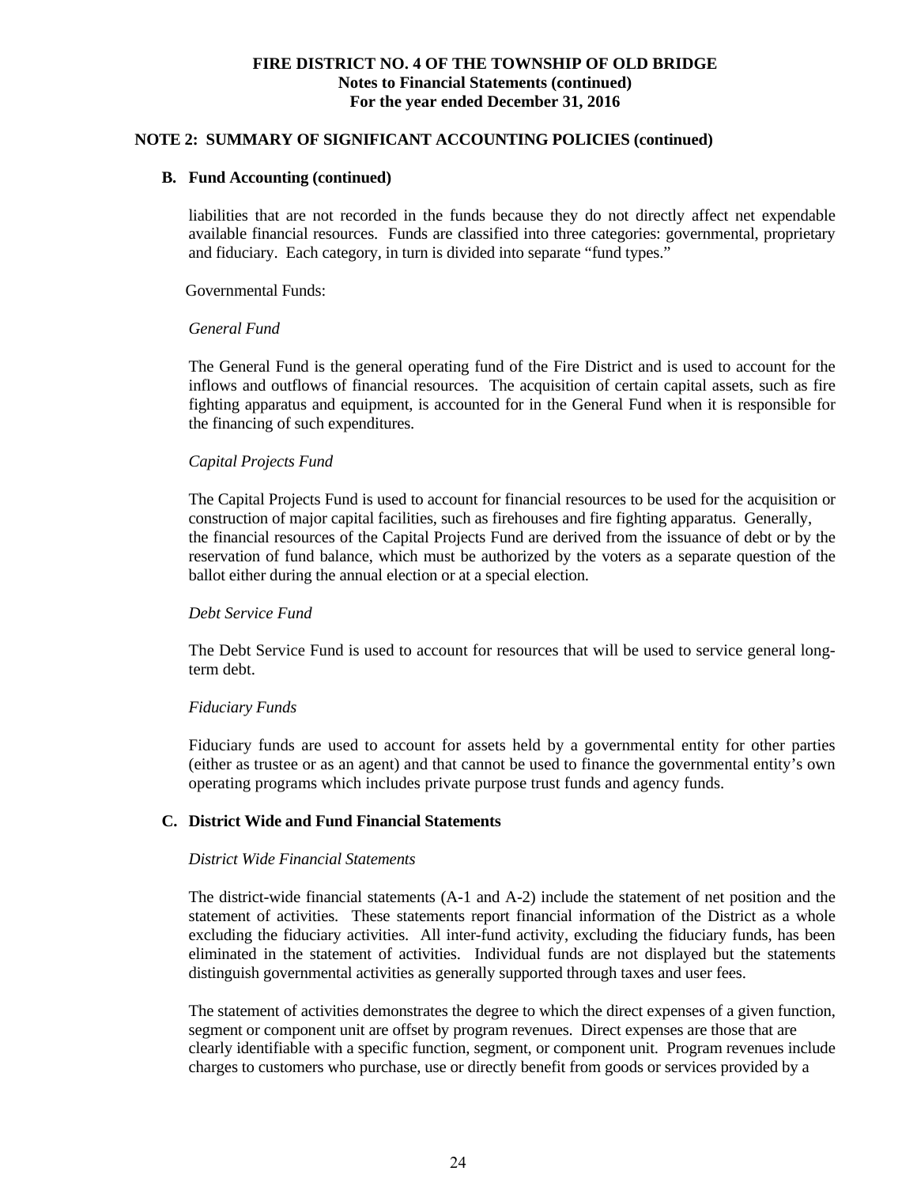## NOTE 2: SUMMARY OF SIGNIFICANT ACCOUNTING POLICIES (continued)

### B. Fund Accounting (continued)

liabilities that are not recorded in the funds because they do not directly affect net expendable available financial resources. Funds are classified into three categories: governmental, proprietary and fiduciary. Each category, in turn is divided into separate "fund types."

Governmental Funds:

*General Fund*

The General Fund is the general operating fund of the Fire District and is used to account for the inflows and outflows of financial resources. The acquisition of certain capital assets, such as fire fighting apparatus and equipment, is accounted for in the General Fund when it is responsible for the financing of such expenditures.

*Capital Projects Fund*

The Capital Projects Fund is used to account for financial resources to be used for the acquisition or construction of major capital facilities, such as firehouses and fire fighting apparatus. Generally, the financial resources of the Capital Projects Fund are derived from the issuance of debt or by the reservation of fund balance, which must be authorized by the voters as a separate question of the ballot either during the annual election or at a special election.

*Debt Service Fund*

The Debt Service Fund is used to account for resources that will be used to service general long-term debt.

*Fiduciary Funds*

Fiduciary funds are used to account for assets held by a governmental entity for other parties (either as trustee or as an agent) and that cannot be used to finance the governmental entity's own operating programs which includes private purpose trust funds and agency funds.

### C. District Wide and Fund Financial Statements

*District Wide Financial Statements*

The district-wide financial statements (A-1 and A-2) include the statement of net position and the statement of activities. These statements report financial information of the District as a whole excluding the fiduciary activities. All inter-fund activity, excluding the fiduciary funds, has been eliminated in the statement of activities. Individual funds are not displayed but the statements distinguish governmental activities as generally supported through taxes and user fees.

The statement of activities demonstrates the degree to which the direct expenses of a given function, segment or component unit are offset by program revenues. Direct expenses are those that are clearly identifiable with a specific function, segment, or component unit. Program revenues include charges to customers who purchase, use or directly benefit from goods or services provided by a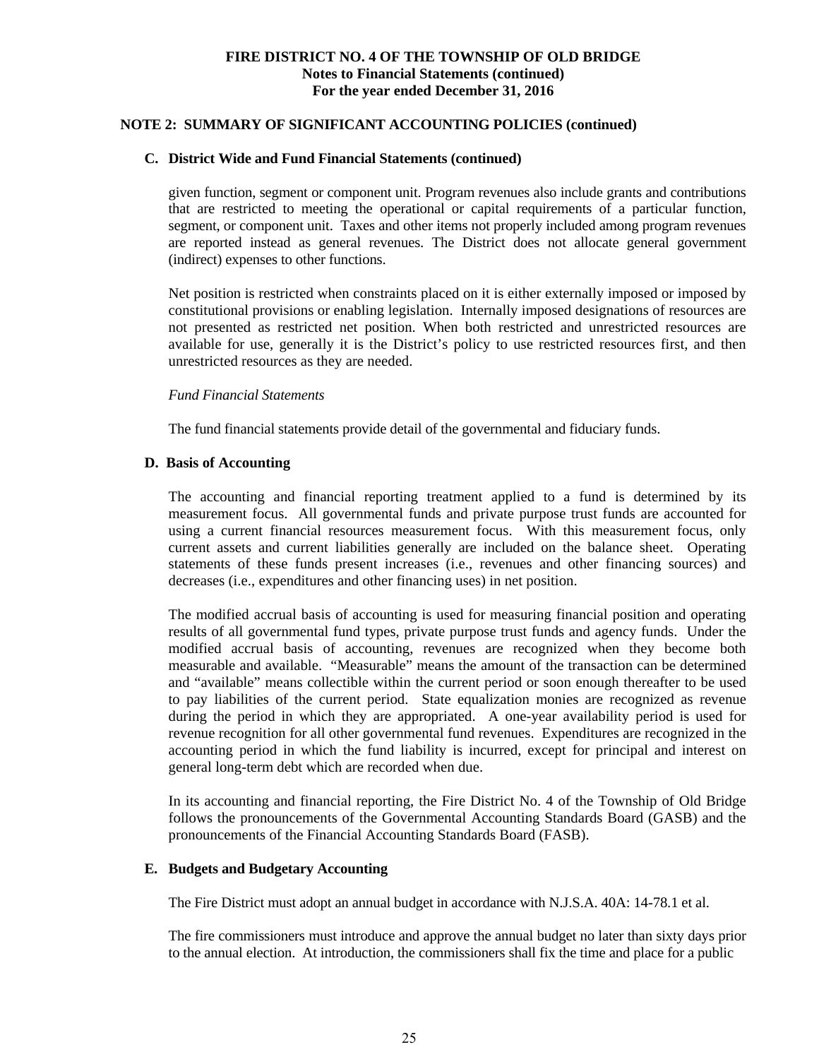## NOTE 2: SUMMARY OF SIGNIFICANT ACCOUNTING POLICIES (continued)

### C. District Wide and Fund Financial Statements (continued)

given function, segment or component unit. Program revenues also include grants and contributions that are restricted to meeting the operational or capital requirements of a particular function, segment, or component unit. Taxes and other items not properly included among program revenues are reported instead as general revenues. The District does not allocate general government (indirect) expenses to other functions.

Net position is restricted when constraints placed on it is either externally imposed or imposed by constitutional provisions or enabling legislation. Internally imposed designations of resources are not presented as restricted net position. When both restricted and unrestricted resources are available for use, generally it is the District's policy to use restricted resources first, and then unrestricted resources as they are needed.

*Fund Financial Statements*

The fund financial statements provide detail of the governmental and fiduciary funds.

### D. Basis of Accounting

The accounting and financial reporting treatment applied to a fund is determined by its measurement focus. All governmental funds and private purpose trust funds are accounted for using a current financial resources measurement focus. With this measurement focus, only current assets and current liabilities generally are included on the balance sheet. Operating statements of these funds present increases (i.e., revenues and other financing sources) and decreases (i.e., expenditures and other financing uses) in net position.

The modified accrual basis of accounting is used for measuring financial position and operating results of all governmental fund types, private purpose trust funds and agency funds. Under the modified accrual basis of accounting, revenues are recognized when they become both measurable and available. "Measurable" means the amount of the transaction can be determined and "available" means collectible within the current period or soon enough thereafter to be used to pay liabilities of the current period. State equalization monies are recognized as revenue during the period in which they are appropriated. A one-year availability period is used for revenue recognition for all other governmental fund revenues. Expenditures are recognized in the accounting period in which the fund liability is incurred, except for principal and interest on general long-term debt which are recorded when due.

In its accounting and financial reporting, the Fire District No. 4 of the Township of Old Bridge follows the pronouncements of the Governmental Accounting Standards Board (GASB) and the pronouncements of the Financial Accounting Standards Board (FASB).

### E. Budgets and Budgetary Accounting

The Fire District must adopt an annual budget in accordance with N.J.S.A. 40A: 14-78.1 et al.

The fire commissioners must introduce and approve the annual budget no later than sixty days prior to the annual election. At introduction, the commissioners shall fix the time and place for a public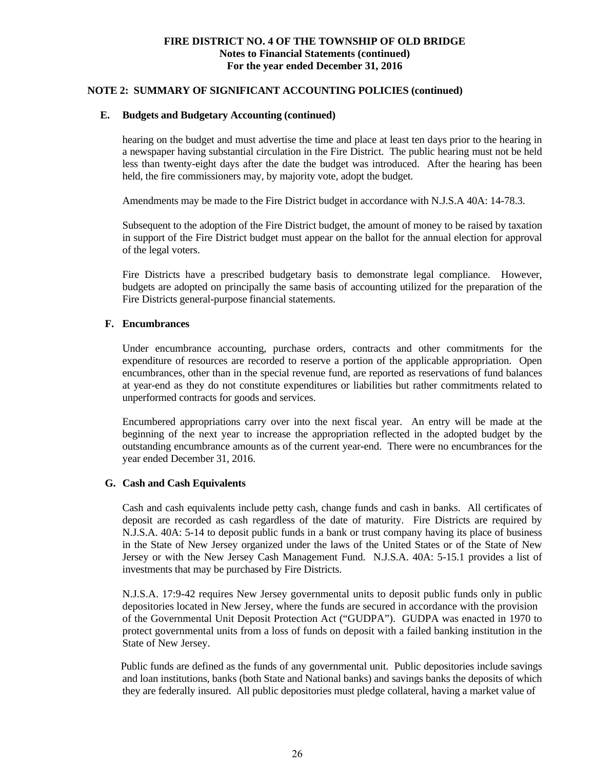## NOTE 2: SUMMARY OF SIGNIFICANT ACCOUNTING POLICIES (continued)

### E. Budgets and Budgetary Accounting (continued)

hearing on the budget and must advertise the time and place at least ten days prior to the hearing in a newspaper having substantial circulation in the Fire District. The public hearing must not be held less than twenty-eight days after the date the budget was introduced. After the hearing has been held, the fire commissioners may, by majority vote, adopt the budget.

Amendments may be made to the Fire District budget in accordance with N.J.S.A 40A: 14-78.3.

Subsequent to the adoption of the Fire District budget, the amount of money to be raised by taxation in support of the Fire District budget must appear on the ballot for the annual election for approval of the legal voters.

Fire Districts have a prescribed budgetary basis to demonstrate legal compliance. However, budgets are adopted on principally the same basis of accounting utilized for the preparation of the Fire Districts general-purpose financial statements.

### F. Encumbrances

Under encumbrance accounting, purchase orders, contracts and other commitments for the expenditure of resources are recorded to reserve a portion of the applicable appropriation. Open encumbrances, other than in the special revenue fund, are reported as reservations of fund balances at year-end as they do not constitute expenditures or liabilities but rather commitments related to unperformed contracts for goods and services.

Encumbered appropriations carry over into the next fiscal year. An entry will be made at the beginning of the next year to increase the appropriation reflected in the adopted budget by the outstanding encumbrance amounts as of the current year-end. There were no encumbrances for the year ended December 31, 2016.

### G. Cash and Cash Equivalents

Cash and cash equivalents include petty cash, change funds and cash in banks. All certificates of deposit are recorded as cash regardless of the date of maturity. Fire Districts are required by N.J.S.A. 40A: 5-14 to deposit public funds in a bank or trust company having its place of business in the State of New Jersey organized under the laws of the United States or of the State of New Jersey or with the New Jersey Cash Management Fund. N.J.S.A. 40A: 5-15.1 provides a list of investments that may be purchased by Fire Districts.

N.J.S.A. 17:9-42 requires New Jersey governmental units to deposit public funds only in public depositories located in New Jersey, where the funds are secured in accordance with the provision of the Governmental Unit Deposit Protection Act ("GUDPA"). GUDPA was enacted in 1970 to protect governmental units from a loss of funds on deposit with a failed banking institution in the State of New Jersey.

Public funds are defined as the funds of any governmental unit. Public depositories include savings and loan institutions, banks (both State and National banks) and savings banks the deposits of which they are federally insured. All public depositories must pledge collateral, having a market value of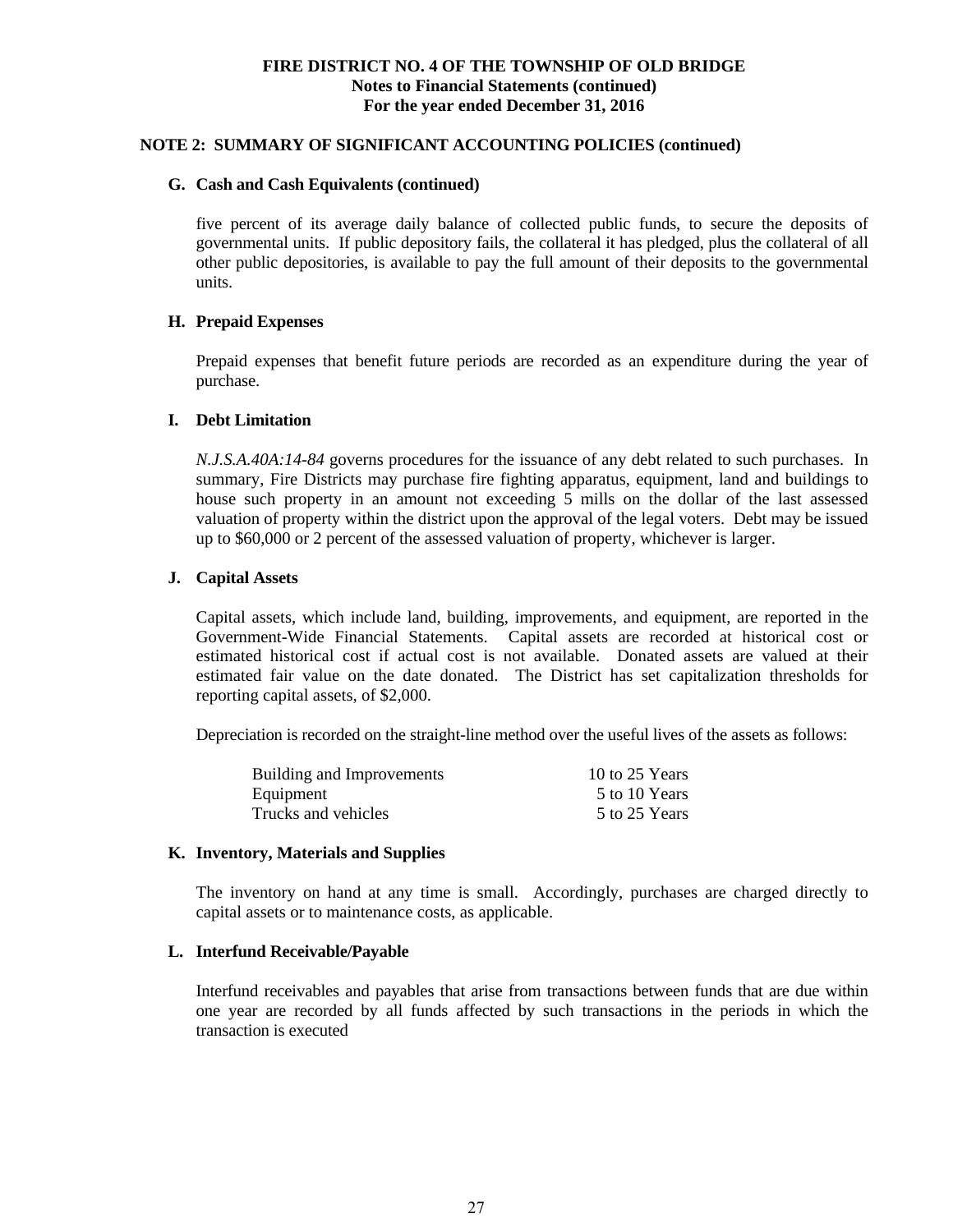# FIRE DISTRICT NO. 4 OF THE TOWNSHIP OF OLD BRIDGE
## Notes to Financial Statements (continued)
## For the year ended December 31, 2016

### NOTE 2: SUMMARY OF SIGNIFICANT ACCOUNTING POLICIES (continued)

#### G. Cash and Cash Equivalents (continued)

five percent of its average daily balance of collected public funds, to secure the deposits of governmental units. If public depository fails, the collateral it has pledged, plus the collateral of all other public depositories, is available to pay the full amount of their deposits to the governmental units.

#### H. Prepaid Expenses

Prepaid expenses that benefit future periods are recorded as an expenditure during the year of purchase.

#### I. Debt Limitation

*N.J.S.A.40A:14-84* governs procedures for the issuance of any debt related to such purchases. In summary, Fire Districts may purchase fire fighting apparatus, equipment, land and buildings to house such property in an amount not exceeding 5 mills on the dollar of the last assessed valuation of property within the district upon the approval of the legal voters. Debt may be issued up to $60,000 or 2 percent of the assessed valuation of property, whichever is larger.

#### J. Capital Assets

Capital assets, which include land, building, improvements, and equipment, are reported in the Government-Wide Financial Statements. Capital assets are recorded at historical cost or estimated historical cost if actual cost is not available. Donated assets are valued at their estimated fair value on the date donated. The District has set capitalization thresholds for reporting capital assets, of $2,000.

Depreciation is recorded on the straight-line method over the useful lives of the assets as follows:

| | |
|---|---|
| Building and Improvements | 10 to 25 Years |
| Equipment | 5 to 10 Years |
| Trucks and vehicles | 5 to 25 Years |

#### K. Inventory, Materials and Supplies

The inventory on hand at any time is small. Accordingly, purchases are charged directly to capital assets or to maintenance costs, as applicable.

#### L. Interfund Receivable/Payable

Interfund receivables and payables that arise from transactions between funds that are due within one year are recorded by all funds affected by such transactions in the periods in which the transaction is executed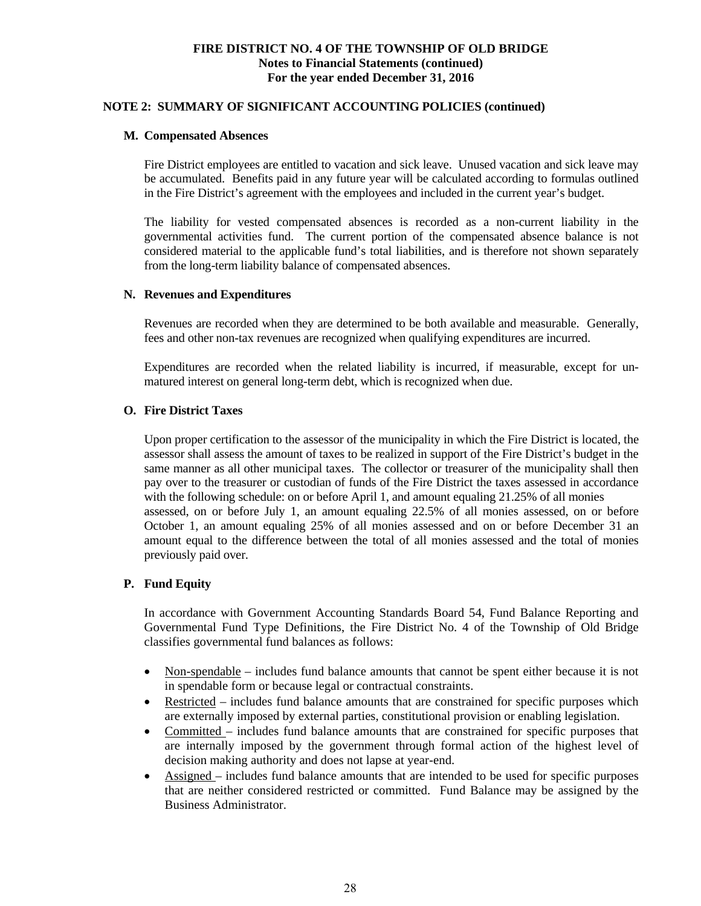**FIRE DISTRICT NO. 4 OF THE TOWNSHIP OF OLD BRIDGE**
**Notes to Financial Statements (continued)**
**For the year ended December 31, 2016**

## NOTE 2: SUMMARY OF SIGNIFICANT ACCOUNTING POLICIES (continued)

### M. Compensated Absences

Fire District employees are entitled to vacation and sick leave. Unused vacation and sick leave may be accumulated. Benefits paid in any future year will be calculated according to formulas outlined in the Fire District's agreement with the employees and included in the current year's budget.

The liability for vested compensated absences is recorded as a non-current liability in the governmental activities fund. The current portion of the compensated absence balance is not considered material to the applicable fund's total liabilities, and is therefore not shown separately from the long-term liability balance of compensated absences.

### N. Revenues and Expenditures

Revenues are recorded when they are determined to be both available and measurable. Generally, fees and other non-tax revenues are recognized when qualifying expenditures are incurred.

Expenditures are recorded when the related liability is incurred, if measurable, except for un-matured interest on general long-term debt, which is recognized when due.

### O. Fire District Taxes

Upon proper certification to the assessor of the municipality in which the Fire District is located, the assessor shall assess the amount of taxes to be realized in support of the Fire District's budget in the same manner as all other municipal taxes. The collector or treasurer of the municipality shall then pay over to the treasurer or custodian of funds of the Fire District the taxes assessed in accordance with the following schedule: on or before April 1, and amount equaling 21.25% of all monies assessed, on or before July 1, an amount equaling 22.5% of all monies assessed, on or before October 1, an amount equaling 25% of all monies assessed and on or before December 31 an amount equal to the difference between the total of all monies assessed and the total of monies previously paid over.

### P. Fund Equity

In accordance with Government Accounting Standards Board 54, Fund Balance Reporting and Governmental Fund Type Definitions, the Fire District No. 4 of the Township of Old Bridge classifies governmental fund balances as follows:

- Non-spendable – includes fund balance amounts that cannot be spent either because it is not in spendable form or because legal or contractual constraints.
- Restricted – includes fund balance amounts that are constrained for specific purposes which are externally imposed by external parties, constitutional provision or enabling legislation.
- Committed – includes fund balance amounts that are constrained for specific purposes that are internally imposed by the government through formal action of the highest level of decision making authority and does not lapse at year-end.
- Assigned – includes fund balance amounts that are intended to be used for specific purposes that are neither considered restricted or committed. Fund Balance may be assigned by the Business Administrator.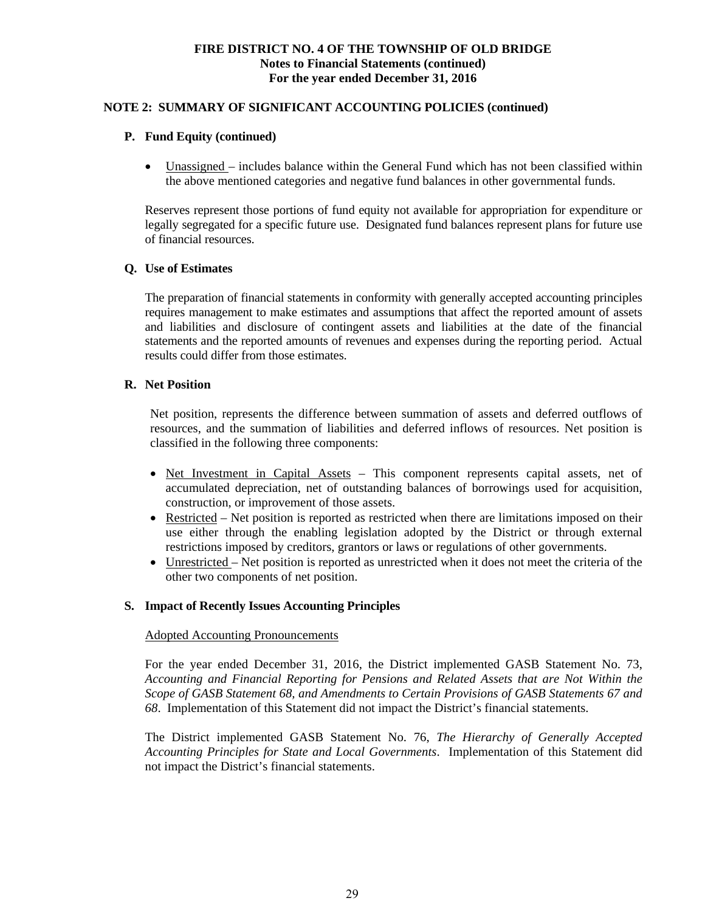# FIRE DISTRICT NO. 4 OF THE TOWNSHIP OF OLD BRIDGE
## Notes to Financial Statements (continued)
## For the year ended December 31, 2016

### NOTE 2: SUMMARY OF SIGNIFICANT ACCOUNTING POLICIES (continued)

#### P. Fund Equity (continued)

- Unassigned – includes balance within the General Fund which has not been classified within the above mentioned categories and negative fund balances in other governmental funds.

Reserves represent those portions of fund equity not available for appropriation for expenditure or legally segregated for a specific future use. Designated fund balances represent plans for future use of financial resources.

#### Q. Use of Estimates

The preparation of financial statements in conformity with generally accepted accounting principles requires management to make estimates and assumptions that affect the reported amount of assets and liabilities and disclosure of contingent assets and liabilities at the date of the financial statements and the reported amounts of revenues and expenses during the reporting period. Actual results could differ from those estimates.

#### R. Net Position

Net position, represents the difference between summation of assets and deferred outflows of resources, and the summation of liabilities and deferred inflows of resources. Net position is classified in the following three components:

- Net Investment in Capital Assets – This component represents capital assets, net of accumulated depreciation, net of outstanding balances of borrowings used for acquisition, construction, or improvement of those assets.
- Restricted – Net position is reported as restricted when there are limitations imposed on their use either through the enabling legislation adopted by the District or through external restrictions imposed by creditors, grantors or laws or regulations of other governments.
- Unrestricted – Net position is reported as unrestricted when it does not meet the criteria of the other two components of net position.

#### S. Impact of Recently Issues Accounting Principles

Adopted Accounting Pronouncements

For the year ended December 31, 2016, the District implemented GASB Statement No. 73, *Accounting and Financial Reporting for Pensions and Related Assets that are Not Within the Scope of GASB Statement 68, and Amendments to Certain Provisions of GASB Statements 67 and 68*. Implementation of this Statement did not impact the District's financial statements.

The District implemented GASB Statement No. 76, *The Hierarchy of Generally Accepted Accounting Principles for State and Local Governments*. Implementation of this Statement did not impact the District's financial statements.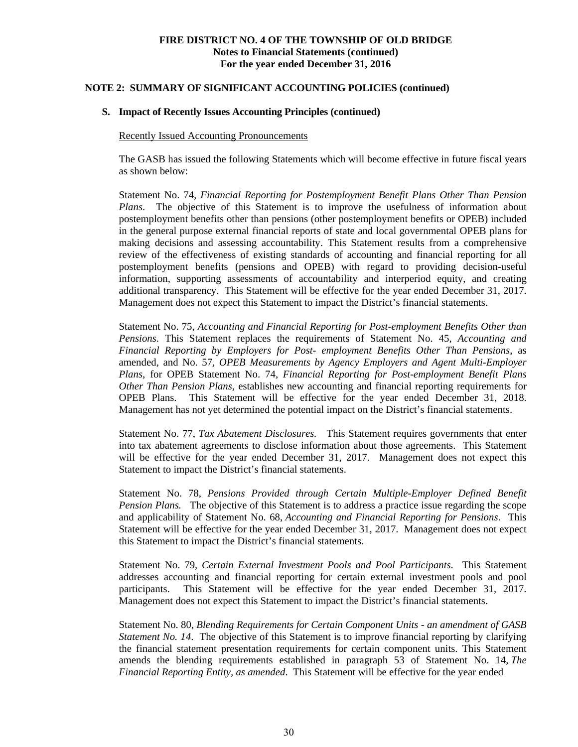**NOTE 2: SUMMARY OF SIGNIFICANT ACCOUNTING POLICIES (continued)**

**S. Impact of Recently Issues Accounting Principles (continued)**

Recently Issued Accounting Pronouncements

The GASB has issued the following Statements which will become effective in future fiscal years as shown below:

Statement No. 74, *Financial Reporting for Postemployment Benefit Plans Other Than Pension Plans*. The objective of this Statement is to improve the usefulness of information about postemployment benefits other than pensions (other postemployment benefits or OPEB) included in the general purpose external financial reports of state and local governmental OPEB plans for making decisions and assessing accountability. This Statement results from a comprehensive review of the effectiveness of existing standards of accounting and financial reporting for all postemployment benefits (pensions and OPEB) with regard to providing decision-useful information, supporting assessments of accountability and interperiod equity, and creating additional transparency. This Statement will be effective for the year ended December 31, 2017. Management does not expect this Statement to impact the District's financial statements.

Statement No. 75, *Accounting and Financial Reporting for Post-employment Benefits Other than Pensions*. This Statement replaces the requirements of Statement No. 45, *Accounting and Financial Reporting by Employers for Post- employment Benefits Other Than Pensions*, as amended, and No. 57, *OPEB Measurements by Agency Employers and Agent Multi-Employer Plans*, for OPEB Statement No. 74, *Financial Reporting for Post-employment Benefit Plans Other Than Pension Plans*, establishes new accounting and financial reporting requirements for OPEB Plans. This Statement will be effective for the year ended December 31, 2018. Management has not yet determined the potential impact on the District's financial statements.

Statement No. 77, *Tax Abatement Disclosures*. This Statement requires governments that enter into tax abatement agreements to disclose information about those agreements. This Statement will be effective for the year ended December 31, 2017. Management does not expect this Statement to impact the District's financial statements.

Statement No. 78, *Pensions Provided through Certain Multiple-Employer Defined Benefit Pension Plans.* The objective of this Statement is to address a practice issue regarding the scope and applicability of Statement No. 68, *Accounting and Financial Reporting for Pensions*. This Statement will be effective for the year ended December 31, 2017. Management does not expect this Statement to impact the District's financial statements.

Statement No. 79, *Certain External Investment Pools and Pool Participants*. This Statement addresses accounting and financial reporting for certain external investment pools and pool participants. This Statement will be effective for the year ended December 31, 2017. Management does not expect this Statement to impact the District's financial statements.

Statement No. 80, *Blending Requirements for Certain Component Units - an amendment of GASB Statement No. 14*. The objective of this Statement is to improve financial reporting by clarifying the financial statement presentation requirements for certain component units. This Statement amends the blending requirements established in paragraph 53 of Statement No. 14, *The Financial Reporting Entity, as amended*. This Statement will be effective for the year ended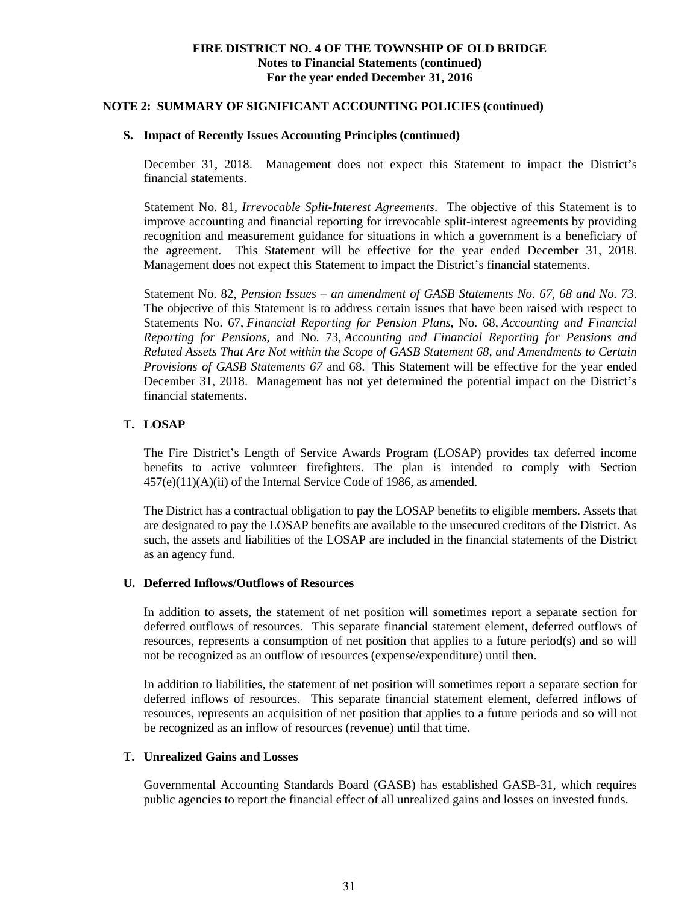**NOTE 2: SUMMARY OF SIGNIFICANT ACCOUNTING POLICIES (continued)**

**S. Impact of Recently Issues Accounting Principles (continued)**

December 31, 2018. Management does not expect this Statement to impact the District's financial statements.

Statement No. 81, *Irrevocable Split-Interest Agreements*. The objective of this Statement is to improve accounting and financial reporting for irrevocable split-interest agreements by providing recognition and measurement guidance for situations in which a government is a beneficiary of the agreement. This Statement will be effective for the year ended December 31, 2018. Management does not expect this Statement to impact the District's financial statements.

Statement No. 82, *Pension Issues – an amendment of GASB Statements No. 67, 68 and No. 73*. The objective of this Statement is to address certain issues that have been raised with respect to Statements No. 67, *Financial Reporting for Pension Plans*, No. 68, *Accounting and Financial Reporting for Pensions*, and No. 73, *Accounting and Financial Reporting for Pensions and Related Assets That Are Not within the Scope of GASB Statement 68, and Amendments to Certain Provisions of GASB Statements 67* and 68. This Statement will be effective for the year ended December 31, 2018. Management has not yet determined the potential impact on the District's financial statements.

**T. LOSAP**

The Fire District's Length of Service Awards Program (LOSAP) provides tax deferred income benefits to active volunteer firefighters. The plan is intended to comply with Section 457(e)(11)(A)(ii) of the Internal Service Code of 1986, as amended.

The District has a contractual obligation to pay the LOSAP benefits to eligible members. Assets that are designated to pay the LOSAP benefits are available to the unsecured creditors of the District. As such, the assets and liabilities of the LOSAP are included in the financial statements of the District as an agency fund.

**U. Deferred Inflows/Outflows of Resources**

In addition to assets, the statement of net position will sometimes report a separate section for deferred outflows of resources. This separate financial statement element, deferred outflows of resources, represents a consumption of net position that applies to a future period(s) and so will not be recognized as an outflow of resources (expense/expenditure) until then.

In addition to liabilities, the statement of net position will sometimes report a separate section for deferred inflows of resources. This separate financial statement element, deferred inflows of resources, represents an acquisition of net position that applies to a future periods and so will not be recognized as an inflow of resources (revenue) until that time.

**T. Unrealized Gains and Losses**

Governmental Accounting Standards Board (GASB) has established GASB-31, which requires public agencies to report the financial effect of all unrealized gains and losses on invested funds.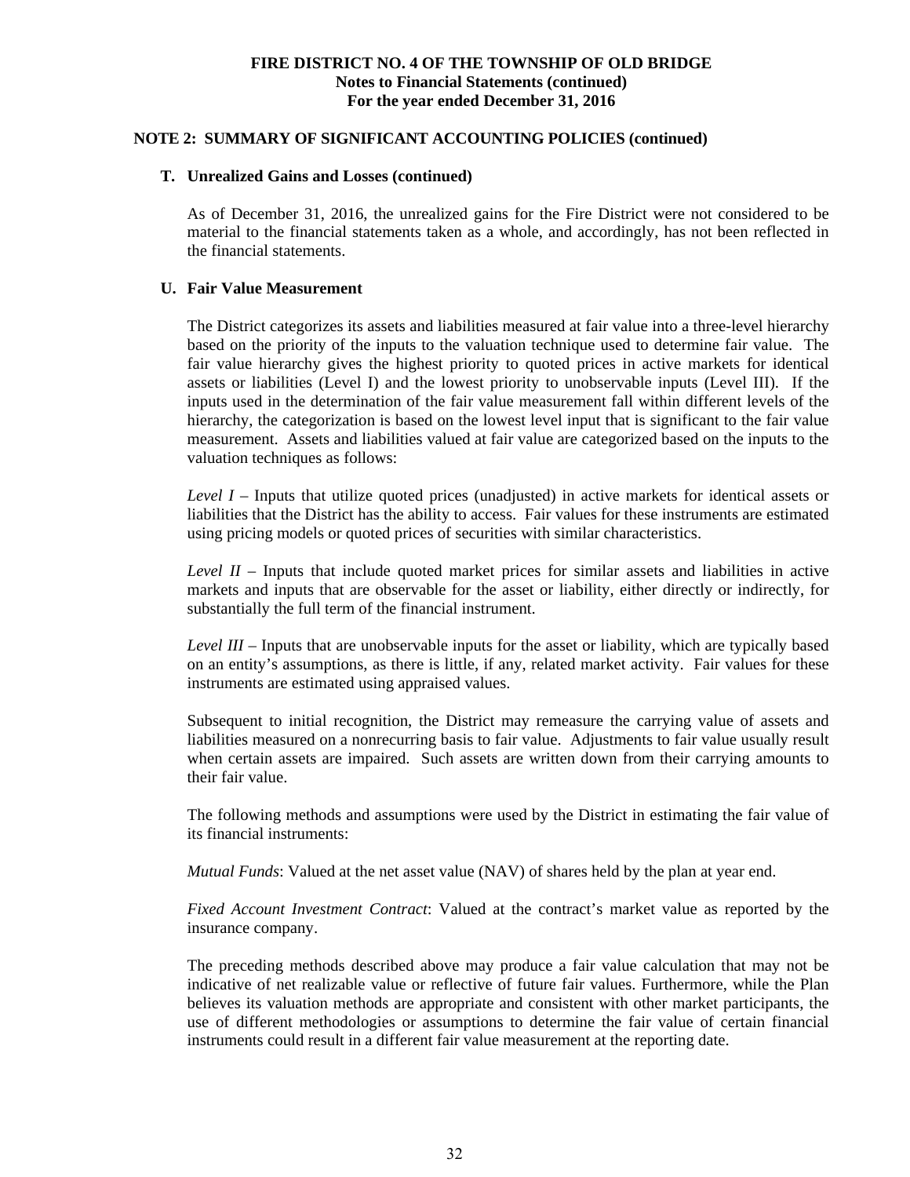# FIRE DISTRICT NO. 4 OF THE TOWNSHIP OF OLD BRIDGE
## Notes to Financial Statements (continued)
## For the year ended December 31, 2016

## NOTE 2: SUMMARY OF SIGNIFICANT ACCOUNTING POLICIES (continued)

### T. Unrealized Gains and Losses (continued)

As of December 31, 2016, the unrealized gains for the Fire District were not considered to be material to the financial statements taken as a whole, and accordingly, has not been reflected in the financial statements.

### U. Fair Value Measurement

The District categorizes its assets and liabilities measured at fair value into a three-level hierarchy based on the priority of the inputs to the valuation technique used to determine fair value. The fair value hierarchy gives the highest priority to quoted prices in active markets for identical assets or liabilities (Level I) and the lowest priority to unobservable inputs (Level III). If the inputs used in the determination of the fair value measurement fall within different levels of the hierarchy, the categorization is based on the lowest level input that is significant to the fair value measurement. Assets and liabilities valued at fair value are categorized based on the inputs to the valuation techniques as follows:

*Level I* – Inputs that utilize quoted prices (unadjusted) in active markets for identical assets or liabilities that the District has the ability to access. Fair values for these instruments are estimated using pricing models or quoted prices of securities with similar characteristics.

*Level II* – Inputs that include quoted market prices for similar assets and liabilities in active markets and inputs that are observable for the asset or liability, either directly or indirectly, for substantially the full term of the financial instrument.

*Level III* – Inputs that are unobservable inputs for the asset or liability, which are typically based on an entity's assumptions, as there is little, if any, related market activity. Fair values for these instruments are estimated using appraised values.

Subsequent to initial recognition, the District may remeasure the carrying value of assets and liabilities measured on a nonrecurring basis to fair value. Adjustments to fair value usually result when certain assets are impaired. Such assets are written down from their carrying amounts to their fair value.

The following methods and assumptions were used by the District in estimating the fair value of its financial instruments:

*Mutual Funds*: Valued at the net asset value (NAV) of shares held by the plan at year end.

*Fixed Account Investment Contract*: Valued at the contract's market value as reported by the insurance company.

The preceding methods described above may produce a fair value calculation that may not be indicative of net realizable value or reflective of future fair values. Furthermore, while the Plan believes its valuation methods are appropriate and consistent with other market participants, the use of different methodologies or assumptions to determine the fair value of certain financial instruments could result in a different fair value measurement at the reporting date.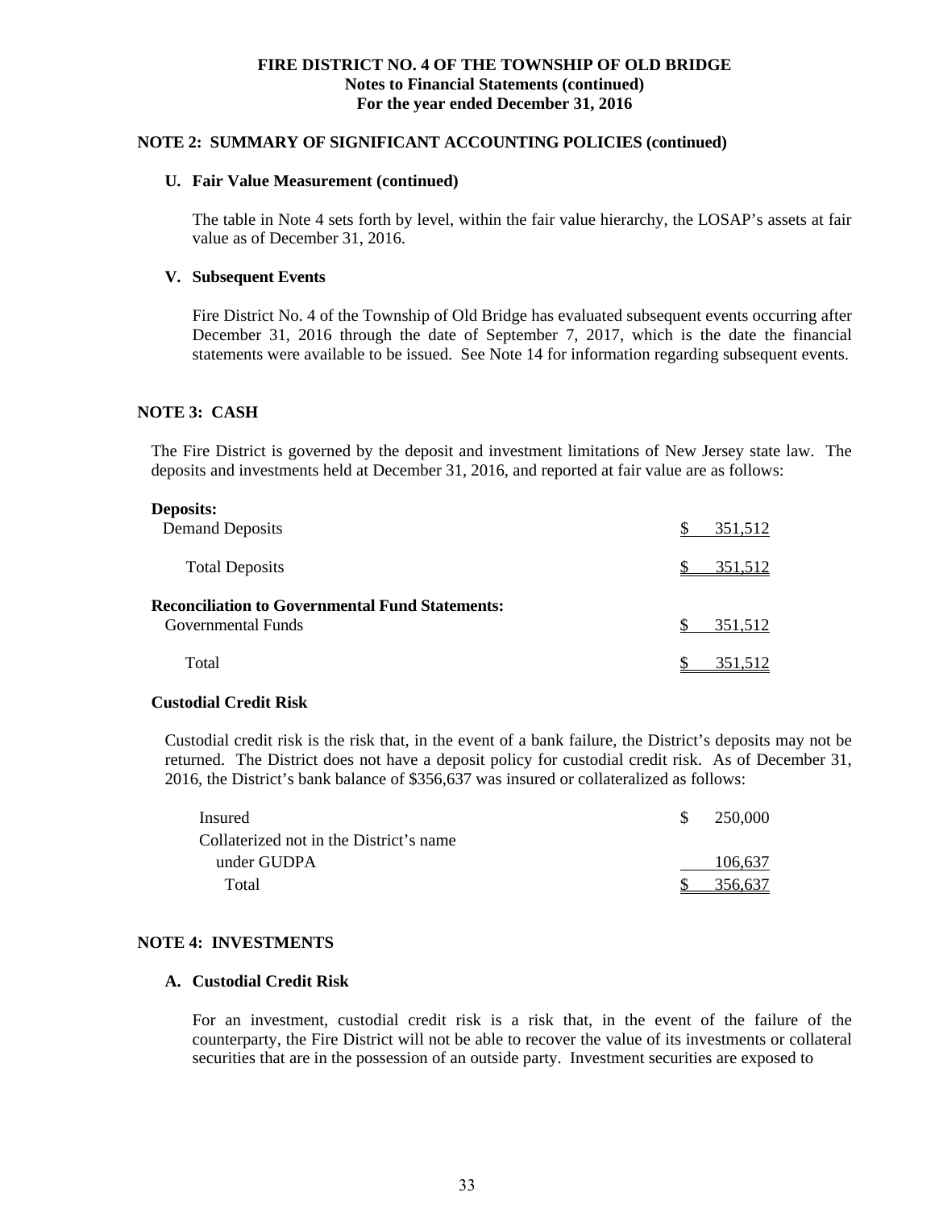**FIRE DISTRICT NO. 4 OF THE TOWNSHIP OF OLD BRIDGE**
**Notes to Financial Statements (continued)**
**For the year ended December 31, 2016**

## NOTE 2: SUMMARY OF SIGNIFICANT ACCOUNTING POLICIES (continued)

### U. Fair Value Measurement (continued)

The table in Note 4 sets forth by level, within the fair value hierarchy, the LOSAP's assets at fair value as of December 31, 2016.

### V. Subsequent Events

Fire District No. 4 of the Township of Old Bridge has evaluated subsequent events occurring after December 31, 2016 through the date of September 7, 2017, which is the date the financial statements were available to be issued. See Note 14 for information regarding subsequent events.

## NOTE 3: CASH

The Fire District is governed by the deposit and investment limitations of New Jersey state law. The deposits and investments held at December 31, 2016, and reported at fair value are as follows:

| | |
|---|---|
| **Deposits:** | |
| Demand Deposits | $ 351,512 |
| Total Deposits | $ 351,512 |
| **Reconciliation to Governmental Fund Statements:** | |
| Governmental Funds | $ 351,512 |
| Total | $ 351,512 |

### Custodial Credit Risk

Custodial credit risk is the risk that, in the event of a bank failure, the District's deposits may not be returned. The District does not have a deposit policy for custodial credit risk. As of December 31, 2016, the District's bank balance of $356,637 was insured or collateralized as follows:

| | |
|---|---|
| Insured | $ 250,000 |
| Collaterized not in the District's name under GUDPA | 106,637 |
| Total | $ 356,637 |

## NOTE 4: INVESTMENTS

### A. Custodial Credit Risk

For an investment, custodial credit risk is a risk that, in the event of the failure of the counterparty, the Fire District will not be able to recover the value of its investments or collateral securities that are in the possession of an outside party. Investment securities are exposed to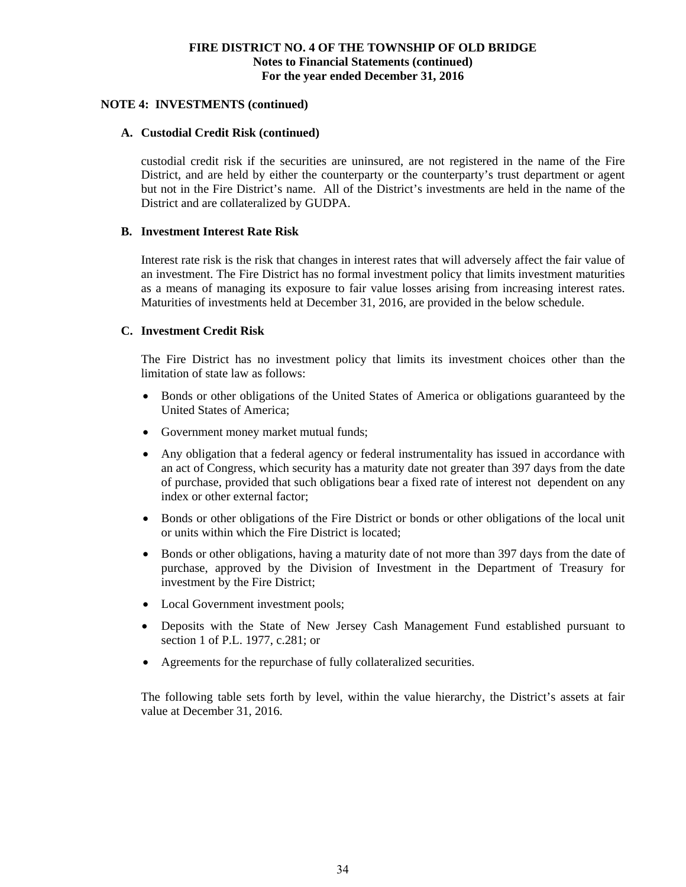### NOTE 4: INVESTMENTS (continued)

#### A. Custodial Credit Risk (continued)

custodial credit risk if the securities are uninsured, are not registered in the name of the Fire District, and are held by either the counterparty or the counterparty's trust department or agent but not in the Fire District's name. All of the District's investments are held in the name of the District and are collateralized by GUDPA.

#### B. Investment Interest Rate Risk

Interest rate risk is the risk that changes in interest rates that will adversely affect the fair value of an investment. The Fire District has no formal investment policy that limits investment maturities as a means of managing its exposure to fair value losses arising from increasing interest rates. Maturities of investments held at December 31, 2016, are provided in the below schedule.

#### C. Investment Credit Risk

The Fire District has no investment policy that limits its investment choices other than the limitation of state law as follows:

- Bonds or other obligations of the United States of America or obligations guaranteed by the United States of America;
- Government money market mutual funds;
- Any obligation that a federal agency or federal instrumentality has issued in accordance with an act of Congress, which security has a maturity date not greater than 397 days from the date of purchase, provided that such obligations bear a fixed rate of interest not dependent on any index or other external factor;
- Bonds or other obligations of the Fire District or bonds or other obligations of the local unit or units within which the Fire District is located;
- Bonds or other obligations, having a maturity date of not more than 397 days from the date of purchase, approved by the Division of Investment in the Department of Treasury for investment by the Fire District;
- Local Government investment pools;
- Deposits with the State of New Jersey Cash Management Fund established pursuant to section 1 of P.L. 1977, c.281; or
- Agreements for the repurchase of fully collateralized securities.

The following table sets forth by level, within the value hierarchy, the District's assets at fair value at December 31, 2016.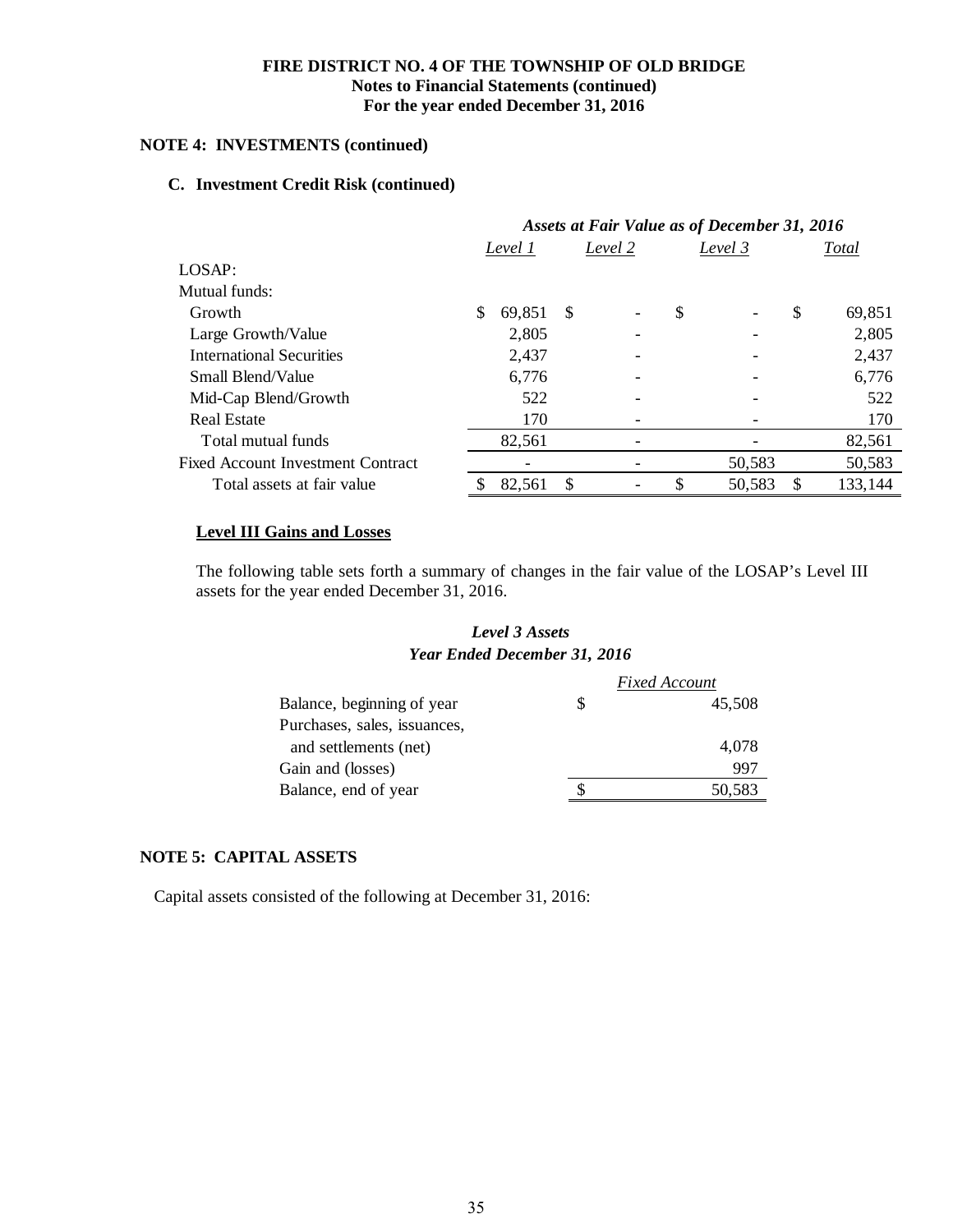**FIRE DISTRICT NO. 4 OF THE TOWNSHIP OF OLD BRIDGE**
**Notes to Financial Statements (continued)**
**For the year ended December 31, 2016**

## NOTE 4: INVESTMENTS (continued)

### C. Investment Credit Risk (continued)

| | *Assets at Fair Value as of December 31, 2016* | | | |
|---|---|---|---|---|
| | *Level 1* | *Level 2* | *Level 3* | *Total* |
| LOSAP: | | | | |
| Mutual funds: | | | | |
| Growth | $ 69,851 | $ - | $ - | $ 69,851 |
| Large Growth/Value | 2,805 | - | - | 2,805 |
| International Securities | 2,437 | - | - | 2,437 |
| Small Blend/Value | 6,776 | - | - | 6,776 |
| Mid-Cap Blend/Growth | 522 | - | - | 522 |
| Real Estate | 170 | - | - | 170 |
| Total mutual funds | 82,561 | - | - | 82,561 |
| Fixed Account Investment Contract | - | - | 50,583 | 50,583 |
| Total assets at fair value | $ 82,561 | $ - | $ 50,583 | $ 133,144 |

**Level III Gains and Losses**

The following table sets forth a summary of changes in the fair value of the LOSAP's Level III assets for the year ended December 31, 2016.

***Level 3 Assets***
***Year Ended December 31, 2016***

| | *Fixed Account* |
|---|---|
| Balance, beginning of year | $ 45,508 |
| Purchases, sales, issuances, and settlements (net) | 4,078 |
| Gain and (losses) | 997 |
| Balance, end of year | $ 50,583 |

## NOTE 5: CAPITAL ASSETS

Capital assets consisted of the following at December 31, 2016: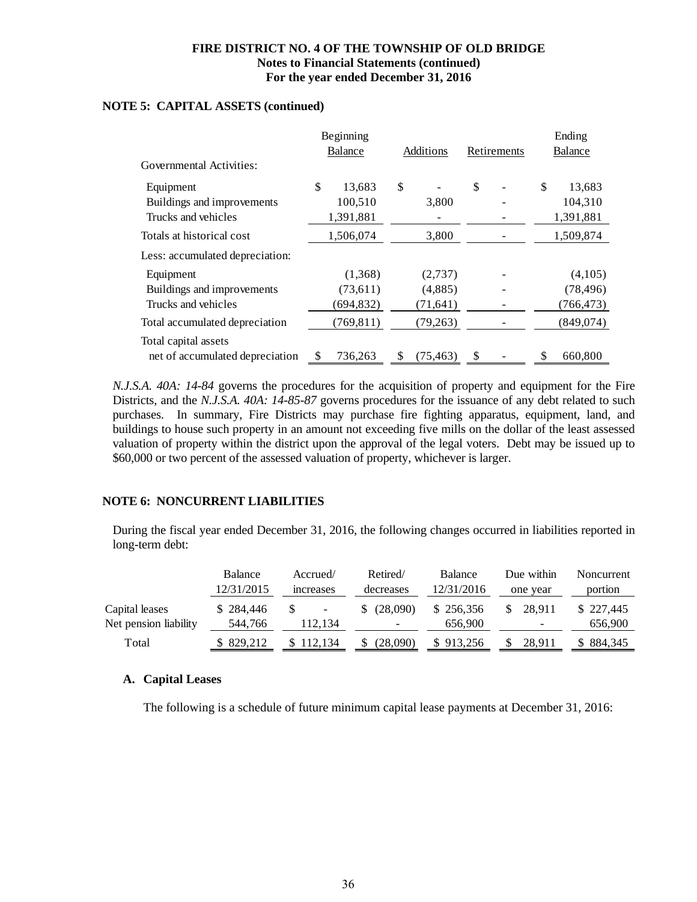**FIRE DISTRICT NO. 4 OF THE TOWNSHIP OF OLD BRIDGE**
**Notes to Financial Statements (continued)**
**For the year ended December 31, 2016**

## NOTE 5: CAPITAL ASSETS (continued)

| Governmental Activities: | Beginning Balance | Additions | Retirements | Ending Balance |
|---|---|---|---|---|
| Equipment | $ 13,683 | $ - | $ - | $ 13,683 |
| Buildings and improvements | 100,510 | 3,800 | - | 104,310 |
| Trucks and vehicles | 1,391,881 | - | - | 1,391,881 |
| Totals at historical cost | 1,506,074 | 3,800 | - | 1,509,874 |
| Less: accumulated depreciation: | | | | |
| Equipment | (1,368) | (2,737) | - | (4,105) |
| Buildings and improvements | (73,611) | (4,885) | - | (78,496) |
| Trucks and vehicles | (694,832) | (71,641) | - | (766,473) |
| Total accumulated depreciation | (769,811) | (79,263) | - | (849,074) |
| Total capital assets net of accumulated depreciation | $ 736,263 | $ (75,463) | $ - | $ 660,800 |

*N.J.S.A. 40A: 14-84* governs the procedures for the acquisition of property and equipment for the Fire Districts, and the *N.J.S.A. 40A: 14-85-87* governs procedures for the issuance of any debt related to such purchases. In summary, Fire Districts may purchase fire fighting apparatus, equipment, land, and buildings to house such property in an amount not exceeding five mills on the dollar of the least assessed valuation of property within the district upon the approval of the legal voters. Debt may be issued up to $60,000 or two percent of the assessed valuation of property, whichever is larger.

## NOTE 6: NONCURRENT LIABILITIES

During the fiscal year ended December 31, 2016, the following changes occurred in liabilities reported in long-term debt:

| | Balance 12/31/2015 | Accrued/ increases | Retired/ decreases | Balance 12/31/2016 | Due within one year | Noncurrent portion |
|---|---|---|---|---|---|---|
| Capital leases | $ 284,446 | $ - | $ (28,090) | $ 256,356 | $ 28,911 | $ 227,445 |
| Net pension liability | 544,766 | 112,134 | - | 656,900 | - | 656,900 |
| Total | $ 829,212 | $ 112,134 | $ (28,090) | $ 913,256 | $ 28,911 | $ 884,345 |

### A. Capital Leases

The following is a schedule of future minimum capital lease payments at December 31, 2016: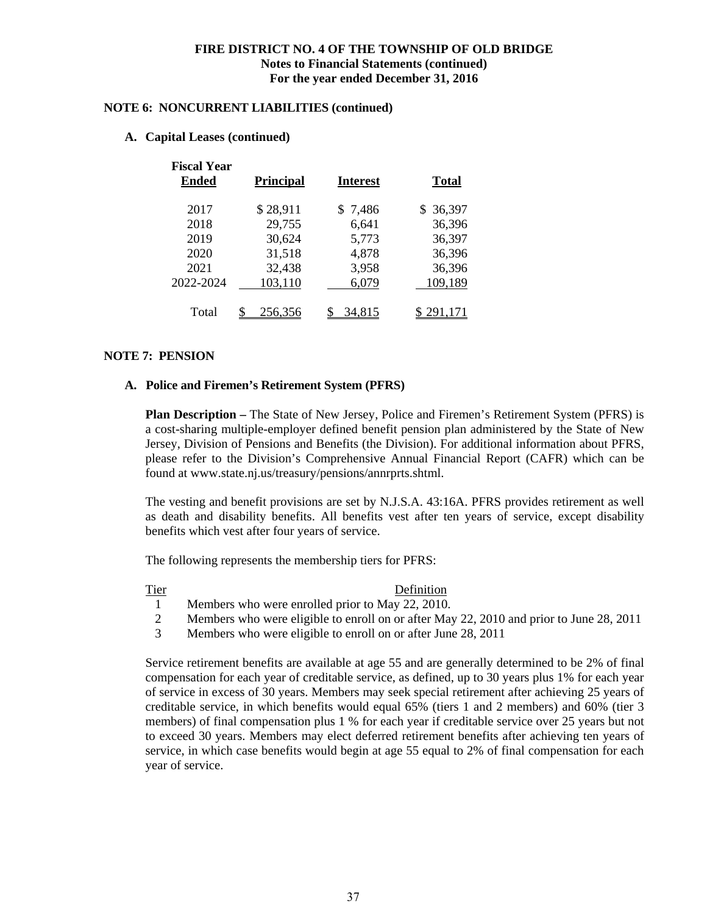**FIRE DISTRICT NO. 4 OF THE TOWNSHIP OF OLD BRIDGE**
**Notes to Financial Statements (continued)**
**For the year ended December 31, 2016**

## NOTE 6: NONCURRENT LIABILITIES (continued)

### A. Capital Leases (continued)

| Fiscal Year Ended | Principal | Interest | Total |
|---|---|---|---|
| 2017 | $ 28,911 | $ 7,486 | $ 36,397 |
| 2018 | 29,755 | 6,641 | 36,396 |
| 2019 | 30,624 | 5,773 | 36,397 |
| 2020 | 31,518 | 4,878 | 36,396 |
| 2021 | 32,438 | 3,958 | 36,396 |
| 2022-2024 | 103,110 | 6,079 | 109,189 |
| Total | $ 256,356 | $ 34,815 | $ 291,171 |

## NOTE 7: PENSION

### A. Police and Firemen's Retirement System (PFRS)

**Plan Description –** The State of New Jersey, Police and Firemen's Retirement System (PFRS) is a cost-sharing multiple-employer defined benefit pension plan administered by the State of New Jersey, Division of Pensions and Benefits (the Division). For additional information about PFRS, please refer to the Division's Comprehensive Annual Financial Report (CAFR) which can be found at www.state.nj.us/treasury/pensions/annrprts.shtml.

The vesting and benefit provisions are set by N.J.S.A. 43:16A. PFRS provides retirement as well as death and disability benefits. All benefits vest after ten years of service, except disability benefits which vest after four years of service.

The following represents the membership tiers for PFRS:

| Tier | Definition |
|---|---|
| 1 | Members who were enrolled prior to May 22, 2010. |
| 2 | Members who were eligible to enroll on or after May 22, 2010 and prior to June 28, 2011 |
| 3 | Members who were eligible to enroll on or after June 28, 2011 |

Service retirement benefits are available at age 55 and are generally determined to be 2% of final compensation for each year of creditable service, as defined, up to 30 years plus 1% for each year of service in excess of 30 years. Members may seek special retirement after achieving 25 years of creditable service, in which benefits would equal 65% (tiers 1 and 2 members) and 60% (tier 3 members) of final compensation plus 1 % for each year if creditable service over 25 years but not to exceed 30 years. Members may elect deferred retirement benefits after achieving ten years of service, in which case benefits would begin at age 55 equal to 2% of final compensation for each year of service.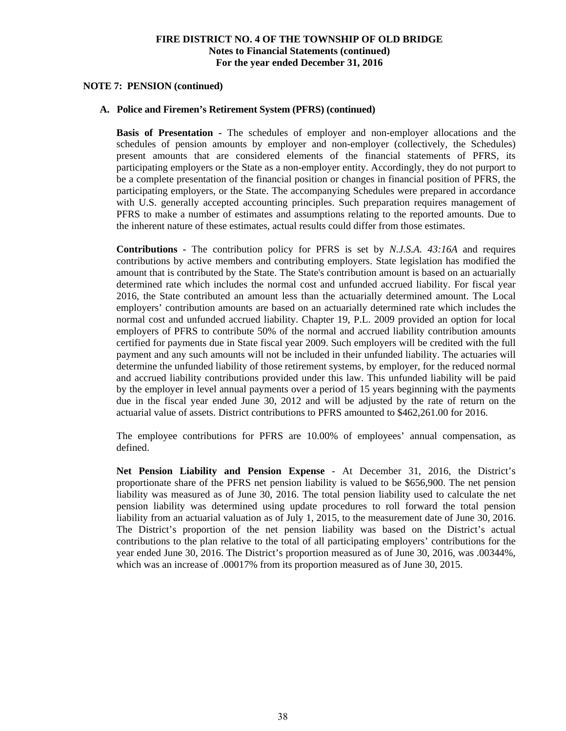**FIRE DISTRICT NO. 4 OF THE TOWNSHIP OF OLD BRIDGE**
**Notes to Financial Statements (continued)**
**For the year ended December 31, 2016**

**NOTE 7: PENSION (continued)**

**A. Police and Firemen's Retirement System (PFRS) (continued)**

**Basis of Presentation** - The schedules of employer and non-employer allocations and the schedules of pension amounts by employer and non-employer (collectively, the Schedules) present amounts that are considered elements of the financial statements of PFRS, its participating employers or the State as a non-employer entity. Accordingly, they do not purport to be a complete presentation of the financial position or changes in financial position of PFRS, the participating employers, or the State. The accompanying Schedules were prepared in accordance with U.S. generally accepted accounting principles. Such preparation requires management of PFRS to make a number of estimates and assumptions relating to the reported amounts. Due to the inherent nature of these estimates, actual results could differ from those estimates.

**Contributions** - The contribution policy for PFRS is set by *N.J.S.A. 43:16A* and requires contributions by active members and contributing employers. State legislation has modified the amount that is contributed by the State. The State's contribution amount is based on an actuarially determined rate which includes the normal cost and unfunded accrued liability. For fiscal year 2016, the State contributed an amount less than the actuarially determined amount. The Local employers' contribution amounts are based on an actuarially determined rate which includes the normal cost and unfunded accrued liability. Chapter 19, P.L. 2009 provided an option for local employers of PFRS to contribute 50% of the normal and accrued liability contribution amounts certified for payments due in State fiscal year 2009. Such employers will be credited with the full payment and any such amounts will not be included in their unfunded liability. The actuaries will determine the unfunded liability of those retirement systems, by employer, for the reduced normal and accrued liability contributions provided under this law. This unfunded liability will be paid by the employer in level annual payments over a period of 15 years beginning with the payments due in the fiscal year ended June 30, 2012 and will be adjusted by the rate of return on the actuarial value of assets. District contributions to PFRS amounted to $462,261.00 for 2016.

The employee contributions for PFRS are 10.00% of employees' annual compensation, as defined.

**Net Pension Liability and Pension Expense** - At December 31, 2016, the District's proportionate share of the PFRS net pension liability is valued to be $656,900. The net pension liability was measured as of June 30, 2016. The total pension liability used to calculate the net pension liability was determined using update procedures to roll forward the total pension liability from an actuarial valuation as of July 1, 2015, to the measurement date of June 30, 2016. The District's proportion of the net pension liability was based on the District's actual contributions to the plan relative to the total of all participating employers' contributions for the year ended June 30, 2016. The District's proportion measured as of June 30, 2016, was .00344%, which was an increase of .00017% from its proportion measured as of June 30, 2015.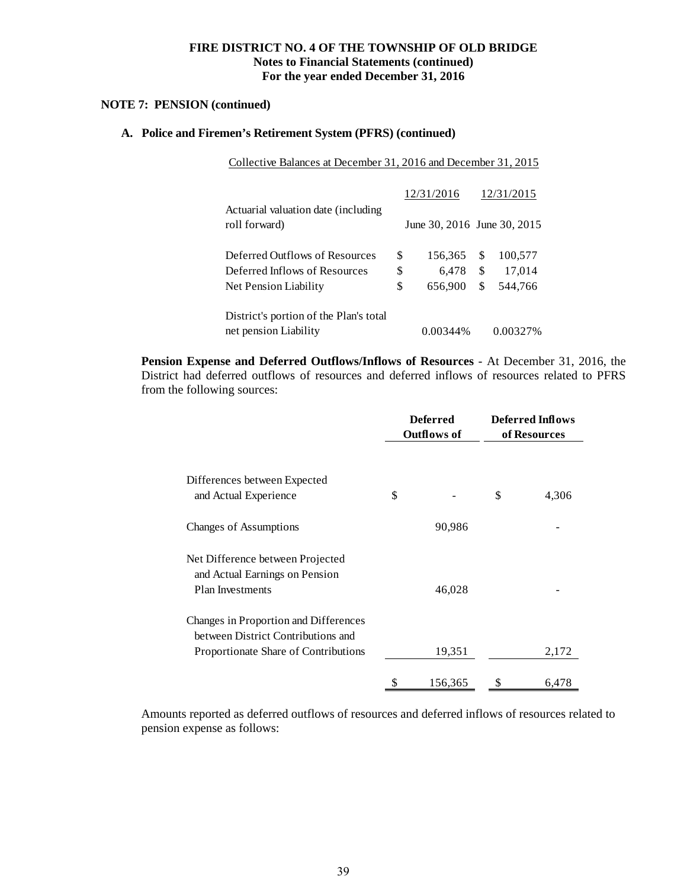**FIRE DISTRICT NO. 4 OF THE TOWNSHIP OF OLD BRIDGE**
**Notes to Financial Statements (continued)**
**For the year ended December 31, 2016**

**NOTE 7: PENSION (continued)**

**A. Police and Firemen's Retirement System (PFRS) (continued)**

Collective Balances at December 31, 2016 and December 31, 2015

| | 12/31/2016 | 12/31/2015 |
|---|---|---|
| Actuarial valuation date (including roll forward) | June 30, 2016 | June 30, 2015 |
| Deferred Outflows of Resources | $ 156,365 | $ 100,577 |
| Deferred Inflows of Resources | $ 6,478 | $ 17,014 |
| Net Pension Liability | $ 656,900 | $ 544,766 |
| District's portion of the Plan's total net pension Liability | 0.00344% | 0.00327% |

**Pension Expense and Deferred Outflows/Inflows of Resources** - At December 31, 2016, the District had deferred outflows of resources and deferred inflows of resources related to PFRS from the following sources:

| | Deferred Outflows of | Deferred Inflows of Resources |
|---|---|---|
| Differences between Expected and Actual Experience | $ - | $ 4,306 |
| Changes of Assumptions | 90,986 | - |
| Net Difference between Projected and Actual Earnings on Pension Plan Investments | 46,028 | - |
| Changes in Proportion and Differences between District Contributions and Proportionate Share of Contributions | 19,351 | 2,172 |
| | $ 156,365 | $ 6,478 |

Amounts reported as deferred outflows of resources and deferred inflows of resources related to pension expense as follows: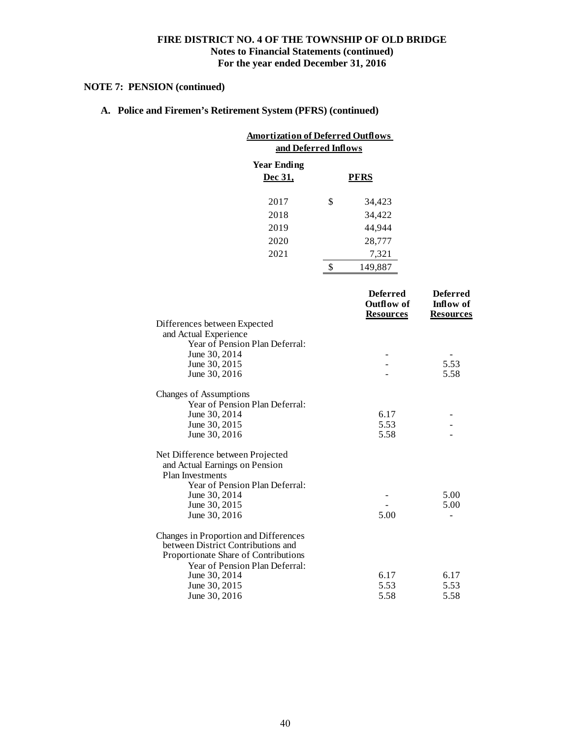**FIRE DISTRICT NO. 4 OF THE TOWNSHIP OF OLD BRIDGE**
**Notes to Financial Statements (continued)**
**For the year ended December 31, 2016**

## NOTE 7: PENSION (continued)

### A. Police and Firemen's Retirement System (PFRS) (continued)

**Amortization of Deferred Outflows and Deferred Inflows**

| Year Ending Dec 31, | PFRS |
|---|---|
| 2017 | $ 34,423 |
| 2018 | 34,422 |
| 2019 | 44,944 |
| 2020 | 28,777 |
| 2021 | 7,321 |
| | $ 149,887 |

| | Deferred Outflow of Resources | Deferred Inflow of Resources |
|---|---|---|
| Differences between Expected and Actual Experience | | |
| Year of Pension Plan Deferral: | | |
| June 30, 2014 | - | - |
| June 30, 2015 | - | 5.53 |
| June 30, 2016 | - | 5.58 |
| Changes of Assumptions | | |
| Year of Pension Plan Deferral: | | |
| June 30, 2014 | 6.17 | - |
| June 30, 2015 | 5.53 | - |
| June 30, 2016 | 5.58 | - |
| Net Difference between Projected and Actual Earnings on Pension Plan Investments | | |
| Year of Pension Plan Deferral: | | |
| June 30, 2014 | - | 5.00 |
| June 30, 2015 | - | 5.00 |
| June 30, 2016 | 5.00 | - |
| Changes in Proportion and Differences between District Contributions and Proportionate Share of Contributions | | |
| Year of Pension Plan Deferral: | | |
| June 30, 2014 | 6.17 | 6.17 |
| June 30, 2015 | 5.53 | 5.53 |
| June 30, 2016 | 5.58 | 5.58 |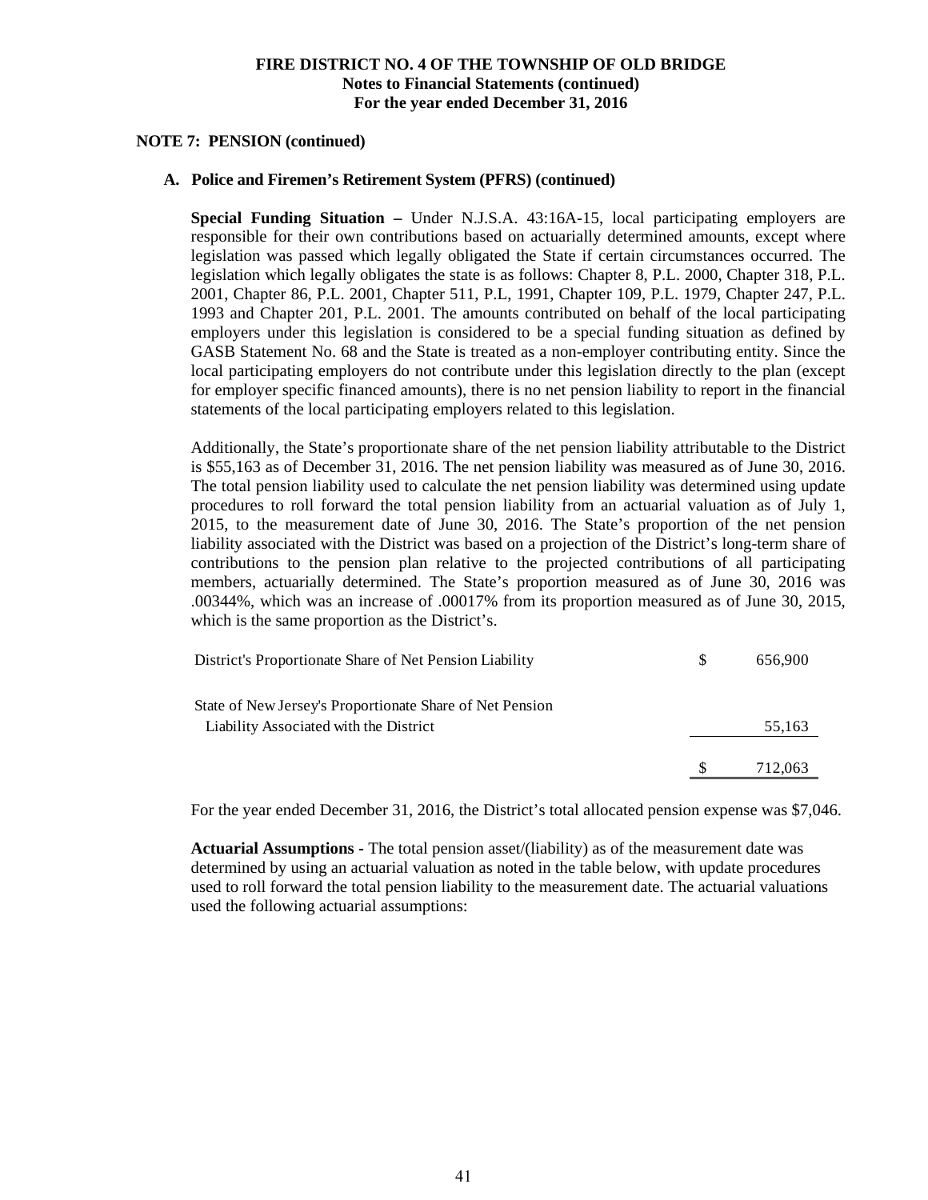**FIRE DISTRICT NO. 4 OF THE TOWNSHIP OF OLD BRIDGE**
**Notes to Financial Statements (continued)**
**For the year ended December 31, 2016**

**NOTE 7: PENSION (continued)**

**A. Police and Firemen's Retirement System (PFRS) (continued)**

**Special Funding Situation –** Under N.J.S.A. 43:16A-15, local participating employers are responsible for their own contributions based on actuarially determined amounts, except where legislation was passed which legally obligated the State if certain circumstances occurred. The legislation which legally obligates the state is as follows: Chapter 8, P.L. 2000, Chapter 318, P.L. 2001, Chapter 86, P.L. 2001, Chapter 511, P.L, 1991, Chapter 109, P.L. 1979, Chapter 247, P.L. 1993 and Chapter 201, P.L. 2001. The amounts contributed on behalf of the local participating employers under this legislation is considered to be a special funding situation as defined by GASB Statement No. 68 and the State is treated as a non-employer contributing entity. Since the local participating employers do not contribute under this legislation directly to the plan (except for employer specific financed amounts), there is no net pension liability to report in the financial statements of the local participating employers related to this legislation.

Additionally, the State's proportionate share of the net pension liability attributable to the District is $55,163 as of December 31, 2016. The net pension liability was measured as of June 30, 2016. The total pension liability used to calculate the net pension liability was determined using update procedures to roll forward the total pension liability from an actuarial valuation as of July 1, 2015, to the measurement date of June 30, 2016. The State's proportion of the net pension liability associated with the District was based on a projection of the District's long-term share of contributions to the pension plan relative to the projected contributions of all participating members, actuarially determined. The State's proportion measured as of June 30, 2016 was .00344%, which was an increase of .00017% from its proportion measured as of June 30, 2015, which is the same proportion as the District's.

| | | |
|---|---|---|
| District's Proportionate Share of Net Pension Liability | $ | 656,900 |
| State of New Jersey's Proportionate Share of Net Pension Liability Associated with the District | | 55,163 |
| | $ | 712,063 |

For the year ended December 31, 2016, the District's total allocated pension expense was $7,046.

**Actuarial Assumptions -** The total pension asset/(liability) as of the measurement date was determined by using an actuarial valuation as noted in the table below, with update procedures used to roll forward the total pension liability to the measurement date. The actuarial valuations used the following actuarial assumptions: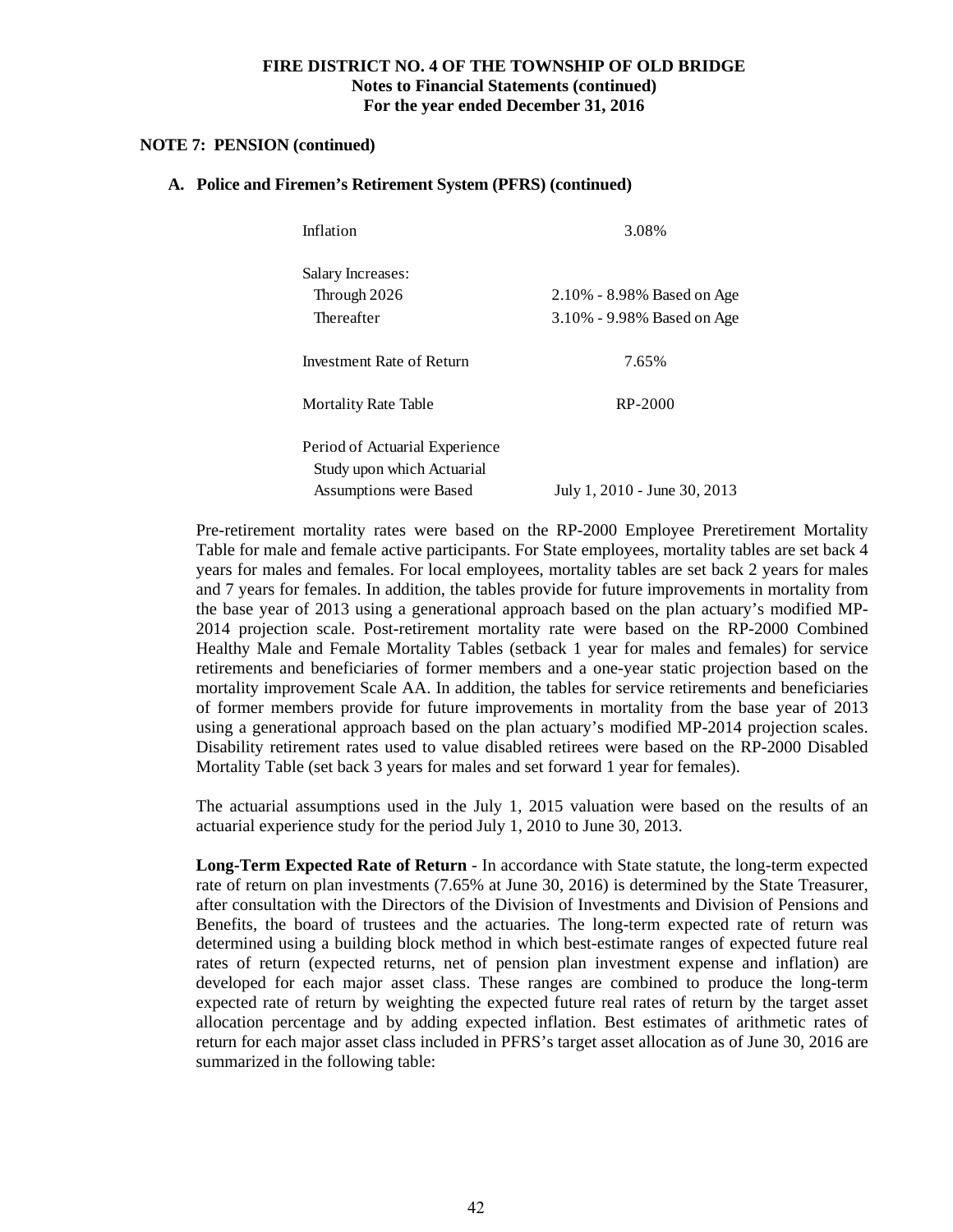**NOTE 7: PENSION (continued)**

**A. Police and Firemen's Retirement System (PFRS) (continued)**

| | |
|---|---|
| Inflation | 3.08% |
| Salary Increases: | |
| Through 2026 | 2.10% - 8.98% Based on Age |
| Thereafter | 3.10% - 9.98% Based on Age |
| Investment Rate of Return | 7.65% |
| Mortality Rate Table | RP-2000 |
| Period of Actuarial Experience Study upon which Actuarial Assumptions were Based | July 1, 2010 - June 30, 2013 |

Pre-retirement mortality rates were based on the RP-2000 Employee Preretirement Mortality Table for male and female active participants. For State employees, mortality tables are set back 4 years for males and females. For local employees, mortality tables are set back 2 years for males and 7 years for females. In addition, the tables provide for future improvements in mortality from the base year of 2013 using a generational approach based on the plan actuary's modified MP-2014 projection scale. Post-retirement mortality rate were based on the RP-2000 Combined Healthy Male and Female Mortality Tables (setback 1 year for males and females) for service retirements and beneficiaries of former members and a one-year static projection based on the mortality improvement Scale AA. In addition, the tables for service retirements and beneficiaries of former members provide for future improvements in mortality from the base year of 2013 using a generational approach based on the plan actuary's modified MP-2014 projection scales. Disability retirement rates used to value disabled retirees were based on the RP-2000 Disabled Mortality Table (set back 3 years for males and set forward 1 year for females).

The actuarial assumptions used in the July 1, 2015 valuation were based on the results of an actuarial experience study for the period July 1, 2010 to June 30, 2013.

**Long-Term Expected Rate of Return** - In accordance with State statute, the long-term expected rate of return on plan investments (7.65% at June 30, 2016) is determined by the State Treasurer, after consultation with the Directors of the Division of Investments and Division of Pensions and Benefits, the board of trustees and the actuaries. The long-term expected rate of return was determined using a building block method in which best-estimate ranges of expected future real rates of return (expected returns, net of pension plan investment expense and inflation) are developed for each major asset class. These ranges are combined to produce the long-term expected rate of return by weighting the expected future real rates of return by the target asset allocation percentage and by adding expected inflation. Best estimates of arithmetic rates of return for each major asset class included in PFRS's target asset allocation as of June 30, 2016 are summarized in the following table: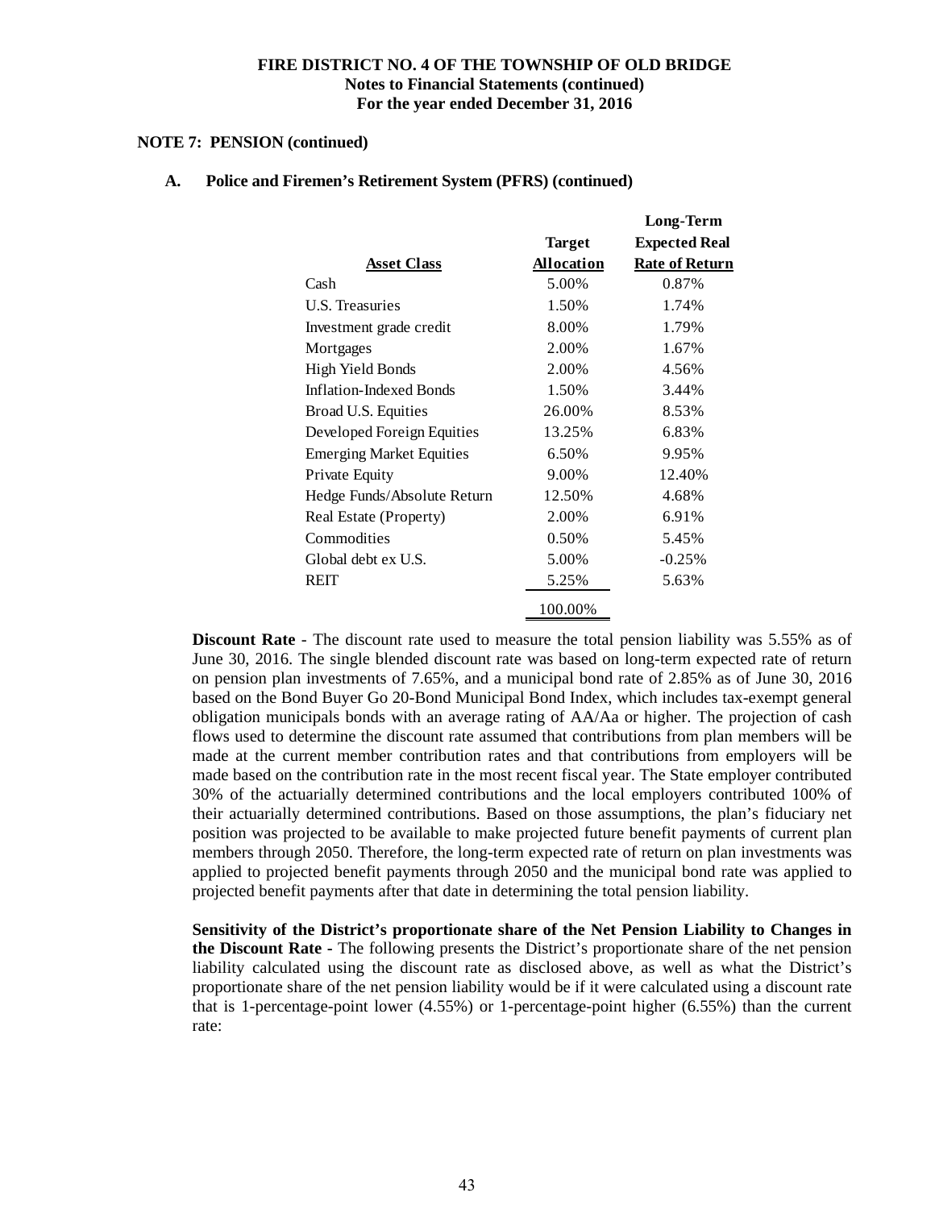**FIRE DISTRICT NO. 4 OF THE TOWNSHIP OF OLD BRIDGE**
**Notes to Financial Statements (continued)**
**For the year ended December 31, 2016**

**NOTE 7: PENSION (continued)**

**A. Police and Firemen's Retirement System (PFRS) (continued)**

| Asset Class | Target Allocation | Long-Term Expected Real Rate of Return |
|---|---|---|
| Cash | 5.00% | 0.87% |
| U.S. Treasuries | 1.50% | 1.74% |
| Investment grade credit | 8.00% | 1.79% |
| Mortgages | 2.00% | 1.67% |
| High Yield Bonds | 2.00% | 4.56% |
| Inflation-Indexed Bonds | 1.50% | 3.44% |
| Broad U.S. Equities | 26.00% | 8.53% |
| Developed Foreign Equities | 13.25% | 6.83% |
| Emerging Market Equities | 6.50% | 9.95% |
| Private Equity | 9.00% | 12.40% |
| Hedge Funds/Absolute Return | 12.50% | 4.68% |
| Real Estate (Property) | 2.00% | 6.91% |
| Commodities | 0.50% | 5.45% |
| Global debt ex U.S. | 5.00% | -0.25% |
| REIT | 5.25% | 5.63% |
| | 100.00% | |

**Discount Rate** - The discount rate used to measure the total pension liability was 5.55% as of June 30, 2016. The single blended discount rate was based on long-term expected rate of return on pension plan investments of 7.65%, and a municipal bond rate of 2.85% as of June 30, 2016 based on the Bond Buyer Go 20-Bond Municipal Bond Index, which includes tax-exempt general obligation municipals bonds with an average rating of AA/Aa or higher. The projection of cash flows used to determine the discount rate assumed that contributions from plan members will be made at the current member contribution rates and that contributions from employers will be made based on the contribution rate in the most recent fiscal year. The State employer contributed 30% of the actuarially determined contributions and the local employers contributed 100% of their actuarially determined contributions. Based on those assumptions, the plan's fiduciary net position was projected to be available to make projected future benefit payments of current plan members through 2050. Therefore, the long-term expected rate of return on plan investments was applied to projected benefit payments through 2050 and the municipal bond rate was applied to projected benefit payments after that date in determining the total pension liability.

**Sensitivity of the District's proportionate share of the Net Pension Liability to Changes in the Discount Rate** - The following presents the District's proportionate share of the net pension liability calculated using the discount rate as disclosed above, as well as what the District's proportionate share of the net pension liability would be if it were calculated using a discount rate that is 1-percentage-point lower (4.55%) or 1-percentage-point higher (6.55%) than the current rate: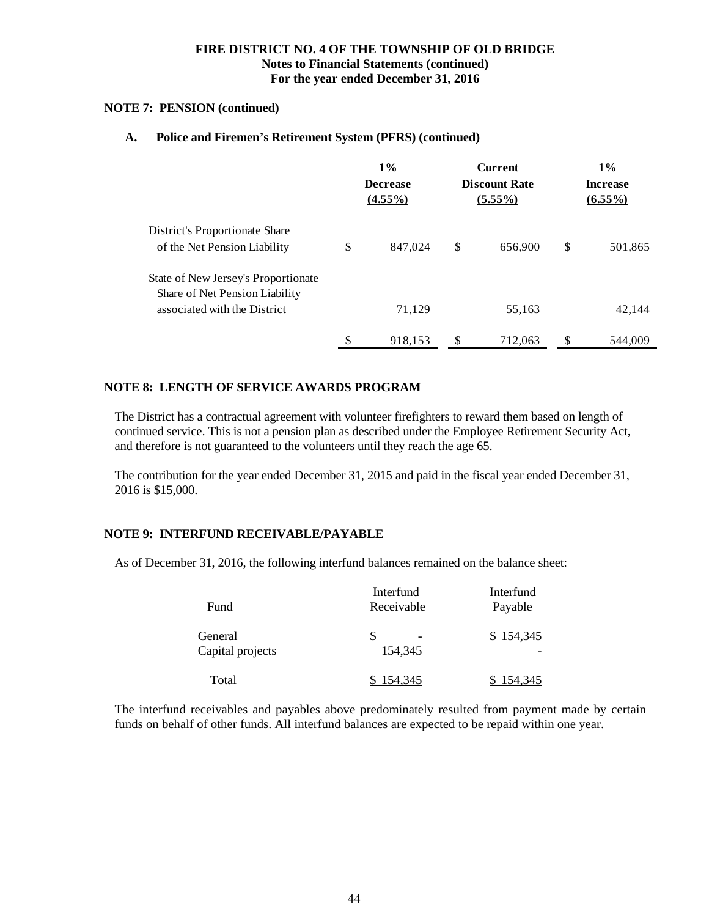**FIRE DISTRICT NO. 4 OF THE TOWNSHIP OF OLD BRIDGE**
**Notes to Financial Statements (continued)**
**For the year ended December 31, 2016**

**NOTE 7: PENSION (continued)**

**A. Police and Firemen's Retirement System (PFRS) (continued)**

| | 1% Decrease (4.55%) | Current Discount Rate (5.55%) | 1% Increase (6.55%) |
|---|---|---|---|
| District's Proportionate Share of the Net Pension Liability | $ 847,024 | $ 656,900 | $ 501,865 |
| State of New Jersey's Proportionate Share of Net Pension Liability associated with the District | 71,129 | 55,163 | 42,144 |
| | $ 918,153 | $ 712,063 | $ 544,009 |

**NOTE 8: LENGTH OF SERVICE AWARDS PROGRAM**

The District has a contractual agreement with volunteer firefighters to reward them based on length of continued service. This is not a pension plan as described under the Employee Retirement Security Act, and therefore is not guaranteed to the volunteers until they reach the age 65.

The contribution for the year ended December 31, 2015 and paid in the fiscal year ended December 31, 2016 is $15,000.

**NOTE 9: INTERFUND RECEIVABLE/PAYABLE**

As of December 31, 2016, the following interfund balances remained on the balance sheet:

| Fund | Interfund Receivable | Interfund Payable |
|---|---|---|
| General | $ - | $ 154,345 |
| Capital projects | 154,345 | - |
| Total | $ 154,345 | $ 154,345 |

The interfund receivables and payables above predominately resulted from payment made by certain funds on behalf of other funds. All interfund balances are expected to be repaid within one year.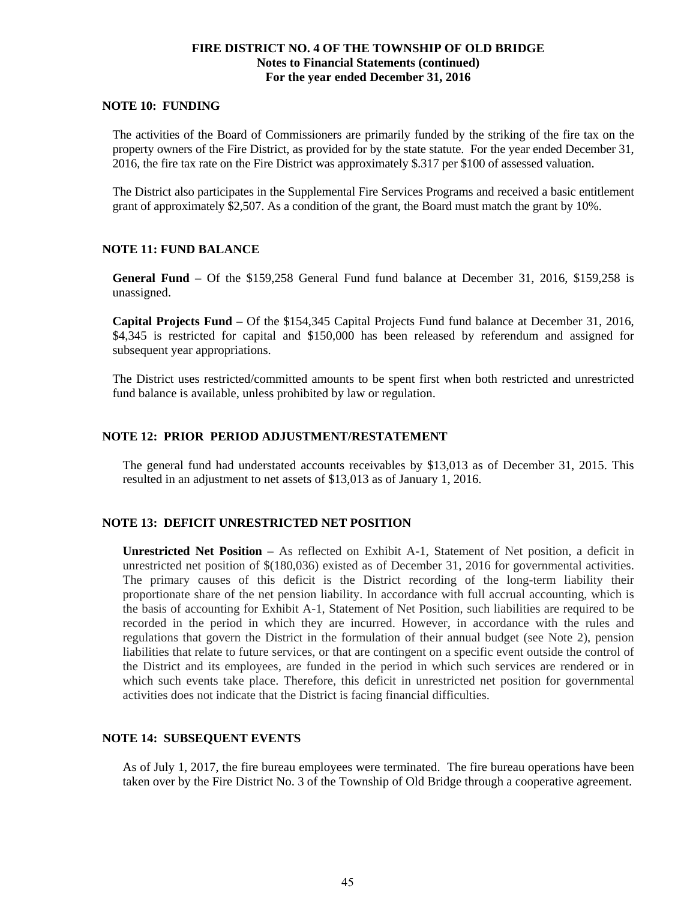# FIRE DISTRICT NO. 4 OF THE TOWNSHIP OF OLD BRIDGE
## Notes to Financial Statements (continued)
## For the year ended December 31, 2016

## NOTE 10: FUNDING

The activities of the Board of Commissioners are primarily funded by the striking of the fire tax on the property owners of the Fire District, as provided for by the state statute. For the year ended December 31, 2016, the fire tax rate on the Fire District was approximately $.317 per $100 of assessed valuation.

The District also participates in the Supplemental Fire Services Programs and received a basic entitlement grant of approximately $2,507. As a condition of the grant, the Board must match the grant by 10%.

## NOTE 11: FUND BALANCE

**General Fund** – Of the $159,258 General Fund fund balance at December 31, 2016, $159,258 is unassigned.

**Capital Projects Fund** – Of the $154,345 Capital Projects Fund fund balance at December 31, 2016, $4,345 is restricted for capital and $150,000 has been released by referendum and assigned for subsequent year appropriations.

The District uses restricted/committed amounts to be spent first when both restricted and unrestricted fund balance is available, unless prohibited by law or regulation.

## NOTE 12: PRIOR PERIOD ADJUSTMENT/RESTATEMENT

The general fund had understated accounts receivables by $13,013 as of December 31, 2015. This resulted in an adjustment to net assets of $13,013 as of January 1, 2016.

## NOTE 13: DEFICIT UNRESTRICTED NET POSITION

**Unrestricted Net Position** – As reflected on Exhibit A-1, Statement of Net position, a deficit in unrestricted net position of $(180,036) existed as of December 31, 2016 for governmental activities. The primary causes of this deficit is the District recording of the long-term liability their proportionate share of the net pension liability. In accordance with full accrual accounting, which is the basis of accounting for Exhibit A-1, Statement of Net Position, such liabilities are required to be recorded in the period in which they are incurred. However, in accordance with the rules and regulations that govern the District in the formulation of their annual budget (see Note 2), pension liabilities that relate to future services, or that are contingent on a specific event outside the control of the District and its employees, are funded in the period in which such services are rendered or in which such events take place. Therefore, this deficit in unrestricted net position for governmental activities does not indicate that the District is facing financial difficulties.

## NOTE 14: SUBSEQUENT EVENTS

As of July 1, 2017, the fire bureau employees were terminated. The fire bureau operations have been taken over by the Fire District No. 3 of the Township of Old Bridge through a cooperative agreement.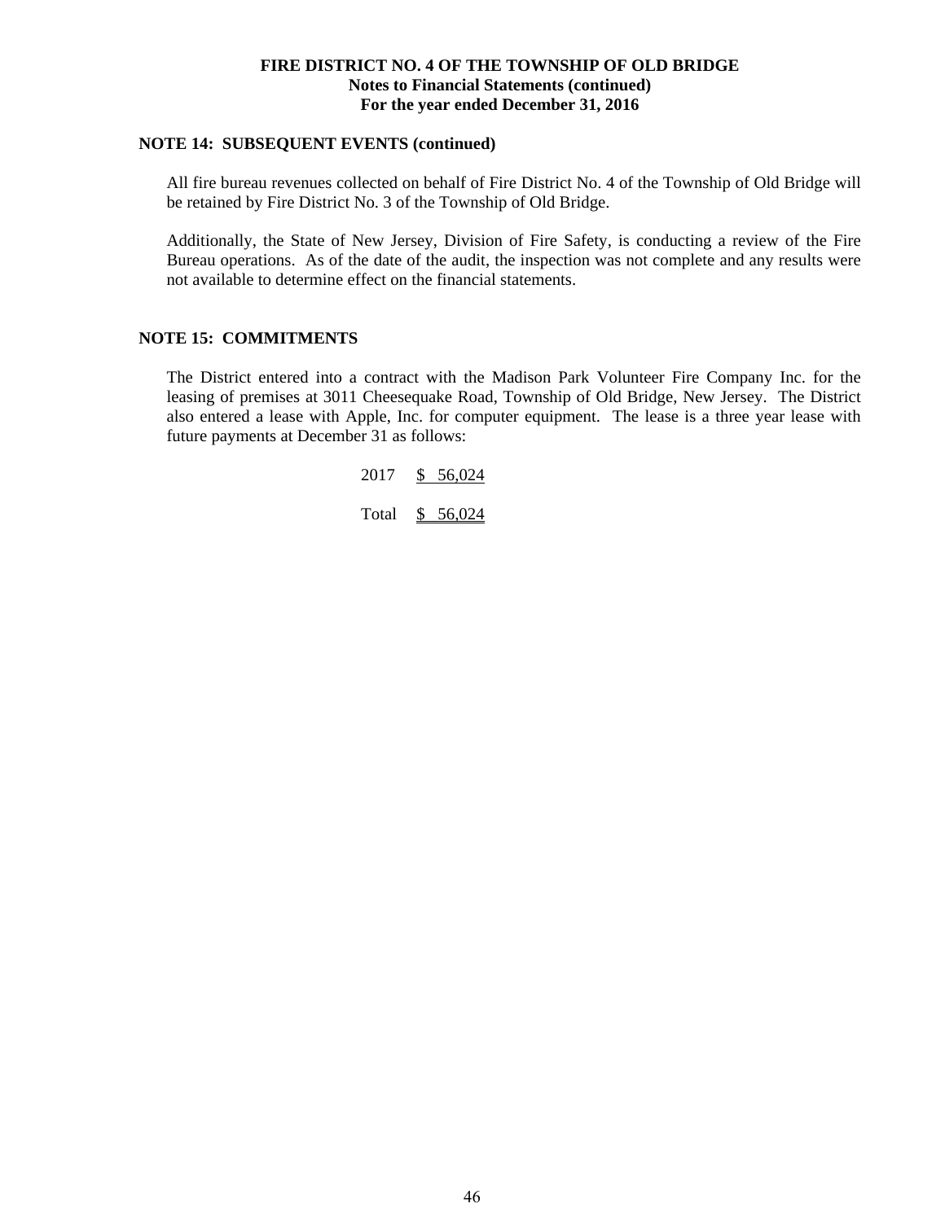## NOTE 14: SUBSEQUENT EVENTS (continued)

All fire bureau revenues collected on behalf of Fire District No. 4 of the Township of Old Bridge will be retained by Fire District No. 3 of the Township of Old Bridge.

Additionally, the State of New Jersey, Division of Fire Safety, is conducting a review of the Fire Bureau operations. As of the date of the audit, the inspection was not complete and any results were not available to determine effect on the financial statements.

## NOTE 15: COMMITMENTS

The District entered into a contract with the Madison Park Volunteer Fire Company Inc. for the leasing of premises at 3011 Cheesequake Road, Township of Old Bridge, New Jersey. The District also entered a lease with Apple, Inc. for computer equipment. The lease is a three year lease with future payments at December 31 as follows:

| | |
|---|---|
| 2017 | $ 56,024 |
| Total | $ 56,024 |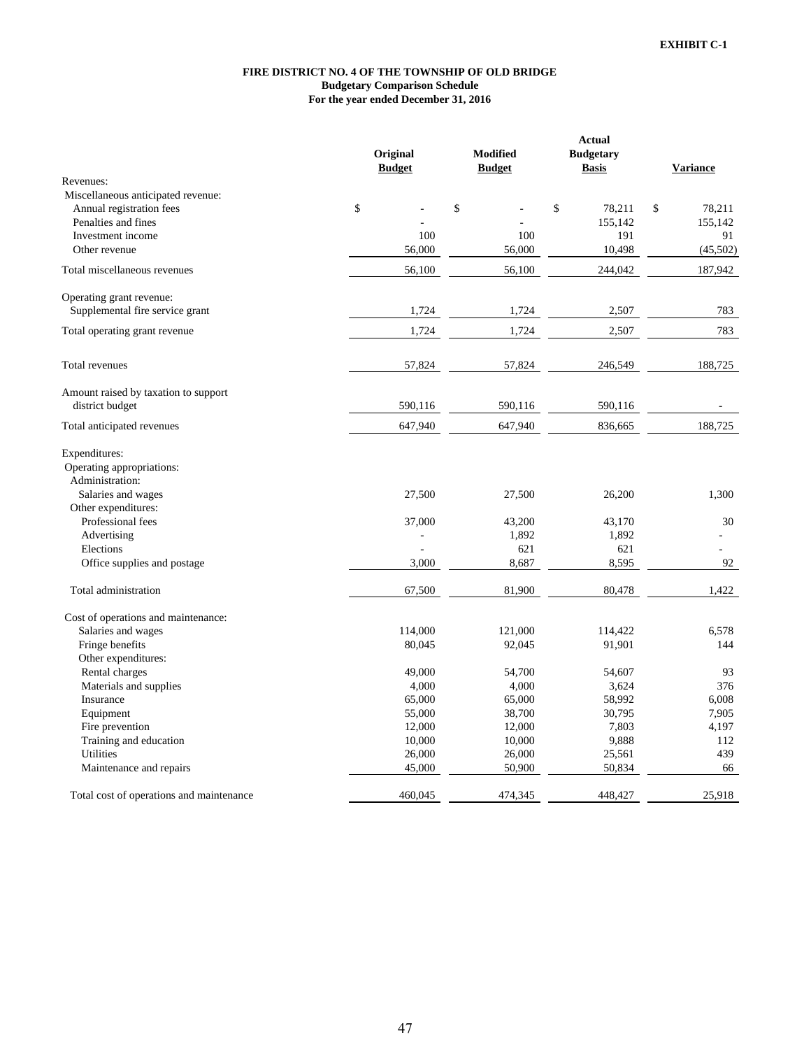**EXHIBIT C-1**

**FIRE DISTRICT NO. 4 OF THE TOWNSHIP OF OLD BRIDGE**
**Budgetary Comparison Schedule**
**For the year ended December 31, 2016**

| | Original Budget | Modified Budget | Actual Budgetary Basis | Variance |
|---|---|---|---|---|
| Revenues: | | | | |
| Miscellaneous anticipated revenue: | | | | |
| Annual registration fees | $ - | $ - | $ 78,211 | $ 78,211 |
| Penalties and fines | - | - | 155,142 | 155,142 |
| Investment income | 100 | 100 | 191 | 91 |
| Other revenue | 56,000 | 56,000 | 10,498 | (45,502) |
| Total miscellaneous revenues | 56,100 | 56,100 | 244,042 | 187,942 |
| Operating grant revenue: | | | | |
| Supplemental fire service grant | 1,724 | 1,724 | 2,507 | 783 |
| Total operating grant revenue | 1,724 | 1,724 | 2,507 | 783 |
| Total revenues | 57,824 | 57,824 | 246,549 | 188,725 |
| Amount raised by taxation to support district budget | 590,116 | 590,116 | 590,116 | - |
| Total anticipated revenues | 647,940 | 647,940 | 836,665 | 188,725 |
| Expenditures: | | | | |
| Operating appropriations: | | | | |
| Administration: | | | | |
| Salaries and wages | 27,500 | 27,500 | 26,200 | 1,300 |
| Other expenditures: | | | | |
| Professional fees | 37,000 | 43,200 | 43,170 | 30 |
| Advertising | - | 1,892 | 1,892 | - |
| Elections | - | 621 | 621 | - |
| Office supplies and postage | 3,000 | 8,687 | 8,595 | 92 |
| Total administration | 67,500 | 81,900 | 80,478 | 1,422 |
| Cost of operations and maintenance: | | | | |
| Salaries and wages | 114,000 | 121,000 | 114,422 | 6,578 |
| Fringe benefits | 80,045 | 92,045 | 91,901 | 144 |
| Other expenditures: | | | | |
| Rental charges | 49,000 | 54,700 | 54,607 | 93 |
| Materials and supplies | 4,000 | 4,000 | 3,624 | 376 |
| Insurance | 65,000 | 65,000 | 58,992 | 6,008 |
| Equipment | 55,000 | 38,700 | 30,795 | 7,905 |
| Fire prevention | 12,000 | 12,000 | 7,803 | 4,197 |
| Training and education | 10,000 | 10,000 | 9,888 | 112 |
| Utilities | 26,000 | 26,000 | 25,561 | 439 |
| Maintenance and repairs | 45,000 | 50,900 | 50,834 | 66 |
| Total cost of operations and maintenance | 460,045 | 474,345 | 448,427 | 25,918 |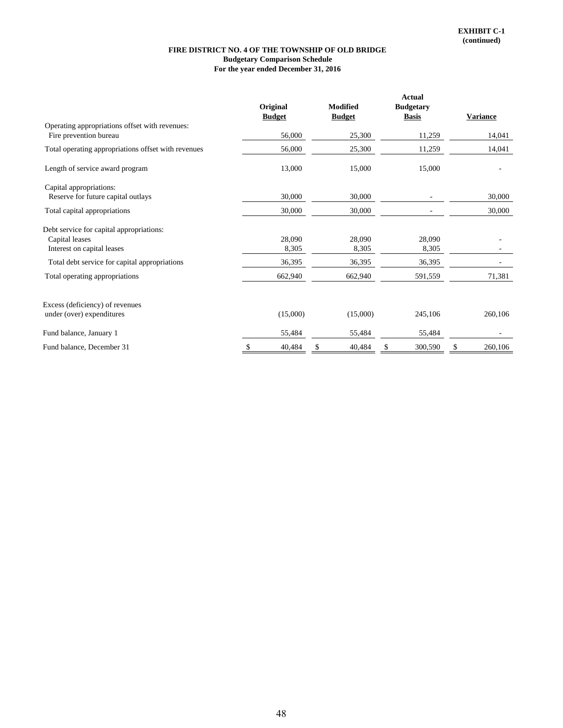**EXHIBIT C-1**
**(continued)**

**FIRE DISTRICT NO. 4 OF THE TOWNSHIP OF OLD BRIDGE**
**Budgetary Comparison Schedule**
**For the year ended December 31, 2016**

| | Original Budget | Modified Budget | Actual Budgetary Basis | Variance |
|---|---|---|---|---|
| Operating appropriations offset with revenues: | | | | |
| Fire prevention bureau | 56,000 | 25,300 | 11,259 | 14,041 |
| Total operating appropriations offset with revenues | 56,000 | 25,300 | 11,259 | 14,041 |
| Length of service award program | 13,000 | 15,000 | 15,000 | - |
| Capital appropriations: | | | | |
| Reserve for future capital outlays | 30,000 | 30,000 | - | 30,000 |
| Total capital appropriations | 30,000 | 30,000 | - | 30,000 |
| Debt service for capital appropriations: | | | | |
| Capital leases | 28,090 | 28,090 | 28,090 | - |
| Interest on capital leases | 8,305 | 8,305 | 8,305 | - |
| Total debt service for capital appropriations | 36,395 | 36,395 | 36,395 | - |
| Total operating appropriations | 662,940 | 662,940 | 591,559 | 71,381 |
| Excess (deficiency) of revenues under (over) expenditures | (15,000) | (15,000) | 245,106 | 260,106 |
| Fund balance, January 1 | 55,484 | 55,484 | 55,484 | - |
| Fund balance, December 31 | $ 40,484 | $ 40,484 | $ 300,590 | $ 260,106 |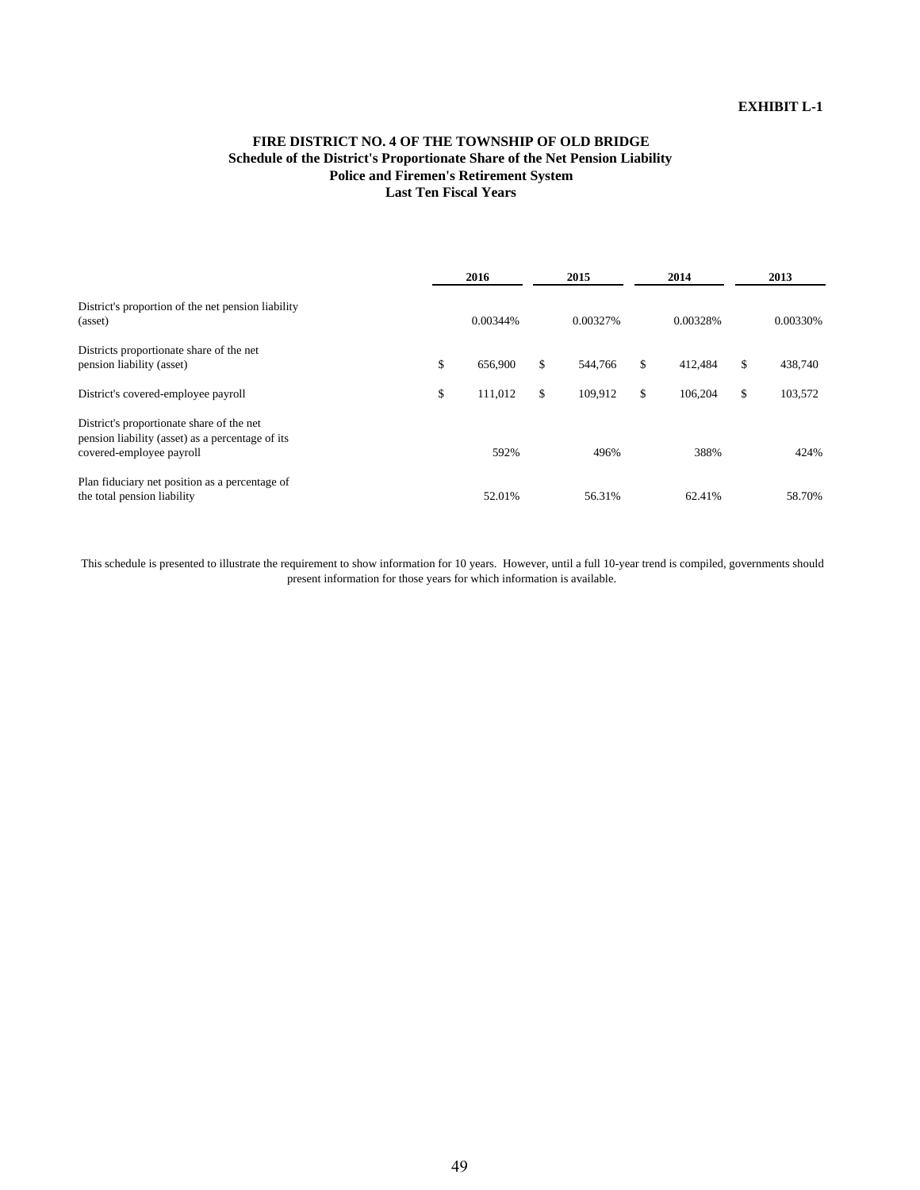**EXHIBIT L-1**

# FIRE DISTRICT NO. 4 OF THE TOWNSHIP OF OLD BRIDGE
## Schedule of the District's Proportionate Share of the Net Pension Liability
## Police and Firemen's Retirement System
## Last Ten Fiscal Years

| | 2016 | 2015 | 2014 | 2013 |
|---|---|---|---|---|
| District's proportion of the net pension liability (asset) | 0.00344% | 0.00327% | 0.00328% | 0.00330% |
| Districts proportionate share of the net pension liability (asset) | $ 656,900 | $ 544,766 | $ 412,484 | $ 438,740 |
| District's covered-employee payroll | $ 111,012 | $ 109,912 | $ 106,204 | $ 103,572 |
| District's proportionate share of the net pension liability (asset) as a percentage of its covered-employee payroll | 592% | 496% | 388% | 424% |
| Plan fiduciary net position as a percentage of the total pension liability | 52.01% | 56.31% | 62.41% | 58.70% |

This schedule is presented to illustrate the requirement to show information for 10 years. However, until a full 10-year trend is compiled, governments should present information for those years for which information is available.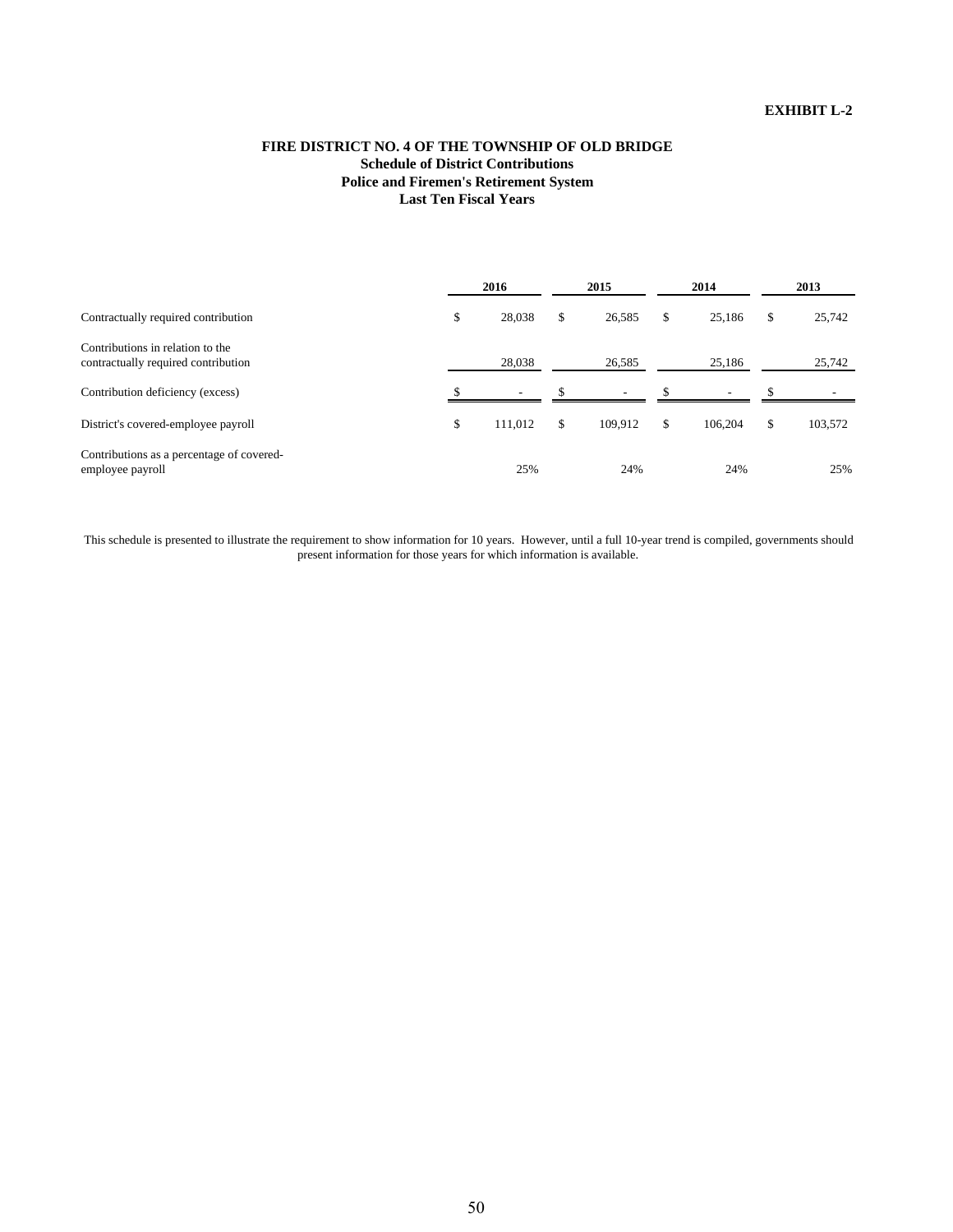**EXHIBIT L-2**

# FIRE DISTRICT NO. 4 OF THE TOWNSHIP OF OLD BRIDGE
## Schedule of District Contributions
## Police and Firemen's Retirement System
## Last Ten Fiscal Years

| | 2016 | 2015 | 2014 | 2013 |
|---|---|---|---|---|
| Contractually required contribution | $ 28,038 | $ 26,585 | $ 25,186 | $ 25,742 |
| Contributions in relation to the contractually required contribution | 28,038 | 26,585 | 25,186 | 25,742 |
| Contribution deficiency (excess) | $ - | $ - | $ - | $ - |
| District's covered-employee payroll | $ 111,012 | $ 109,912 | $ 106,204 | $ 103,572 |
| Contributions as a percentage of covered-employee payroll | 25% | 24% | 24% | 25% |

This schedule is presented to illustrate the requirement to show information for 10 years. However, until a full 10-year trend is compiled, governments should present information for those years for which information is available.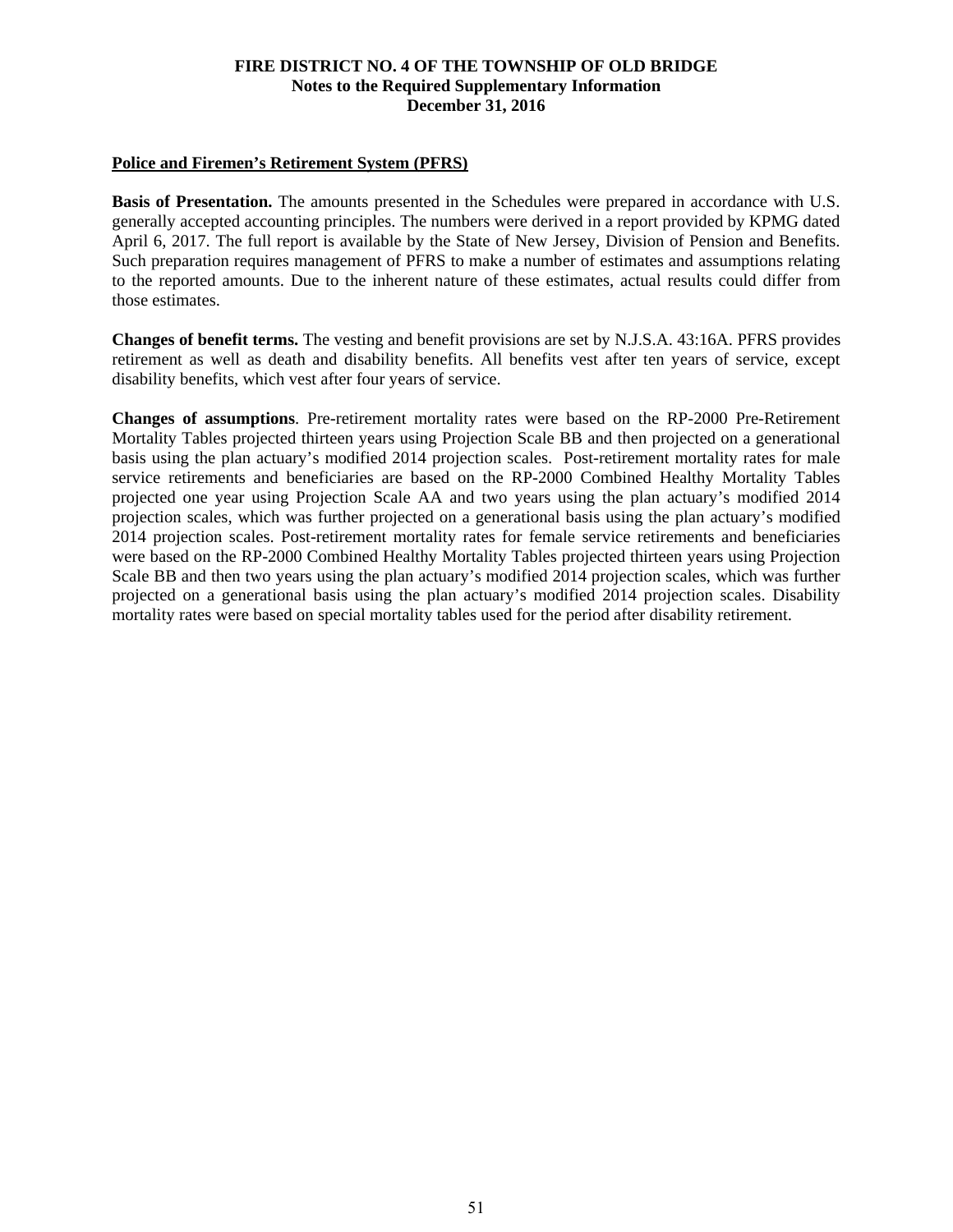**FIRE DISTRICT NO. 4 OF THE TOWNSHIP OF OLD BRIDGE**
**Notes to the Required Supplementary Information**
**December 31, 2016**

**Police and Firemen's Retirement System (PFRS)**

**Basis of Presentation.** The amounts presented in the Schedules were prepared in accordance with U.S. generally accepted accounting principles. The numbers were derived in a report provided by KPMG dated April 6, 2017. The full report is available by the State of New Jersey, Division of Pension and Benefits. Such preparation requires management of PFRS to make a number of estimates and assumptions relating to the reported amounts. Due to the inherent nature of these estimates, actual results could differ from those estimates.

**Changes of benefit terms.** The vesting and benefit provisions are set by N.J.S.A. 43:16A. PFRS provides retirement as well as death and disability benefits. All benefits vest after ten years of service, except disability benefits, which vest after four years of service.

**Changes of assumptions**. Pre-retirement mortality rates were based on the RP-2000 Pre-Retirement Mortality Tables projected thirteen years using Projection Scale BB and then projected on a generational basis using the plan actuary's modified 2014 projection scales. Post-retirement mortality rates for male service retirements and beneficiaries are based on the RP-2000 Combined Healthy Mortality Tables projected one year using Projection Scale AA and two years using the plan actuary's modified 2014 projection scales, which was further projected on a generational basis using the plan actuary's modified 2014 projection scales. Post-retirement mortality rates for female service retirements and beneficiaries were based on the RP-2000 Combined Healthy Mortality Tables projected thirteen years using Projection Scale BB and then two years using the plan actuary's modified 2014 projection scales, which was further projected on a generational basis using the plan actuary's modified 2014 projection scales. Disability mortality rates were based on special mortality tables used for the period after disability retirement.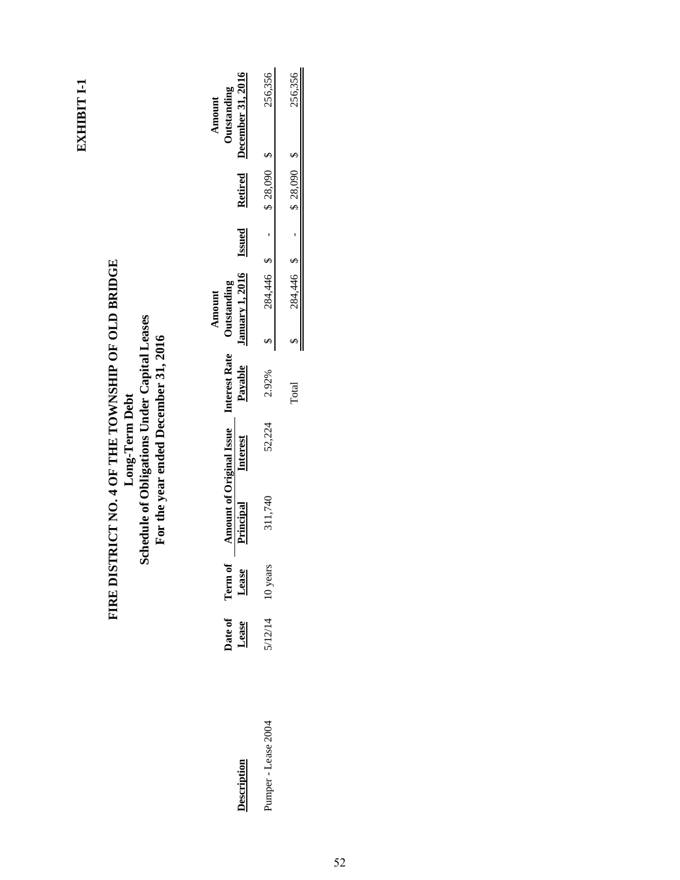**EXHIBIT I-1**

# FIRE DISTRICT NO. 4 OF THE TOWNSHIP OF OLD BRIDGE

## Long-Term Debt

## Schedule of Obligations Under Capital Leases

## For the year ended December 31, 2016

| Description | Date of Lease | Term of Lease | Amount of Original Issue | | Interest Rate Payable | Amount Outstanding January 1, 2016 | Issued | Retired | Amount Outstanding December 31, 2016 |
|---|---|---|---|---|---|---|---|---|---|
| | | | Principal | Interest | | | | | |
| Pumper - Lease 2004 | 5/12/14 | 10 years | 311,740 | 52,224 | 2.92% | $ 284,446 | $ - | $ 28,090 | $ 256,356 |
| | | | | | Total | $ 284,446 | $ - | $ 28,090 | $ 256,356 |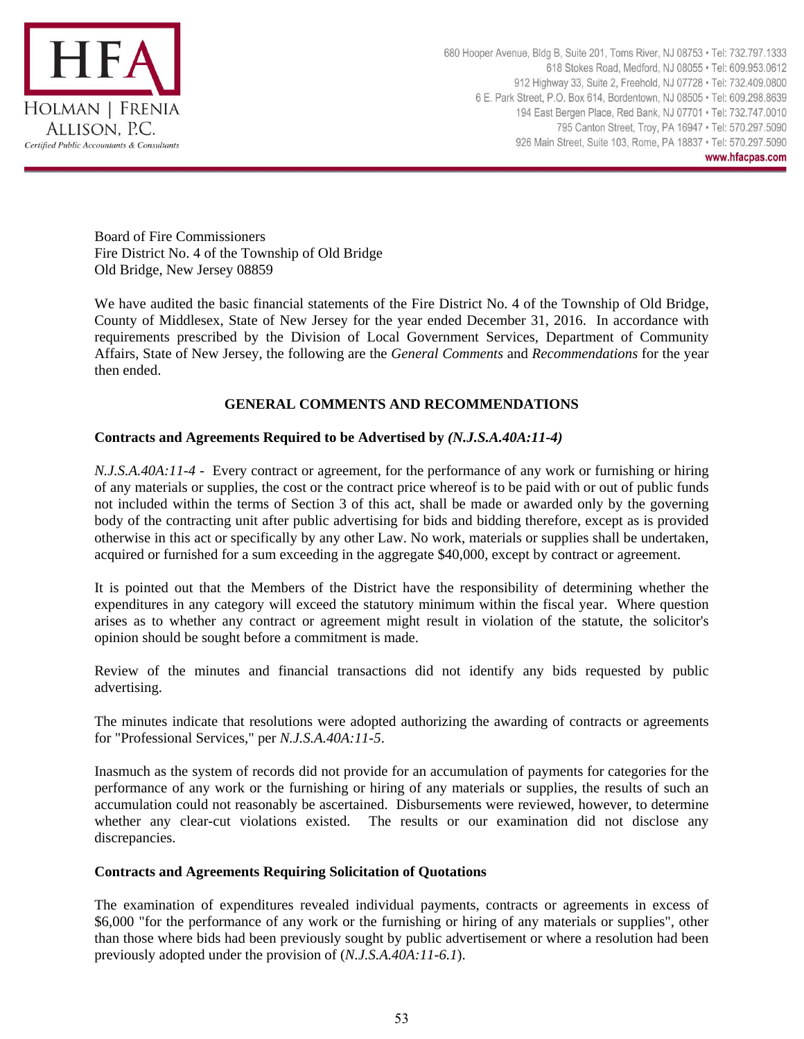Board of Fire Commissioners
Fire District No. 4 of the Township of Old Bridge
Old Bridge, New Jersey 08859

We have audited the basic financial statements of the Fire District No. 4 of the Township of Old Bridge, County of Middlesex, State of New Jersey for the year ended December 31, 2016. In accordance with requirements prescribed by the Division of Local Government Services, Department of Community Affairs, State of New Jersey, the following are the *General Comments* and *Recommendations* for the year then ended.

## GENERAL COMMENTS AND RECOMMENDATIONS

### Contracts and Agreements Required to be Advertised by *(N.J.S.A.40A:11-4)*

*N.J.S.A.40A:11-4 -* Every contract or agreement, for the performance of any work or furnishing or hiring of any materials or supplies, the cost or the contract price whereof is to be paid with or out of public funds not included within the terms of Section 3 of this act, shall be made or awarded only by the governing body of the contracting unit after public advertising for bids and bidding therefore, except as is provided otherwise in this act or specifically by any other Law. No work, materials or supplies shall be undertaken, acquired or furnished for a sum exceeding in the aggregate $40,000, except by contract or agreement.

It is pointed out that the Members of the District have the responsibility of determining whether the expenditures in any category will exceed the statutory minimum within the fiscal year. Where question arises as to whether any contract or agreement might result in violation of the statute, the solicitor's opinion should be sought before a commitment is made.

Review of the minutes and financial transactions did not identify any bids requested by public advertising.

The minutes indicate that resolutions were adopted authorizing the awarding of contracts or agreements for "Professional Services," per *N.J.S.A.40A:11-5*.

Inasmuch as the system of records did not provide for an accumulation of payments for categories for the performance of any work or the furnishing or hiring of any materials or supplies, the results of such an accumulation could not reasonably be ascertained. Disbursements were reviewed, however, to determine whether any clear-cut violations existed. The results or our examination did not disclose any discrepancies.

### Contracts and Agreements Requiring Solicitation of Quotations

The examination of expenditures revealed individual payments, contracts or agreements in excess of $6,000 "for the performance of any work or the furnishing or hiring of any materials or supplies", other than those where bids had been previously sought by public advertisement or where a resolution had been previously adopted under the provision of (*N.J.S.A.40A:11-6.1*).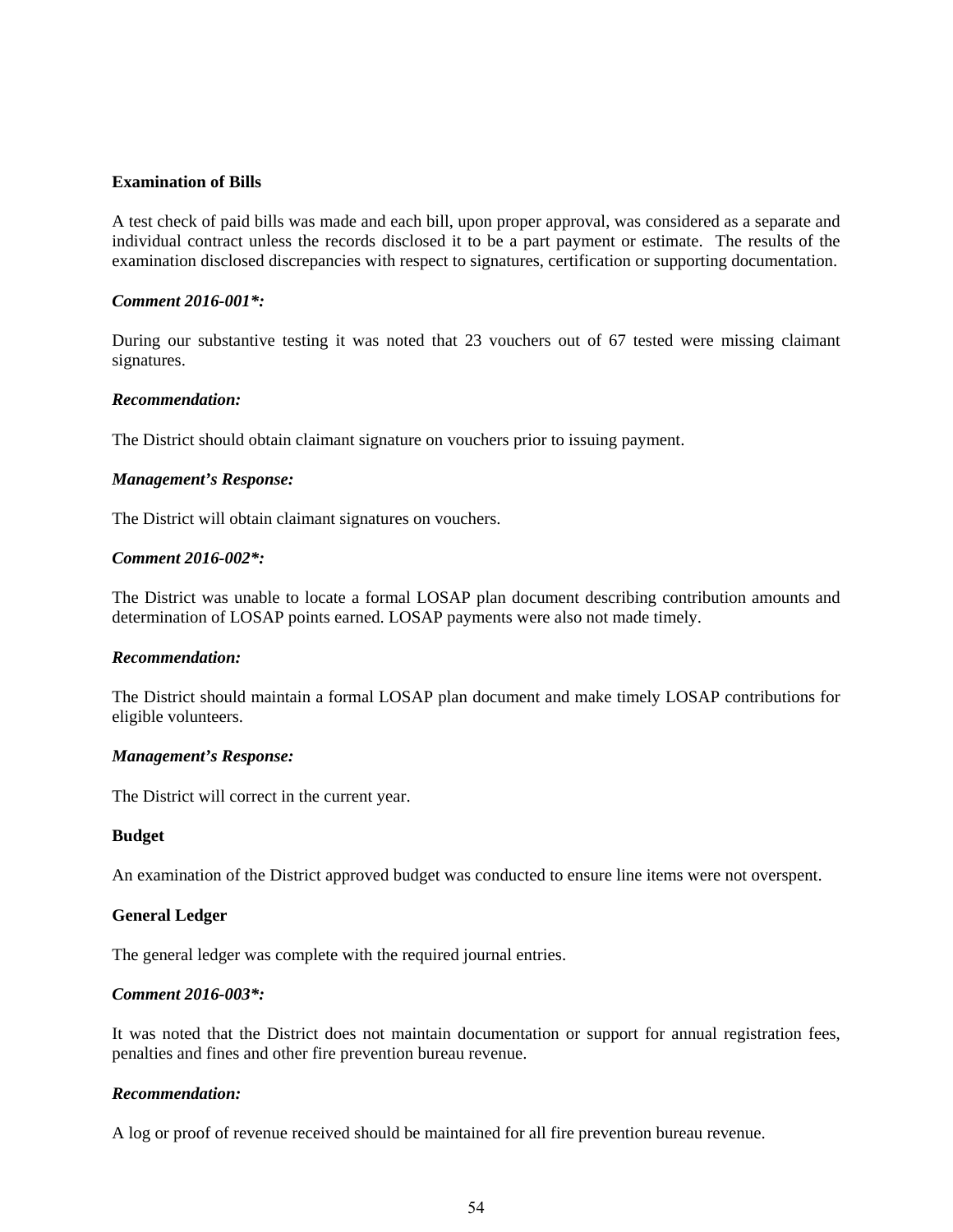**Examination of Bills**

A test check of paid bills was made and each bill, upon proper approval, was considered as a separate and individual contract unless the records disclosed it to be a part payment or estimate. The results of the examination disclosed discrepancies with respect to signatures, certification or supporting documentation.

***Comment 2016-001*:***

During our substantive testing it was noted that 23 vouchers out of 67 tested were missing claimant signatures.

***Recommendation:***

The District should obtain claimant signature on vouchers prior to issuing payment.

***Management's Response:***

The District will obtain claimant signatures on vouchers.

***Comment 2016-002*:***

The District was unable to locate a formal LOSAP plan document describing contribution amounts and determination of LOSAP points earned. LOSAP payments were also not made timely.

***Recommendation:***

The District should maintain a formal LOSAP plan document and make timely LOSAP contributions for eligible volunteers.

***Management's Response:***

The District will correct in the current year.

**Budget**

An examination of the District approved budget was conducted to ensure line items were not overspent.

**General Ledger**

The general ledger was complete with the required journal entries.

***Comment 2016-003*:***

It was noted that the District does not maintain documentation or support for annual registration fees, penalties and fines and other fire prevention bureau revenue.

***Recommendation:***

A log or proof of revenue received should be maintained for all fire prevention bureau revenue.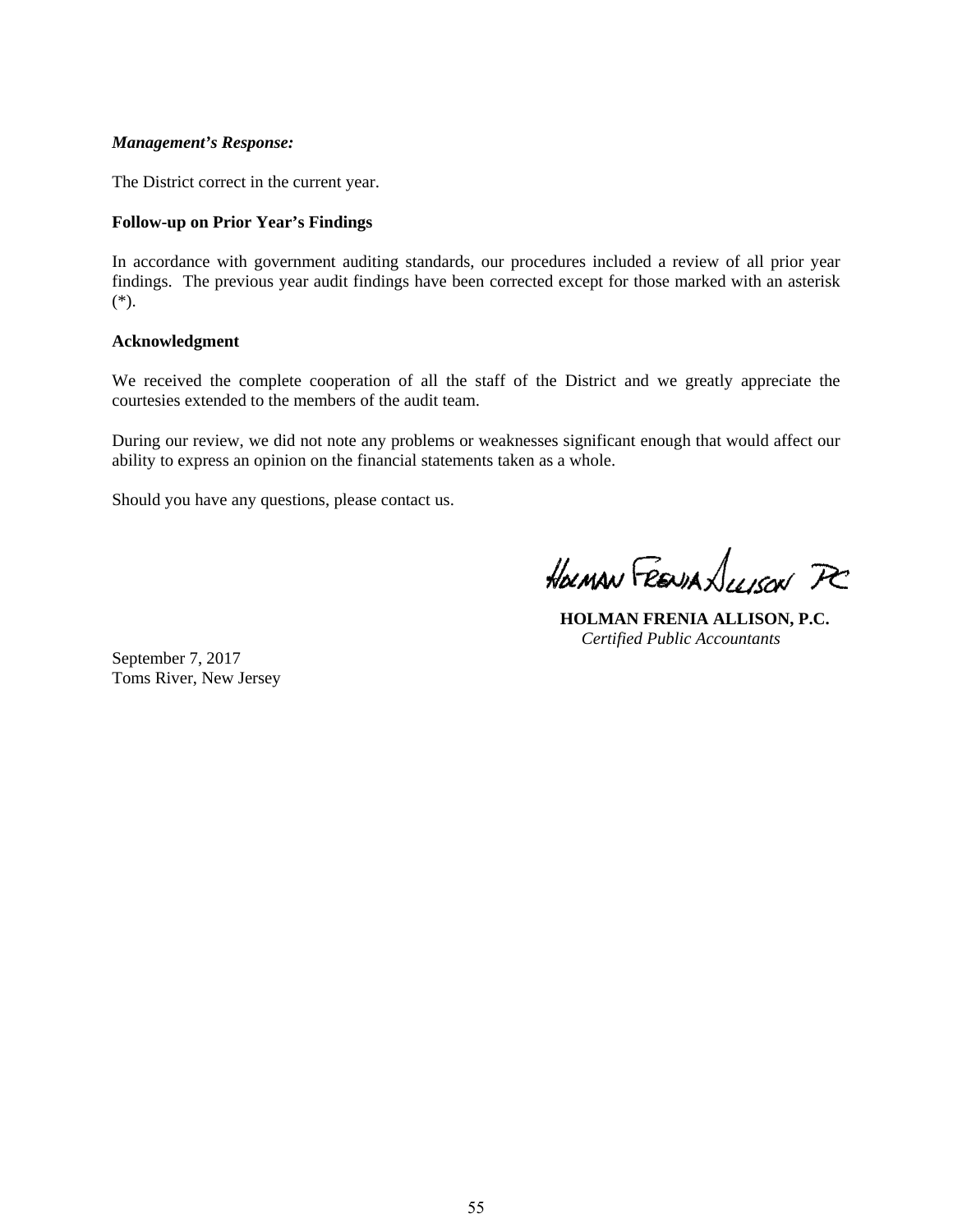***Management's Response:***

The District correct in the current year.

**Follow-up on Prior Year's Findings**

In accordance with government auditing standards, our procedures included a review of all prior year findings. The previous year audit findings have been corrected except for those marked with an asterisk (*).

**Acknowledgment**

We received the complete cooperation of all the staff of the District and we greatly appreciate the courtesies extended to the members of the audit team.

During our review, we did not note any problems or weaknesses significant enough that would affect our ability to express an opinion on the financial statements taken as a whole.

Should you have any questions, please contact us.

Holman Frenia Allison PC

**HOLMAN FRENIA ALLISON, P.C.**
*Certified Public Accountants*

September 7, 2017
Toms River, New Jersey